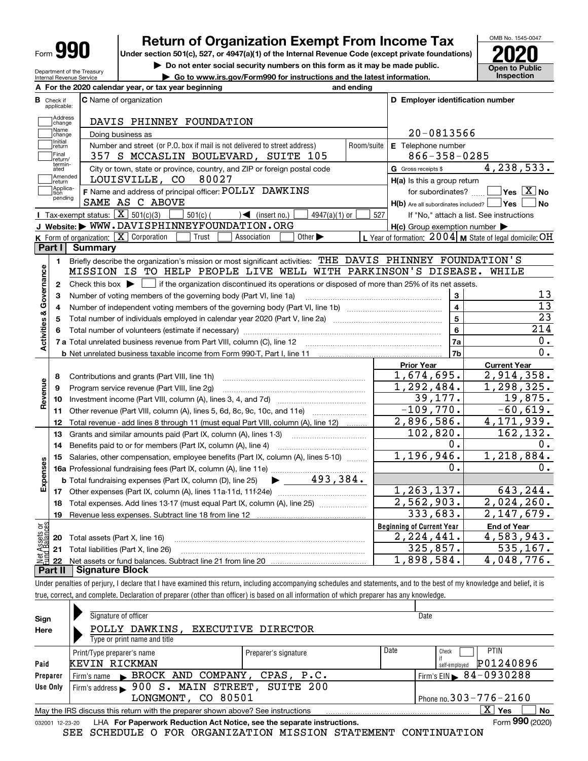# Form 990 — Return of Organization Exempt From Income Tax (2020)

Under section 501(c), 527, or 4947(a)(1) of the Internal Revenue Code (except private foundations)

▶ Do not enter social security numbers on this form as it may be made public.

▶ Go to www.irs.gov/Form990 for instructions and the latest information.

OMB No. 1545-0047 — **2020** — Open to Public Inspection

Department of the Treasury, Internal Revenue Service

**A** For the 2020 calendar year, or tax year beginning _______ and ending _______

**B** Check if applicable: Address change / Name change / Initial return / Final return/terminated / Amended return / Application pending

**C** Name of organization: DAVIS PHINNEY FOUNDATION

Doing business as

Number and street (or P.O. box if mail is not delivered to street address): 357 S MCCASLIN BOULEVARD, SUITE 105 — Room/suite

City or town, state or province, country, and ZIP or foreign postal code: LOUISVILLE, CO 80027

**D** Employer identification number: 20-0813566

**E** Telephone number: 866-358-0285

**G** Gross receipts $ 4,238,533.

**F** Name and address of principal officer: POLLY DAWKINS, SAME AS C ABOVE

**H(a)** Is this a group return for subordinates? ☐ Yes ☒ No

**H(b)** Are all subordinates included? ☐ Yes ☐ No — If "No," attach a list. See instructions

**H(c)** Group exemption number ▶

**I** Tax-exempt status: ☒ 501(c)(3) ☐ 501(c) ( ) ◀ (insert no.) ☐ 4947(a)(1) or ☐ 527

**J** Website: ▶ WWW.DAVISPHINNEYFOUNDATION.ORG

**K** Form of organization: ☒ Corporation ☐ Trust ☐ Association ☐ Other ▶

**L** Year of formation: 2004 **M** State of legal domicile: OH

## Part I Summary

**Activities & Governance**

1. Briefly describe the organization's mission or most significant activities: THE DAVIS PHINNEY FOUNDATION'S MISSION IS TO HELP PEOPLE LIVE WELL WITH PARKINSON'S DISEASE. WHILE
2. Check this box ▶ ☐ if the organization discontinued its operations or disposed of more than 25% of its net assets.

| Line | Description | No. | Value |
|---|---|---|---|
| 3 | Number of voting members of the governing body (Part VI, line 1a) | 3 | 13 |
| 4 | Number of independent voting members of the governing body (Part VI, line 1b) | 4 | 13 |
| 5 | Total number of individuals employed in calendar year 2020 (Part V, line 2a) | 5 | 23 |
| 6 | Total number of volunteers (estimate if necessary) | 6 | 214 |
| 7a | Total unrelated business revenue from Part VIII, column (C), line 12 | 7a | 0. |
| 7b | Net unrelated business taxable income from Form 990-T, Part I, line 11 | 7b | 0. |

| | Line | Description | Prior Year | Current Year |
|---|---|---|---|---|
| Revenue | 8 | Contributions and grants (Part VIII, line 1h) | 1,674,695. | 2,914,358. |
| | 9 | Program service revenue (Part VIII, line 2g) | 1,292,484. | 1,298,325. |
| | 10 | Investment income (Part VIII, column (A), lines 3, 4, and 7d) | 39,177. | 19,875. |
| | 11 | Other revenue (Part VIII, column (A), lines 5, 6d, 8c, 9c, 10c, and 11e) | -109,770. | -60,619. |
| | 12 | Total revenue - add lines 8 through 11 (must equal Part VIII, column (A), line 12) | 2,896,586. | 4,171,939. |
| Expenses | 13 | Grants and similar amounts paid (Part IX, column (A), lines 1-3) | 102,820. | 162,132. |
| | 14 | Benefits paid to or for members (Part IX, column (A), line 4) | 0. | 0. |
| | 15 | Salaries, other compensation, employee benefits (Part IX, column (A), lines 5-10) | 1,196,946. | 1,218,884. |
| | 16a | Professional fundraising fees (Part IX, column (A), line 11e) | 0. | 0. |
| | b | Total fundraising expenses (Part IX, column (D), line 25) ▶ 493,384. | | |
| | 17 | Other expenses (Part IX, column (A), lines 11a-11d, 11f-24e) | 1,263,137. | 643,244. |
| | 18 | Total expenses. Add lines 13-17 (must equal Part IX, column (A), line 25) | 2,562,903. | 2,024,260. |
| | 19 | Revenue less expenses. Subtract line 18 from line 12 | 333,683. | 2,147,679. |

| | Line | Description | Beginning of Current Year | End of Year |
|---|---|---|---|---|
| Net Assets or Fund Balances | 20 | Total assets (Part X, line 16) | 2,224,441. | 4,583,943. |
| | 21 | Total liabilities (Part X, line 26) | 325,857. | 535,167. |
| | 22 | Net assets or fund balances. Subtract line 21 from line 20 | 1,898,584. | 4,048,776. |

## Part II Signature Block

Under penalties of perjury, I declare that I have examined this return, including accompanying schedules and statements, and to the best of my knowledge and belief, it is true, correct, and complete. Declaration of preparer (other than officer) is based on all information of which preparer has any knowledge.

**Sign Here**

Signature of officer — Date

POLLY DAWKINS, EXECUTIVE DIRECTOR

Type or print name and title

**Paid Preparer Use Only**

| Print/Type preparer's name | Preparer's signature | Date | Check if self-employed | PTIN |
|---|---|---|---|---|
| KEVIN RICKMAN | | | ☐ | P01240896 |

Firm's name ▶ BROCK AND COMPANY, CPAS, P.C. — Firm's EIN ▶ 84-0930288

Firm's address ▶ 900 S. MAIN STREET, SUITE 200, LONGMONT, CO 80501 — Phone no. 303-776-2160

May the IRS discuss this return with the preparer shown above? See instructions ☒ Yes ☐ No

032001 12-23-20 LHA For Paperwork Reduction Act Notice, see the separate instructions. Form **990** (2020)

SEE SCHEDULE O FOR ORGANIZATION MISSION STATEMENT CONTINUATION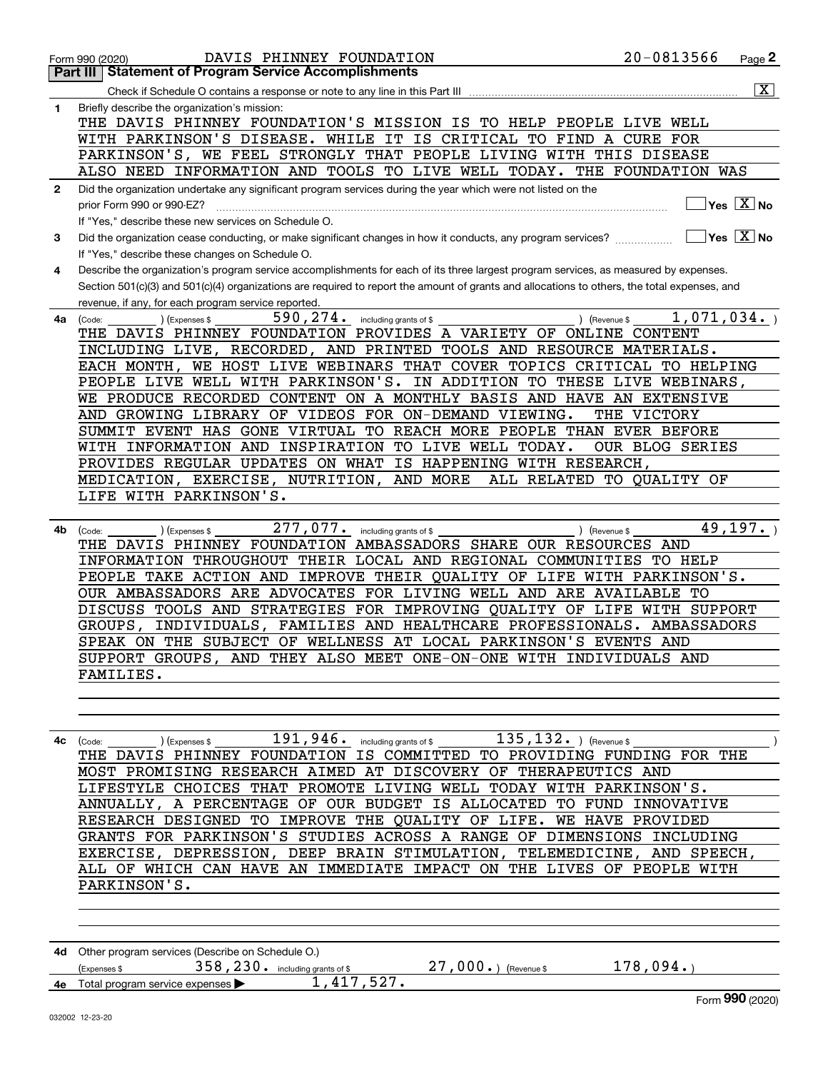Form 990 (2020) DAVIS PHINNEY FOUNDATION 20-0813566 Page 2

## Part III | Statement of Program Service Accomplishments

Check if Schedule O contains a response or note to any line in this Part III ☒

**1** Briefly describe the organization's mission:

THE DAVIS PHINNEY FOUNDATION'S MISSION IS TO HELP PEOPLE LIVE WELL WITH PARKINSON'S DISEASE. WHILE IT IS CRITICAL TO FIND A CURE FOR PARKINSON'S, WE FEEL STRONGLY THAT PEOPLE LIVING WITH THIS DISEASE ALSO NEED INFORMATION AND TOOLS TO LIVE WELL TODAY. THE FOUNDATION WAS

**2** Did the organization undertake any significant program services during the year which were not listed on the prior Form 990 or 990-EZ? ☐ Yes ☒ No

If "Yes," describe these new services on Schedule O.

**3** Did the organization cease conducting, or make significant changes in how it conducts, any program services? ☐ Yes ☒ No

If "Yes," describe these changes on Schedule O.

**4** Describe the organization's program service accomplishments for each of its three largest program services, as measured by expenses. Section 501(c)(3) and 501(c)(4) organizations are required to report the amount of grants and allocations to others, the total expenses, and revenue, if any, for each program service reported.

**4a** (Code: ) (Expenses $ 590,274. including grants of $ ) (Revenue $ 1,071,034. )

THE DAVIS PHINNEY FOUNDATION PROVIDES A VARIETY OF ONLINE CONTENT INCLUDING LIVE, RECORDED, AND PRINTED TOOLS AND RESOURCE MATERIALS. EACH MONTH, WE HOST LIVE WEBINARS THAT COVER TOPICS CRITICAL TO HELPING PEOPLE LIVE WELL WITH PARKINSON'S. IN ADDITION TO THESE LIVE WEBINARS, WE PRODUCE RECORDED CONTENT ON A MONTHLY BASIS AND HAVE AN EXTENSIVE AND GROWING LIBRARY OF VIDEOS FOR ON-DEMAND VIEWING. THE VICTORY SUMMIT EVENT HAS GONE VIRTUAL TO REACH MORE PEOPLE THAN EVER BEFORE WITH INFORMATION AND INSPIRATION TO LIVE WELL TODAY. OUR BLOG SERIES PROVIDES REGULAR UPDATES ON WHAT IS HAPPENING WITH RESEARCH, MEDICATION, EXERCISE, NUTRITION, AND MORE ALL RELATED TO QUALITY OF LIFE WITH PARKINSON'S.

**4b** (Code: ) (Expenses $ 277,077. including grants of $ ) (Revenue $ 49,197. )

THE DAVIS PHINNEY FOUNDATION AMBASSADORS SHARE OUR RESOURCES AND INFORMATION THROUGHOUT THEIR LOCAL AND REGIONAL COMMUNITIES TO HELP PEOPLE TAKE ACTION AND IMPROVE THEIR QUALITY OF LIFE WITH PARKINSON'S. OUR AMBASSADORS ARE ADVOCATES FOR LIVING WELL AND ARE AVAILABLE TO DISCUSS TOOLS AND STRATEGIES FOR IMPROVING QUALITY OF LIFE WITH SUPPORT GROUPS, INDIVIDUALS, FAMILIES AND HEALTHCARE PROFESSIONALS. AMBASSADORS SPEAK ON THE SUBJECT OF WELLNESS AT LOCAL PARKINSON'S EVENTS AND SUPPORT GROUPS, AND THEY ALSO MEET ONE-ON-ONE WITH INDIVIDUALS AND FAMILIES.

**4c** (Code: ) (Expenses $ 191,946. including grants of $ 135,132. ) (Revenue $ )

THE DAVIS PHINNEY FOUNDATION IS COMMITTED TO PROVIDING FUNDING FOR THE MOST PROMISING RESEARCH AIMED AT DISCOVERY OF THERAPEUTICS AND LIFESTYLE CHOICES THAT PROMOTE LIVING WELL TODAY WITH PARKINSON'S. ANNUALLY, A PERCENTAGE OF OUR BUDGET IS ALLOCATED TO FUND INNOVATIVE RESEARCH DESIGNED TO IMPROVE THE QUALITY OF LIFE. WE HAVE PROVIDED GRANTS FOR PARKINSON'S STUDIES ACROSS A RANGE OF DIMENSIONS INCLUDING EXERCISE, DEPRESSION, DEEP BRAIN STIMULATION, TELEMEDICINE, AND SPEECH, ALL OF WHICH CAN HAVE AN IMMEDIATE IMPACT ON THE LIVES OF PEOPLE WITH PARKINSON'S.

**4d** Other program services (Describe on Schedule O.)

(Expenses $ 358,230. including grants of $ 27,000. ) (Revenue $ 178,094. )

**4e** Total program service expenses ▶ 1,417,527.

Form **990** (2020)

032002 12-23-20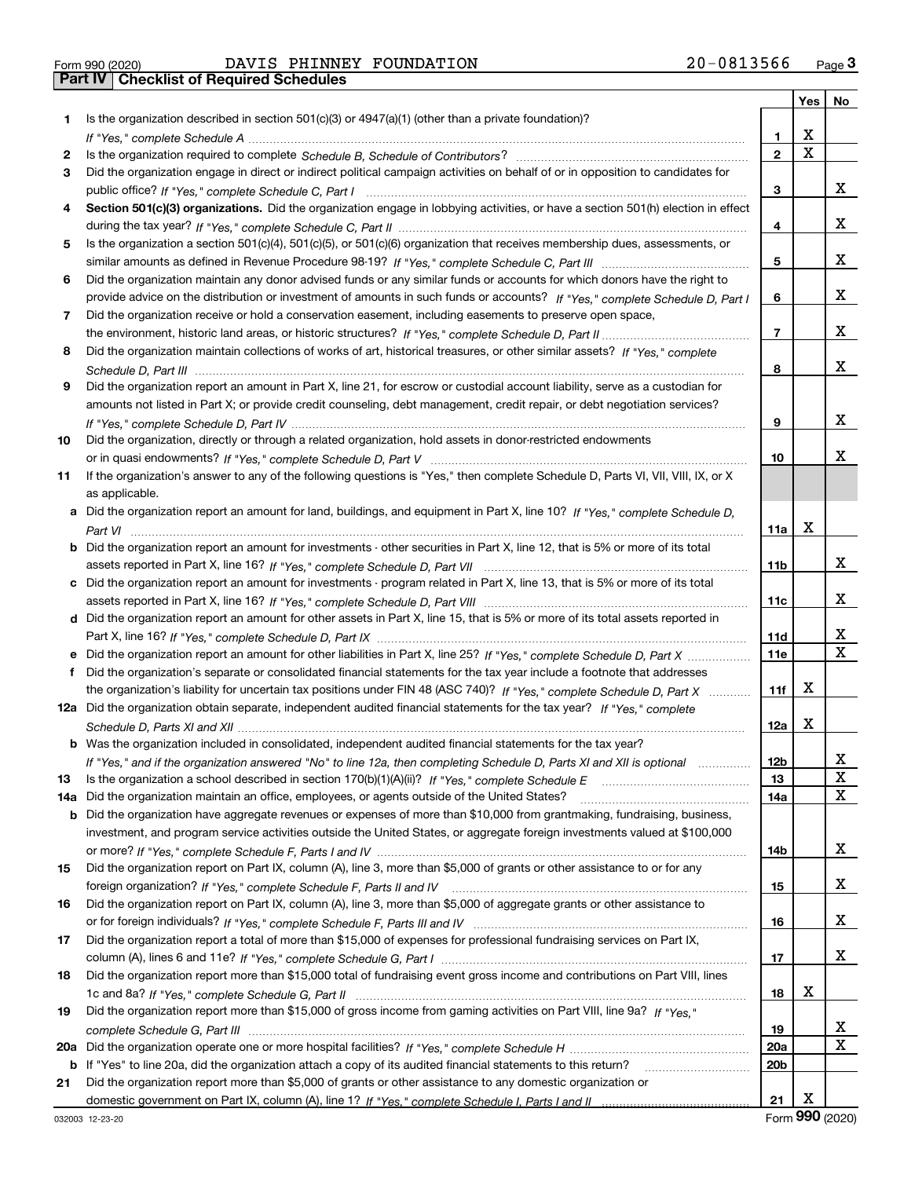Form 990 (2020) DAVIS PHINNEY FOUNDATION 20-0813566

## Part IV | Checklist of Required Schedules

| | | | Yes | No |
|---|---|---|---|---|
| 1 | Is the organization described in section 501(c)(3) or 4947(a)(1) (other than a private foundation)? *If "Yes," complete Schedule A* | 1 | X | |
| 2 | Is the organization required to complete *Schedule B, Schedule of Contributors*? | 2 | X | |
| 3 | Did the organization engage in direct or indirect political campaign activities on behalf of or in opposition to candidates for public office? *If "Yes," complete Schedule C, Part I* | 3 | | X |
| 4 | **Section 501(c)(3) organizations.** Did the organization engage in lobbying activities, or have a section 501(h) election in effect during the tax year? *If "Yes," complete Schedule C, Part II* | 4 | | X |
| 5 | Is the organization a section 501(c)(4), 501(c)(5), or 501(c)(6) organization that receives membership dues, assessments, or similar amounts as defined in Revenue Procedure 98-19? *If "Yes," complete Schedule C, Part III* | 5 | | X |
| 6 | Did the organization maintain any donor advised funds or any similar funds or accounts for which donors have the right to provide advice on the distribution or investment of amounts in such funds or accounts? *If "Yes," complete Schedule D, Part I* | 6 | | X |
| 7 | Did the organization receive or hold a conservation easement, including easements to preserve open space, the environment, historic land areas, or historic structures? *If "Yes," complete Schedule D, Part II* | 7 | | X |
| 8 | Did the organization maintain collections of works of art, historical treasures, or other similar assets? *If "Yes," complete Schedule D, Part III* | 8 | | X |
| 9 | Did the organization report an amount in Part X, line 21, for escrow or custodial account liability, serve as a custodian for amounts not listed in Part X; or provide credit counseling, debt management, credit repair, or debt negotiation services? *If "Yes," complete Schedule D, Part IV* | 9 | | X |
| 10 | Did the organization, directly or through a related organization, hold assets in donor-restricted endowments or in quasi endowments? *If "Yes," complete Schedule D, Part V* | 10 | | X |
| 11 | If the organization's answer to any of the following questions is "Yes," then complete Schedule D, Parts VI, VII, VIII, IX, or X as applicable. | | | |
| a | Did the organization report an amount for land, buildings, and equipment in Part X, line 10? *If "Yes," complete Schedule D, Part VI* | 11a | X | |
| b | Did the organization report an amount for investments - other securities in Part X, line 12, that is 5% or more of its total assets reported in Part X, line 16? *If "Yes," complete Schedule D, Part VII* | 11b | | X |
| c | Did the organization report an amount for investments - program related in Part X, line 13, that is 5% or more of its total assets reported in Part X, line 16? *If "Yes," complete Schedule D, Part VIII* | 11c | | X |
| d | Did the organization report an amount for other assets in Part X, line 15, that is 5% or more of its total assets reported in Part X, line 16? *If "Yes," complete Schedule D, Part IX* | 11d | | X |
| e | Did the organization report an amount for other liabilities in Part X, line 25? *If "Yes," complete Schedule D, Part X* | 11e | | X |
| f | Did the organization's separate or consolidated financial statements for the tax year include a footnote that addresses the organization's liability for uncertain tax positions under FIN 48 (ASC 740)? *If "Yes," complete Schedule D, Part X* | 11f | X | |
| 12a | Did the organization obtain separate, independent audited financial statements for the tax year? *If "Yes," complete Schedule D, Parts XI and XII* | 12a | X | |
| b | Was the organization included in consolidated, independent audited financial statements for the tax year? *If "Yes," and if the organization answered "No" to line 12a, then completing Schedule D, Parts XI and XII is optional* | 12b | | X |
| 13 | Is the organization a school described in section 170(b)(1)(A)(ii)? *If "Yes," complete Schedule E* | 13 | | X |
| 14a | Did the organization maintain an office, employees, or agents outside of the United States? | 14a | | X |
| b | Did the organization have aggregate revenues or expenses of more than $10,000 from grantmaking, fundraising, business, investment, and program service activities outside the United States, or aggregate foreign investments valued at $100,000 or more? *If "Yes," complete Schedule F, Parts I and IV* | 14b | | X |
| 15 | Did the organization report on Part IX, column (A), line 3, more than $5,000 of grants or other assistance to or for any foreign organization? *If "Yes," complete Schedule F, Parts II and IV* | 15 | | X |
| 16 | Did the organization report on Part IX, column (A), line 3, more than $5,000 of aggregate grants or other assistance to or for foreign individuals? *If "Yes," complete Schedule F, Parts III and IV* | 16 | | X |
| 17 | Did the organization report a total of more than $15,000 of expenses for professional fundraising services on Part IX, column (A), lines 6 and 11e? *If "Yes," complete Schedule G, Part I* | 17 | | X |
| 18 | Did the organization report more than $15,000 total of fundraising event gross income and contributions on Part VIII, lines 1c and 8a? *If "Yes," complete Schedule G, Part II* | 18 | X | |
| 19 | Did the organization report more than $15,000 of gross income from gaming activities on Part VIII, line 9a? *If "Yes," complete Schedule G, Part III* | 19 | | X |
| 20a | Did the organization operate one or more hospital facilities? *If "Yes," complete Schedule H* | 20a | | X |
| b | If "Yes" to line 20a, did the organization attach a copy of its audited financial statements to this return? | 20b | | |
| 21 | Did the organization report more than $5,000 of grants or other assistance to any domestic organization or domestic government on Part IX, column (A), line 1? *If "Yes," complete Schedule I, Parts I and II* | 21 | X | |

032003 12-23-20 Form **990** (2020)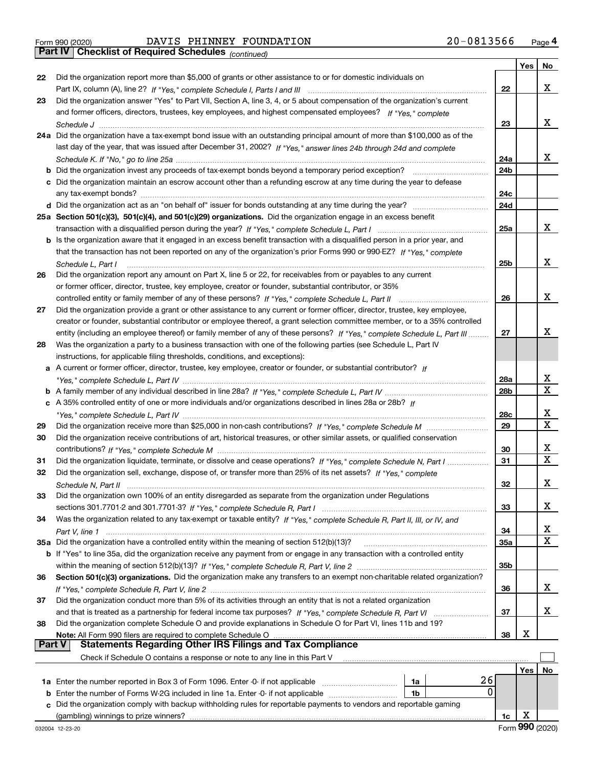Form 990 (2020) DAVIS PHINNEY FOUNDATION 20-0813566 Page 4

**Part IV Checklist of Required Schedules** *(continued)*

| | | | Yes | No |
|---|---|---|---|---|
| 22 | Did the organization report more than $5,000 of grants or other assistance to or for domestic individuals on Part IX, column (A), line 2? *If "Yes," complete Schedule I, Parts I and III* | 22 | | X |
| 23 | Did the organization answer "Yes" to Part VII, Section A, line 3, 4, or 5 about compensation of the organization's current and former officers, directors, trustees, key employees, and highest compensated employees? *If "Yes," complete Schedule J* | 23 | | X |
| 24a | Did the organization have a tax-exempt bond issue with an outstanding principal amount of more than $100,000 as of the last day of the year, that was issued after December 31, 2002? *If "Yes," answer lines 24b through 24d and complete Schedule K. If "No," go to line 25a* | 24a | | X |
| b | Did the organization invest any proceeds of tax-exempt bonds beyond a temporary period exception? | 24b | | |
| c | Did the organization maintain an escrow account other than a refunding escrow at any time during the year to defease any tax-exempt bonds? | 24c | | |
| d | Did the organization act as an "on behalf of" issuer for bonds outstanding at any time during the year? | 24d | | |
| 25a | **Section 501(c)(3), 501(c)(4), and 501(c)(29) organizations.** Did the organization engage in an excess benefit transaction with a disqualified person during the year? *If "Yes," complete Schedule L, Part I* | 25a | | X |
| b | Is the organization aware that it engaged in an excess benefit transaction with a disqualified person in a prior year, and that the transaction has not been reported on any of the organization's prior Forms 990 or 990-EZ? *If "Yes," complete Schedule L, Part I* | 25b | | X |
| 26 | Did the organization report any amount on Part X, line 5 or 22, for receivables from or payables to any current or former officer, director, trustee, key employee, creator or founder, substantial contributor, or 35% controlled entity or family member of any of these persons? *If "Yes," complete Schedule L, Part II* | 26 | | X |
| 27 | Did the organization provide a grant or other assistance to any current or former officer, director, trustee, key employee, creator or founder, substantial contributor or employee thereof, a grant selection committee member, or to a 35% controlled entity (including an employee thereof) or family member of any of these persons? *If "Yes," complete Schedule L, Part III* | 27 | | X |
| 28 | Was the organization a party to a business transaction with one of the following parties (see Schedule L, Part IV instructions, for applicable filing thresholds, conditions, and exceptions): | | | |
| a | A current or former officer, director, trustee, key employee, creator or founder, or substantial contributor? *If "Yes," complete Schedule L, Part IV* | 28a | | X |
| b | A family member of any individual described in line 28a? *If "Yes," complete Schedule L, Part IV* | 28b | | X |
| c | A 35% controlled entity of one or more individuals and/or organizations described in lines 28a or 28b? *If "Yes," complete Schedule L, Part IV* | 28c | | X |
| 29 | Did the organization receive more than $25,000 in non-cash contributions? *If "Yes," complete Schedule M* | 29 | | X |
| 30 | Did the organization receive contributions of art, historical treasures, or other similar assets, or qualified conservation contributions? *If "Yes," complete Schedule M* | 30 | | X |
| 31 | Did the organization liquidate, terminate, or dissolve and cease operations? *If "Yes," complete Schedule N, Part I* | 31 | | X |
| 32 | Did the organization sell, exchange, dispose of, or transfer more than 25% of its net assets? *If "Yes," complete Schedule N, Part II* | 32 | | X |
| 33 | Did the organization own 100% of an entity disregarded as separate from the organization under Regulations sections 301.7701-2 and 301.7701-3? *If "Yes," complete Schedule R, Part I* | 33 | | X |
| 34 | Was the organization related to any tax-exempt or taxable entity? *If "Yes," complete Schedule R, Part II, III, or IV, and Part V, line 1* | 34 | | X |
| 35a | Did the organization have a controlled entity within the meaning of section 512(b)(13)? | 35a | | X |
| b | If "Yes" to line 35a, did the organization receive any payment from or engage in any transaction with a controlled entity within the meaning of section 512(b)(13)? *If "Yes," complete Schedule R, Part V, line 2* | 35b | | |
| 36 | **Section 501(c)(3) organizations.** Did the organization make any transfers to an exempt non-charitable related organization? *If "Yes," complete Schedule R, Part V, line 2* | 36 | | X |
| 37 | Did the organization conduct more than 5% of its activities through an entity that is not a related organization and that is treated as a partnership for federal income tax purposes? *If "Yes," complete Schedule R, Part VI* | 37 | | X |
| 38 | Did the organization complete Schedule O and provide explanations in Schedule O for Part VI, lines 11b and 19? **Note:** All Form 990 filers are required to complete Schedule O | 38 | X | |

**Part V Statements Regarding Other IRS Filings and Tax Compliance**

Check if Schedule O contains a response or note to any line in this Part V ☐

| | | | | | Yes | No |
|---|---|---|---|---|---|---|
| 1a | Enter the number reported in Box 3 of Form 1096. Enter -0- if not applicable | 1a | 26 | | | |
| b | Enter the number of Forms W-2G included in line 1a. Enter -0- if not applicable | 1b | 0 | | | |
| c | Did the organization comply with backup withholding rules for reportable payments to vendors and reportable gaming (gambling) winnings to prize winners? | | | 1c | X | |

Form **990** (2020)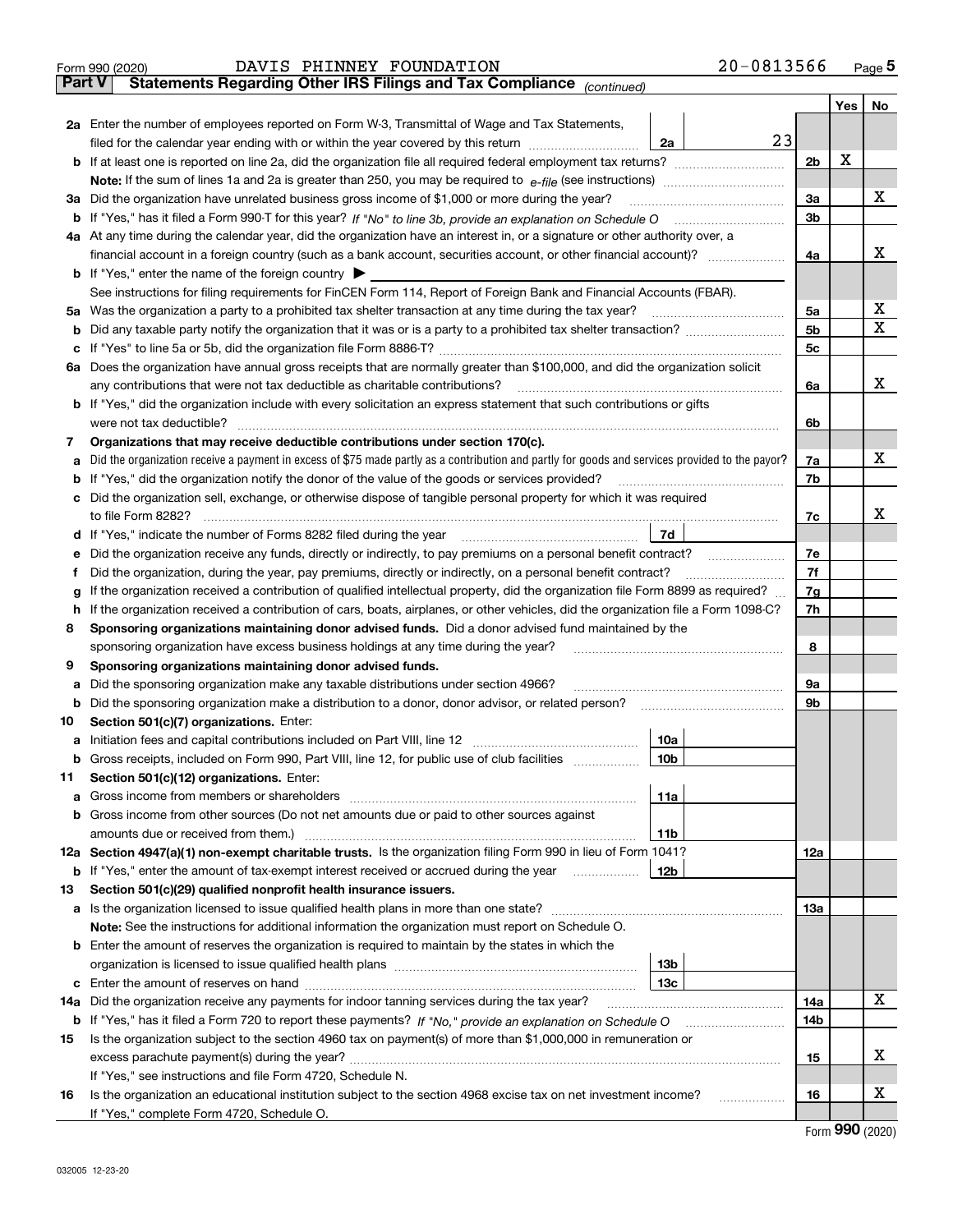Form 990 (2020) DAVIS PHINNEY FOUNDATION 20-0813566 Page 5

**Part V** **Statements Regarding Other IRS Filings and Tax Compliance** *(continued)*

| | | | | | Yes | No |
|---|---|---|---|---|---|---|
| **2a** | Enter the number of employees reported on Form W-3, Transmittal of Wage and Tax Statements, filed for the calendar year ending with or within the year covered by this return | 2a | 23 | | | |
| **b** | If at least one is reported on line 2a, did the organization file all required federal employment tax returns? | | | 2b | X | |
| | **Note:** If the sum of lines 1a and 2a is greater than 250, you may be required to *e-file* (see instructions) | | | | | |
| **3a** | Did the organization have unrelated business gross income of $1,000 or more during the year? | | | 3a | | X |
| **b** | If "Yes," has it filed a Form 990-T for this year? *If "No" to line 3b, provide an explanation on Schedule O* | | | 3b | | |
| **4a** | At any time during the calendar year, did the organization have an interest in, or a signature or other authority over, a financial account in a foreign country (such as a bank account, securities account, or other financial account)? | | | 4a | | X |
| **b** | If "Yes," enter the name of the foreign country ▶ | | | | | |
| | See instructions for filing requirements for FinCEN Form 114, Report of Foreign Bank and Financial Accounts (FBAR). | | | | | |
| **5a** | Was the organization a party to a prohibited tax shelter transaction at any time during the tax year? | | | 5a | | X |
| **b** | Did any taxable party notify the organization that it was or is a party to a prohibited tax shelter transaction? | | | 5b | | X |
| **c** | If "Yes" to line 5a or 5b, did the organization file Form 8886-T? | | | 5c | | |
| **6a** | Does the organization have annual gross receipts that are normally greater than $100,000, and did the organization solicit any contributions that were not tax deductible as charitable contributions? | | | 6a | | X |
| **b** | If "Yes," did the organization include with every solicitation an express statement that such contributions or gifts were not tax deductible? | | | 6b | | |
| **7** | **Organizations that may receive deductible contributions under section 170(c).** | | | | | |
| **a** | Did the organization receive a payment in excess of $75 made partly as a contribution and partly for goods and services provided to the payor? | | | 7a | | X |
| **b** | If "Yes," did the organization notify the donor of the value of the goods or services provided? | | | 7b | | |
| **c** | Did the organization sell, exchange, or otherwise dispose of tangible personal property for which it was required to file Form 8282? | | | 7c | | X |
| **d** | If "Yes," indicate the number of Forms 8282 filed during the year | 7d | | | | |
| **e** | Did the organization receive any funds, directly or indirectly, to pay premiums on a personal benefit contract? | | | 7e | | |
| **f** | Did the organization, during the year, pay premiums, directly or indirectly, on a personal benefit contract? | | | 7f | | |
| **g** | If the organization received a contribution of qualified intellectual property, did the organization file Form 8899 as required? | | | 7g | | |
| **h** | If the organization received a contribution of cars, boats, airplanes, or other vehicles, did the organization file a Form 1098-C? | | | 7h | | |
| **8** | **Sponsoring organizations maintaining donor advised funds.** Did a donor advised fund maintained by the sponsoring organization have excess business holdings at any time during the year? | | | 8 | | |
| **9** | **Sponsoring organizations maintaining donor advised funds.** | | | | | |
| **a** | Did the sponsoring organization make any taxable distributions under section 4966? | | | 9a | | |
| **b** | Did the sponsoring organization make a distribution to a donor, donor advisor, or related person? | | | 9b | | |
| **10** | **Section 501(c)(7) organizations.** Enter: | | | | | |
| **a** | Initiation fees and capital contributions included on Part VIII, line 12 | 10a | | | | |
| **b** | Gross receipts, included on Form 990, Part VIII, line 12, for public use of club facilities | 10b | | | | |
| **11** | **Section 501(c)(12) organizations.** Enter: | | | | | |
| **a** | Gross income from members or shareholders | 11a | | | | |
| **b** | Gross income from other sources (Do not net amounts due or paid to other sources against amounts due or received from them.) | 11b | | | | |
| **12a** | **Section 4947(a)(1) non-exempt charitable trusts.** Is the organization filing Form 990 in lieu of Form 1041? | | | 12a | | |
| **b** | If "Yes," enter the amount of tax-exempt interest received or accrued during the year | 12b | | | | |
| **13** | **Section 501(c)(29) qualified nonprofit health insurance issuers.** | | | | | |
| **a** | Is the organization licensed to issue qualified health plans in more than one state? | | | 13a | | |
| | **Note:** See the instructions for additional information the organization must report on Schedule O. | | | | | |
| **b** | Enter the amount of reserves the organization is required to maintain by the states in which the organization is licensed to issue qualified health plans | 13b | | | | |
| **c** | Enter the amount of reserves on hand | 13c | | | | |
| **14a** | Did the organization receive any payments for indoor tanning services during the tax year? | | | 14a | | X |
| **b** | If "Yes," has it filed a Form 720 to report these payments? *If "No," provide an explanation on Schedule O* | | | 14b | | |
| **15** | Is the organization subject to the section 4960 tax on payment(s) of more than $1,000,000 in remuneration or excess parachute payment(s) during the year? | | | 15 | | X |
| | If "Yes," see instructions and file Form 4720, Schedule N. | | | | | |
| **16** | Is the organization an educational institution subject to the section 4968 excise tax on net investment income? | | | 16 | | X |
| | If "Yes," complete Form 4720, Schedule O. | | | | | |

Form **990** (2020)

032005 12-23-20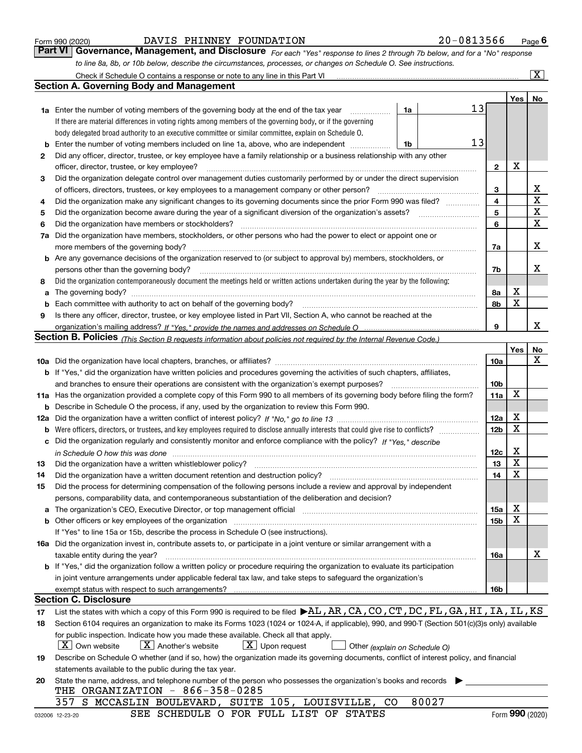Form 990 (2020) DAVIS PHINNEY FOUNDATION 20-0813566 Page 6

## Part VI Governance, Management, and Disclosure

*For each "Yes" response to lines 2 through 7b below, and for a "No" response to line 8a, 8b, or 10b below, describe the circumstances, processes, or changes on Schedule O. See instructions.*

Check if Schedule O contains a response or note to any line in this Part VI [X]

### Section A. Governing Body and Management

| | | | | Yes | No |
|---|---|---|---|---|---|
| **1a** | Enter the number of voting members of the governing body at the end of the tax year | 1a | 13 | | |
| | If there are material differences in voting rights among members of the governing body, or if the governing body delegated broad authority to an executive committee or similar committee, explain on Schedule O. | | | | |
| **b** | Enter the number of voting members included on line 1a, above, who are independent | 1b | 13 | | |
| **2** | Did any officer, director, trustee, or key employee have a family relationship or a business relationship with any other officer, director, trustee, or key employee? | 2 | | X | |
| **3** | Did the organization delegate control over management duties customarily performed by or under the direct supervision of officers, directors, trustees, or key employees to a management company or other person? | 3 | | | X |
| **4** | Did the organization make any significant changes to its governing documents since the prior Form 990 was filed? | 4 | | | X |
| **5** | Did the organization become aware during the year of a significant diversion of the organization's assets? | 5 | | | X |
| **6** | Did the organization have members or stockholders? | 6 | | | X |
| **7a** | Did the organization have members, stockholders, or other persons who had the power to elect or appoint one or more members of the governing body? | 7a | | | X |
| **b** | Are any governance decisions of the organization reserved to (or subject to approval by) members, stockholders, or persons other than the governing body? | 7b | | | X |
| **8** | Did the organization contemporaneously document the meetings held or written actions undertaken during the year by the following: | | | | |
| **a** | The governing body? | 8a | | X | |
| **b** | Each committee with authority to act on behalf of the governing body? | 8b | | X | |
| **9** | Is there any officer, director, trustee, or key employee listed in Part VII, Section A, who cannot be reached at the organization's mailing address? *If "Yes," provide the names and addresses on Schedule O* | 9 | | | X |

### Section B. Policies *(This Section B requests information about policies not required by the Internal Revenue Code.)*

| | | | Yes | No |
|---|---|---|---|---|
| **10a** | Did the organization have local chapters, branches, or affiliates? | 10a | | X |
| **b** | If "Yes," did the organization have written policies and procedures governing the activities of such chapters, affiliates, and branches to ensure their operations are consistent with the organization's exempt purposes? | 10b | | |
| **11a** | Has the organization provided a complete copy of this Form 990 to all members of its governing body before filing the form? | 11a | X | |
| **b** | Describe in Schedule O the process, if any, used by the organization to review this Form 990. | | | |
| **12a** | Did the organization have a written conflict of interest policy? *If "No," go to line 13* | 12a | X | |
| **b** | Were officers, directors, or trustees, and key employees required to disclose annually interests that could give rise to conflicts? | 12b | X | |
| **c** | Did the organization regularly and consistently monitor and enforce compliance with the policy? *If "Yes," describe in Schedule O how this was done* | 12c | X | |
| **13** | Did the organization have a written whistleblower policy? | 13 | X | |
| **14** | Did the organization have a written document retention and destruction policy? | 14 | X | |
| **15** | Did the process for determining compensation of the following persons include a review and approval by independent persons, comparability data, and contemporaneous substantiation of the deliberation and decision? | | | |
| **a** | The organization's CEO, Executive Director, or top management official | 15a | X | |
| **b** | Other officers or key employees of the organization | 15b | X | |
| | If "Yes" to line 15a or 15b, describe the process in Schedule O (see instructions). | | | |
| **16a** | Did the organization invest in, contribute assets to, or participate in a joint venture or similar arrangement with a taxable entity during the year? | 16a | | X |
| **b** | If "Yes," did the organization follow a written policy or procedure requiring the organization to evaluate its participation in joint venture arrangements under applicable federal tax law, and take steps to safeguard the organization's exempt status with respect to such arrangements? | 16b | | |

### Section C. Disclosure

**17** List the states with which a copy of this Form 990 is required to be filed ▶ AL, AR, CA, CO, CT, DC, FL, GA, HI, IA, IL, KS

**18** Section 6104 requires an organization to make its Forms 1023 (1024 or 1024-A, if applicable), 990, and 990-T (Section 501(c)(3)s only) available for public inspection. Indicate how you made these available. Check all that apply.

[X] Own website [X] Another's website [X] Upon request [ ] Other *(explain on Schedule O)*

**19** Describe on Schedule O whether (and if so, how) the organization made its governing documents, conflict of interest policy, and financial statements available to the public during the tax year.

**20** State the name, address, and telephone number of the person who possesses the organization's books and records ▶

THE ORGANIZATION - 866-358-0285
357 S MCCASLIN BOULEVARD, SUITE 105, LOUISVILLE, CO 80027

SEE SCHEDULE O FOR FULL LIST OF STATES

032006 12-23-20 Form 990 (2020)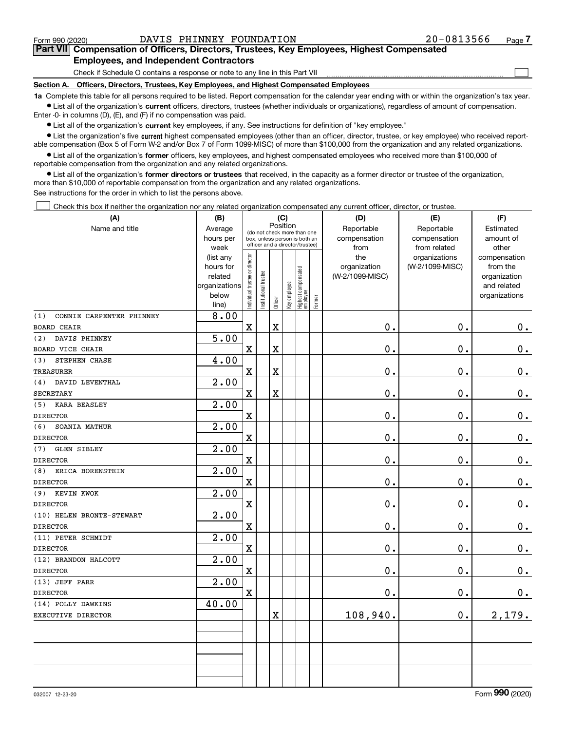Form 990 (2020) DAVIS PHINNEY FOUNDATION 20-0813566

**Part VII Compensation of Officers, Directors, Trustees, Key Employees, Highest Compensated Employees, and Independent Contractors**

Check if Schedule O contains a response or note to any line in this Part VII ☐

**Section A. Officers, Directors, Trustees, Key Employees, and Highest Compensated Employees**

**1a** Complete this table for all persons required to be listed. Report compensation for the calendar year ending with or within the organization's tax year.

- List all of the organization's **current** officers, directors, trustees (whether individuals or organizations), regardless of amount of compensation. Enter -0- in columns (D), (E), and (F) if no compensation was paid.
- List all of the organization's **current** key employees, if any. See instructions for definition of "key employee."
- List the organization's five **current** highest compensated employees (other than an officer, director, trustee, or key employee) who received reportable compensation (Box 5 of Form W-2 and/or Box 7 of Form 1099-MISC) of more than $100,000 from the organization and any related organizations.
- List all of the organization's **former** officers, key employees, and highest compensated employees who received more than $100,000 of reportable compensation from the organization and any related organizations.
- List all of the organization's **former directors or trustees** that received, in the capacity as a former director or trustee of the organization, more than $10,000 of reportable compensation from the organization and any related organizations.

See instructions for the order in which to list the persons above.

☐ Check this box if neither the organization nor any related organization compensated any current officer, director, or trustee.

| (A) Name and title | (B) Average hours per week (list any hours for related organizations below line) | (C) Position: Individual trustee or director | Institutional trustee | Officer | Key employee | Highest compensated employee | Former | (D) Reportable compensation from the organization (W-2/1099-MISC) | (E) Reportable compensation from related organizations (W-2/1099-MISC) | (F) Estimated amount of other compensation from the organization and related organizations |
|---|---|---|---|---|---|---|---|---|---|---|
| (1) CONNIE CARPENTER PHINNEY<br>BOARD CHAIR | 8.00 | X | | X | | | | 0. | 0. | 0. |
| (2) DAVIS PHINNEY<br>BOARD VICE CHAIR | 5.00 | X | | X | | | | 0. | 0. | 0. |
| (3) STEPHEN CHASE<br>TREASURER | 4.00 | X | | X | | | | 0. | 0. | 0. |
| (4) DAVID LEVENTHAL<br>SECRETARY | 2.00 | X | | X | | | | 0. | 0. | 0. |
| (5) KARA BEASLEY<br>DIRECTOR | 2.00 | X | | | | | | 0. | 0. | 0. |
| (6) SOANIA MATHUR<br>DIRECTOR | 2.00 | X | | | | | | 0. | 0. | 0. |
| (7) GLEN SIBLEY<br>DIRECTOR | 2.00 | X | | | | | | 0. | 0. | 0. |
| (8) ERICA BORENSTEIN<br>DIRECTOR | 2.00 | X | | | | | | 0. | 0. | 0. |
| (9) KEVIN KWOK<br>DIRECTOR | 2.00 | X | | | | | | 0. | 0. | 0. |
| (10) HELEN BRONTE-STEWART<br>DIRECTOR | 2.00 | X | | | | | | 0. | 0. | 0. |
| (11) PETER SCHMIDT<br>DIRECTOR | 2.00 | X | | | | | | 0. | 0. | 0. |
| (12) BRANDON HALCOTT<br>DIRECTOR | 2.00 | X | | | | | | 0. | 0. | 0. |
| (13) JEFF PARR<br>DIRECTOR | 2.00 | X | | | | | | 0. | 0. | 0. |
| (14) POLLY DAWKINS<br>EXECUTIVE DIRECTOR | 40.00 | | | X | | | | 108,940. | 0. | 2,179. |
| | | | | | | | | | | |
| | | | | | | | | | | |
| | | | | | | | | | | |

032007 12-23-20 Form **990** (2020)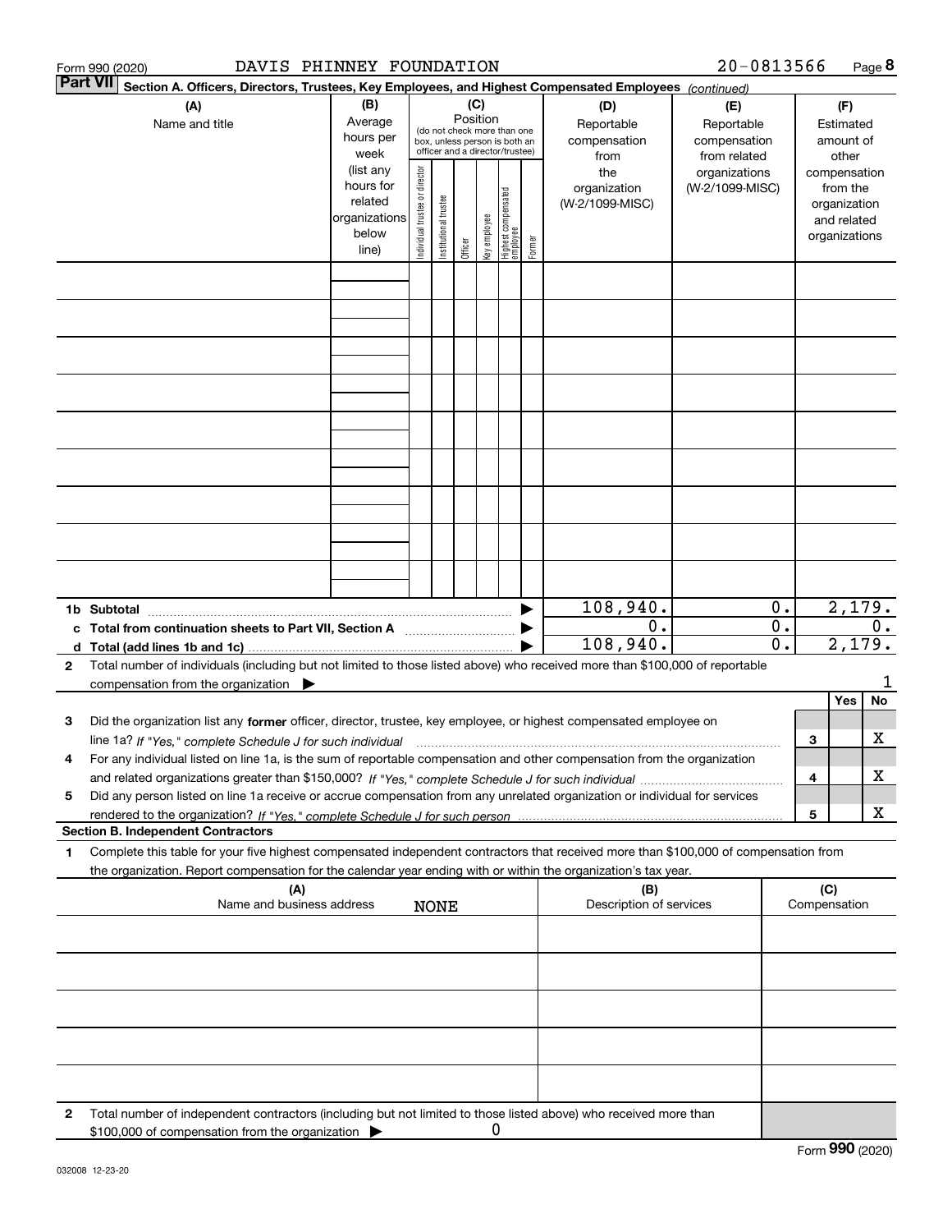Form 990 (2020) DAVIS PHINNEY FOUNDATION 20-0813566

**Part VII Section A. Officers, Directors, Trustees, Key Employees, and Highest Compensated Employees** *(continued)*

| (A) Name and title | (B) Average hours per week (list any hours for related organizations below line) | (C) Position (do not check more than one box, unless person is both an officer and a director/trustee): Individual trustee or director | Institutional trustee | Officer | Key employee | Highest compensated employee | Former | (D) Reportable compensation from the organization (W-2/1099-MISC) | (E) Reportable compensation from related organizations (W-2/1099-MISC) | (F) Estimated amount of other compensation from the organization and related organizations |
|---|---|---|---|---|---|---|---|---|---|---|
| | | | | | | | | | | |
| | | | | | | | | | | |
| | | | | | | | | | | |
| | | | | | | | | | | |
| | | | | | | | | | | |
| | | | | | | | | | | |
| | | | | | | | | | | |
| | | | | | | | | | | |
| | | | | | | | | | | |
| **1b Subtotal** | | | | | | | | 108,940. | 0. | 2,179. |
| **c Total from continuation sheets to Part VII, Section A** | | | | | | | | 0. | 0. | 0. |
| **d Total (add lines 1b and 1c)** | | | | | | | | 108,940. | 0. | 2,179. |

**2** Total number of individuals (including but not limited to those listed above) who received more than $100,000 of reportable compensation from the organization ▶ 1

| | | | Yes | No |
|---|---|---|---|---|
| **3** | Did the organization list any **former** officer, director, trustee, key employee, or highest compensated employee on line 1a? *If "Yes," complete Schedule J for such individual* | 3 | | X |
| **4** | For any individual listed on line 1a, is the sum of reportable compensation and other compensation from the organization and related organizations greater than $150,000? *If "Yes," complete Schedule J for such individual* | 4 | | X |
| **5** | Did any person listed on line 1a receive or accrue compensation from any unrelated organization or individual for services rendered to the organization? *If "Yes," complete Schedule J for such person* | 5 | | X |

**Section B. Independent Contractors**

**1** Complete this table for your five highest compensated independent contractors that received more than $100,000 of compensation from the organization. Report compensation for the calendar year ending with or within the organization's tax year.

| (A) Name and business address | (B) Description of services | (C) Compensation |
|---|---|---|
| NONE | | |
| | | |
| | | |
| | | |
| | | |

**2** Total number of independent contractors (including but not limited to those listed above) who received more than $100,000 of compensation from the organization ▶ 0

Form **990** (2020)

032008 12-23-20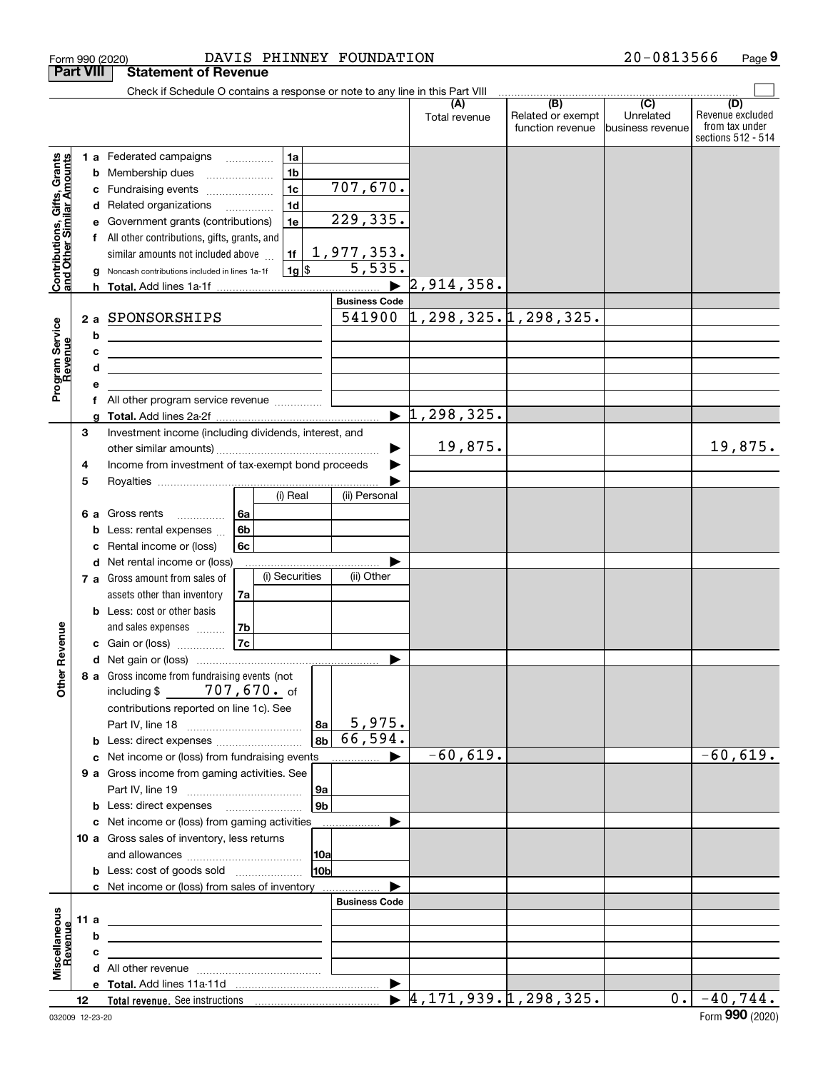Form 990 (2020) DAVIS PHINNEY FOUNDATION 20-0813566 Page 9

## Part VIII Statement of Revenue

Check if Schedule O contains a response or note to any line in this Part VIII

| | | | (A) Total revenue | (B) Related or exempt function revenue | (C) Unrelated business revenue | (D) Revenue excluded from tax under sections 512 - 514 |
|---|---|---|---|---|---|---|
| **Contributions, Gifts, Grants and Other Similar Amounts** | 1 a Federated campaigns | 1a | | | | |
| | b Membership dues | 1b | | | | |
| | c Fundraising events | 1c 707,670. | | | | |
| | d Related organizations | 1d | | | | |
| | e Government grants (contributions) | 1e 229,335. | | | | |
| | f All other contributions, gifts, grants, and similar amounts not included above | 1f 1,977,353. | | | | |
| | g Noncash contributions included in lines 1a-1f | 1g $ 5,535. | | | | |
| | h Total. Add lines 1a-1f | | 2,914,358. | | | |
| **Program Service Revenue** | | Business Code | | | | |
| | 2 a SPONSORSHIPS | 541900 | 1,298,325. | 1,298,325. | | |
| | b | | | | | |
| | c | | | | | |
| | d | | | | | |
| | e | | | | | |
| | f All other program service revenue | | | | | |
| | g Total. Add lines 2a-2f | | 1,298,325. | | | |
| **Other Revenue** | 3 Investment income (including dividends, interest, and other similar amounts) | | 19,875. | | | 19,875. |
| | 4 Income from investment of tax-exempt bond proceeds | | | | | |
| | 5 Royalties | | | | | |
| | 6 a Gross rents (i) Real / (ii) Personal | 6a | | | | |
| | b Less: rental expenses | 6b | | | | |
| | c Rental income or (loss) | 6c | | | | |
| | d Net rental income or (loss) | | | | | |
| | 7 a Gross amount from sales of assets other than inventory (i) Securities / (ii) Other | 7a | | | | |
| | b Less: cost or other basis and sales expenses | 7b | | | | |
| | c Gain or (loss) | 7c | | | | |
| | d Net gain or (loss) | | | | | |
| | 8 a Gross income from fundraising events (not including $ 707,670. of contributions reported on line 1c). See Part IV, line 18 | 8a 5,975. | | | | |
| | b Less: direct expenses | 8b 66,594. | | | | |
| | c Net income or (loss) from fundraising events | | -60,619. | | | -60,619. |
| | 9 a Gross income from gaming activities. See Part IV, line 19 | 9a | | | | |
| | b Less: direct expenses | 9b | | | | |
| | c Net income or (loss) from gaming activities | | | | | |
| | 10 a Gross sales of inventory, less returns and allowances | 10a | | | | |
| | b Less: cost of goods sold | 10b | | | | |
| | c Net income or (loss) from sales of inventory | | | | | |
| **Miscellaneous Revenue** | | Business Code | | | | |
| | 11 a | | | | | |
| | b | | | | | |
| | c | | | | | |
| | d All other revenue | | | | | |
| | e Total. Add lines 11a-11d | | | | | |
| | 12 Total revenue. See instructions | | 4,171,939. | 1,298,325. | 0. | -40,744. |

032009 12-23-20 Form 990 (2020)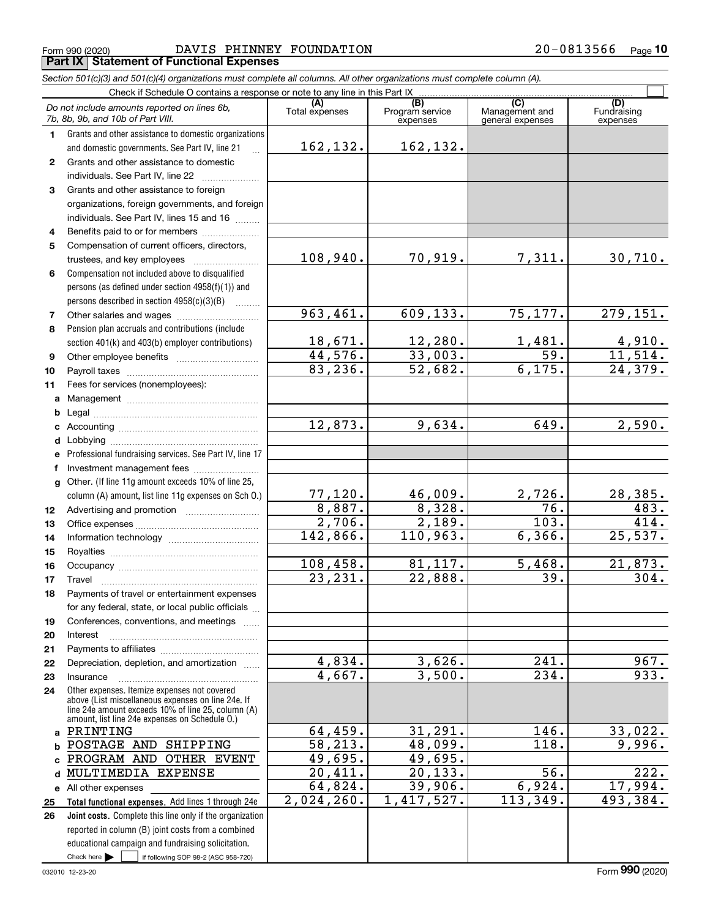Form 990 (2020) DAVIS PHINNEY FOUNDATION 20-0813566

## Part IX Statement of Functional Expenses

*Section 501(c)(3) and 501(c)(4) organizations must complete all columns. All other organizations must complete column (A).*

Check if Schedule O contains a response or note to any line in this Part IX ☐

| | *Do not include amounts reported on lines 6b, 7b, 8b, 9b, and 10b of Part VIII.* | (A) Total expenses | (B) Program service expenses | (C) Management and general expenses | (D) Fundraising expenses |
|---|---|---|---|---|---|
| 1 | Grants and other assistance to domestic organizations and domestic governments. See Part IV, line 21 | 162,132. | 162,132. | | |
| 2 | Grants and other assistance to domestic individuals. See Part IV, line 22 | | | | |
| 3 | Grants and other assistance to foreign organizations, foreign governments, and foreign individuals. See Part IV, lines 15 and 16 | | | | |
| 4 | Benefits paid to or for members | | | | |
| 5 | Compensation of current officers, directors, trustees, and key employees | 108,940. | 70,919. | 7,311. | 30,710. |
| 6 | Compensation not included above to disqualified persons (as defined under section 4958(f)(1)) and persons described in section 4958(c)(3)(B) | | | | |
| 7 | Other salaries and wages | 963,461. | 609,133. | 75,177. | 279,151. |
| 8 | Pension plan accruals and contributions (include section 401(k) and 403(b) employer contributions) | 18,671. | 12,280. | 1,481. | 4,910. |
| 9 | Other employee benefits | 44,576. | 33,003. | 59. | 11,514. |
| 10 | Payroll taxes | 83,236. | 52,682. | 6,175. | 24,379. |
| 11 | Fees for services (nonemployees): | | | | |
| a | Management | | | | |
| b | Legal | | | | |
| c | Accounting | 12,873. | 9,634. | 649. | 2,590. |
| d | Lobbying | | | | |
| e | Professional fundraising services. See Part IV, line 17 | | | | |
| f | Investment management fees | | | | |
| g | Other. (If line 11g amount exceeds 10% of line 25, column (A) amount, list line 11g expenses on Sch O.) | 77,120. | 46,009. | 2,726. | 28,385. |
| 12 | Advertising and promotion | 8,887. | 8,328. | 76. | 483. |
| 13 | Office expenses | 2,706. | 2,189. | 103. | 414. |
| 14 | Information technology | 142,866. | 110,963. | 6,366. | 25,537. |
| 15 | Royalties | | | | |
| 16 | Occupancy | 108,458. | 81,117. | 5,468. | 21,873. |
| 17 | Travel | 23,231. | 22,888. | 39. | 304. |
| 18 | Payments of travel or entertainment expenses for any federal, state, or local public officials | | | | |
| 19 | Conferences, conventions, and meetings | | | | |
| 20 | Interest | | | | |
| 21 | Payments to affiliates | | | | |
| 22 | Depreciation, depletion, and amortization | 4,834. | 3,626. | 241. | 967. |
| 23 | Insurance | 4,667. | 3,500. | 234. | 933. |
| 24 | Other expenses. Itemize expenses not covered above (List miscellaneous expenses on line 24e. If line 24e amount exceeds 10% of line 25, column (A) amount, list line 24e expenses on Schedule O.) | | | | |
| a | PRINTING | 64,459. | 31,291. | 146. | 33,022. |
| b | POSTAGE AND SHIPPING | 58,213. | 48,099. | 118. | 9,996. |
| c | PROGRAM AND OTHER EVENT | 49,695. | 49,695. | | |
| d | MULTIMEDIA EXPENSE | 20,411. | 20,133. | 56. | 222. |
| e | All other expenses | 64,824. | 39,906. | 6,924. | 17,994. |
| 25 | **Total functional expenses.** Add lines 1 through 24e | 2,024,260. | 1,417,527. | 113,349. | 493,384. |
| 26 | **Joint costs.** Complete this line only if the organization reported in column (B) joint costs from a combined educational campaign and fundraising solicitation. Check here ☐ if following SOP 98-2 (ASC 958-720) | | | | |

032010 12-23-20 Form **990** (2020)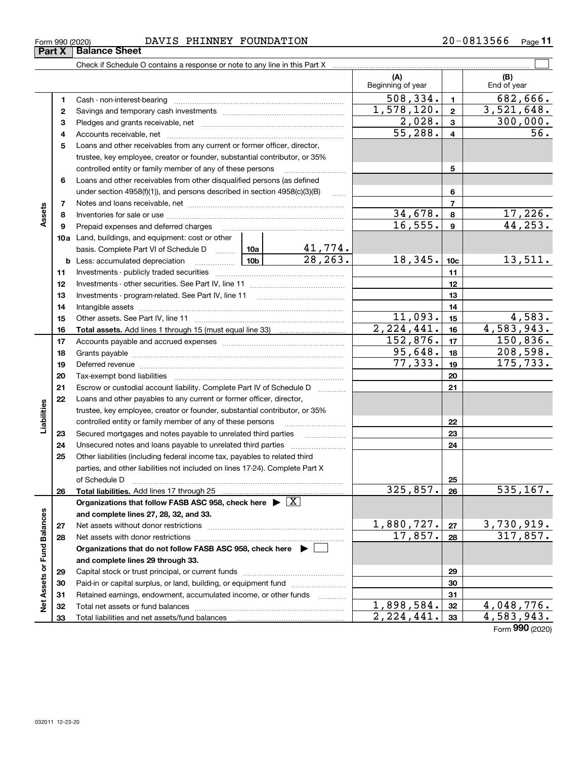Form 990 (2020) DAVIS PHINNEY FOUNDATION 20-0813566

## Part X Balance Sheet

Check if Schedule O contains a response or note to any line in this Part X

| | | | | (A) Beginning of year | | (B) End of year |
|---|---|---|---|---|---|---|
| **Assets** | 1 | Cash - non-interest-bearing | | 508,334. | 1 | 682,666. |
| | 2 | Savings and temporary cash investments | | 1,578,120. | 2 | 3,521,648. |
| | 3 | Pledges and grants receivable, net | | 2,028. | 3 | 300,000. |
| | 4 | Accounts receivable, net | | 55,288. | 4 | 56. |
| | 5 | Loans and other receivables from any current or former officer, director, trustee, key employee, creator or founder, substantial contributor, or 35% controlled entity or family member of any of these persons | | | 5 | |
| | 6 | Loans and other receivables from other disqualified persons (as defined under section 4958(f)(1)), and persons described in section 4958(c)(3)(B) | | | 6 | |
| | 7 | Notes and loans receivable, net | | | 7 | |
| | 8 | Inventories for sale or use | | 34,678. | 8 | 17,226. |
| | 9 | Prepaid expenses and deferred charges | | 16,555. | 9 | 44,253. |
| | 10a | Land, buildings, and equipment: cost or other basis. Complete Part VI of Schedule D | 10a 41,774. | | | |
| | b | Less: accumulated depreciation | 10b 28,263. | 18,345. | 10c | 13,511. |
| | 11 | Investments - publicly traded securities | | | 11 | |
| | 12 | Investments - other securities. See Part IV, line 11 | | | 12 | |
| | 13 | Investments - program-related. See Part IV, line 11 | | | 13 | |
| | 14 | Intangible assets | | | 14 | |
| | 15 | Other assets. See Part IV, line 11 | | 11,093. | 15 | 4,583. |
| | 16 | **Total assets.** Add lines 1 through 15 (must equal line 33) | | 2,224,441. | 16 | 4,583,943. |
| **Liabilities** | 17 | Accounts payable and accrued expenses | | 152,876. | 17 | 150,836. |
| | 18 | Grants payable | | 95,648. | 18 | 208,598. |
| | 19 | Deferred revenue | | 77,333. | 19 | 175,733. |
| | 20 | Tax-exempt bond liabilities | | | 20 | |
| | 21 | Escrow or custodial account liability. Complete Part IV of Schedule D | | | 21 | |
| | 22 | Loans and other payables to any current or former officer, director, trustee, key employee, creator or founder, substantial contributor, or 35% controlled entity or family member of any of these persons | | | 22 | |
| | 23 | Secured mortgages and notes payable to unrelated third parties | | | 23 | |
| | 24 | Unsecured notes and loans payable to unrelated third parties | | | 24 | |
| | 25 | Other liabilities (including federal income tax, payables to related third parties, and other liabilities not included on lines 17-24). Complete Part X of Schedule D | | | 25 | |
| | 26 | **Total liabilities.** Add lines 17 through 25 | | 325,857. | 26 | 535,167. |
| **Net Assets or Fund Balances** | | **Organizations that follow FASB ASC 958, check here ▶ [X] and complete lines 27, 28, 32, and 33.** | | | | |
| | 27 | Net assets without donor restrictions | | 1,880,727. | 27 | 3,730,919. |
| | 28 | Net assets with donor restrictions | | 17,857. | 28 | 317,857. |
| | | **Organizations that do not follow FASB ASC 958, check here ▶ [ ] and complete lines 29 through 33.** | | | | |
| | 29 | Capital stock or trust principal, or current funds | | | 29 | |
| | 30 | Paid-in or capital surplus, or land, building, or equipment fund | | | 30 | |
| | 31 | Retained earnings, endowment, accumulated income, or other funds | | | 31 | |
| | 32 | Total net assets or fund balances | | 1,898,584. | 32 | 4,048,776. |
| | 33 | Total liabilities and net assets/fund balances | | 2,224,441. | 33 | 4,583,943. |

Form **990** (2020)

032011 12-23-20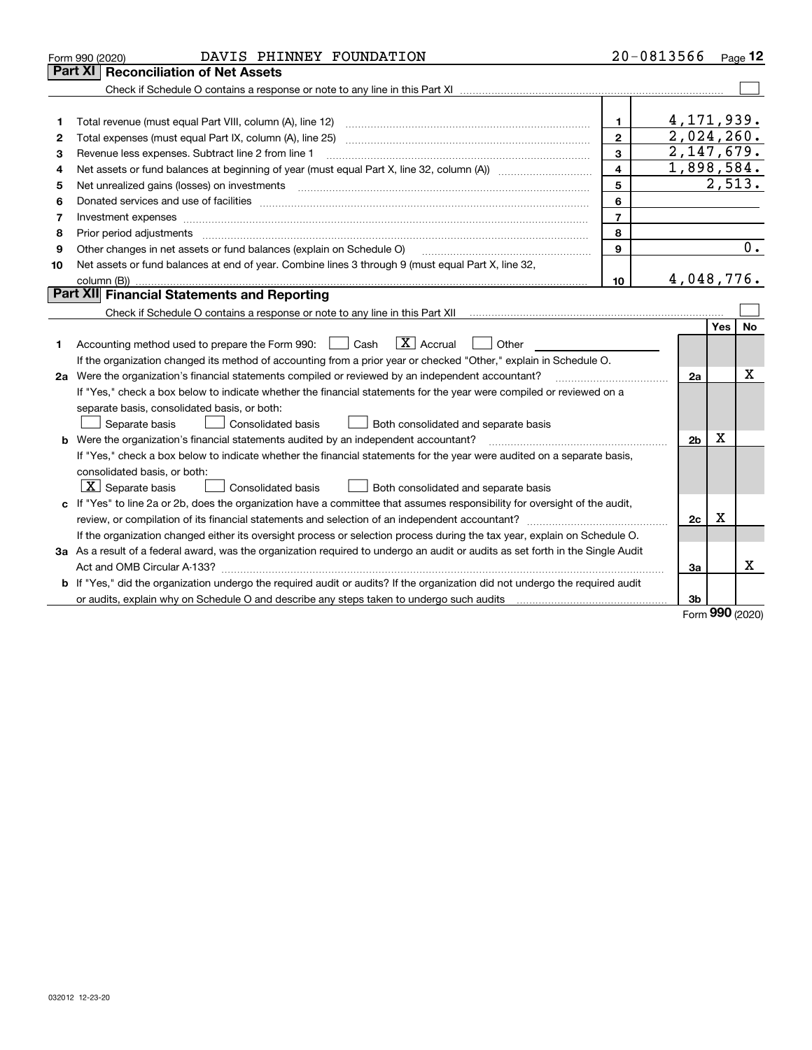Form 990 (2020) DAVIS PHINNEY FOUNDATION 20-0813566 Page 12

## Part XI Reconciliation of Net Assets

Check if Schedule O contains a response or note to any line in this Part XI ☐

| | | | |
|---|---|---|---|
| 1 | Total revenue (must equal Part VIII, column (A), line 12) | 1 | 4,171,939. |
| 2 | Total expenses (must equal Part IX, column (A), line 25) | 2 | 2,024,260. |
| 3 | Revenue less expenses. Subtract line 2 from line 1 | 3 | 2,147,679. |
| 4 | Net assets or fund balances at beginning of year (must equal Part X, line 32, column (A)) | 4 | 1,898,584. |
| 5 | Net unrealized gains (losses) on investments | 5 | 2,513. |
| 6 | Donated services and use of facilities | 6 | |
| 7 | Investment expenses | 7 | |
| 8 | Prior period adjustments | 8 | |
| 9 | Other changes in net assets or fund balances (explain on Schedule O) | 9 | 0. |
| 10 | Net assets or fund balances at end of year. Combine lines 3 through 9 (must equal Part X, line 32, column (B)) | 10 | 4,048,776. |

## Part XII Financial Statements and Reporting

Check if Schedule O contains a response or note to any line in this Part XII ☐

| | | | Yes | No |
|---|---|---|---|---|
| 1 | Accounting method used to prepare the Form 990: ☐ Cash ☒ Accrual ☐ Other<br>If the organization changed its method of accounting from a prior year or checked "Other," explain in Schedule O. | | | |
| 2a | Were the organization's financial statements compiled or reviewed by an independent accountant?<br>If "Yes," check a box below to indicate whether the financial statements for the year were compiled or reviewed on a separate basis, consolidated basis, or both:<br>☐ Separate basis ☐ Consolidated basis ☐ Both consolidated and separate basis | 2a | | X |
| b | Were the organization's financial statements audited by an independent accountant?<br>If "Yes," check a box below to indicate whether the financial statements for the year were audited on a separate basis, consolidated basis, or both:<br>☒ Separate basis ☐ Consolidated basis ☐ Both consolidated and separate basis | 2b | X | |
| c | If "Yes" to line 2a or 2b, does the organization have a committee that assumes responsibility for oversight of the audit, review, or compilation of its financial statements and selection of an independent accountant?<br>If the organization changed either its oversight process or selection process during the tax year, explain on Schedule O. | 2c | X | |
| 3a | As a result of a federal award, was the organization required to undergo an audit or audits as set forth in the Single Audit Act and OMB Circular A-133? | 3a | | X |
| b | If "Yes," did the organization undergo the required audit or audits? If the organization did not undergo the required audit or audits, explain why on Schedule O and describe any steps taken to undergo such audits | 3b | | |

Form 990 (2020)

032012 12-23-20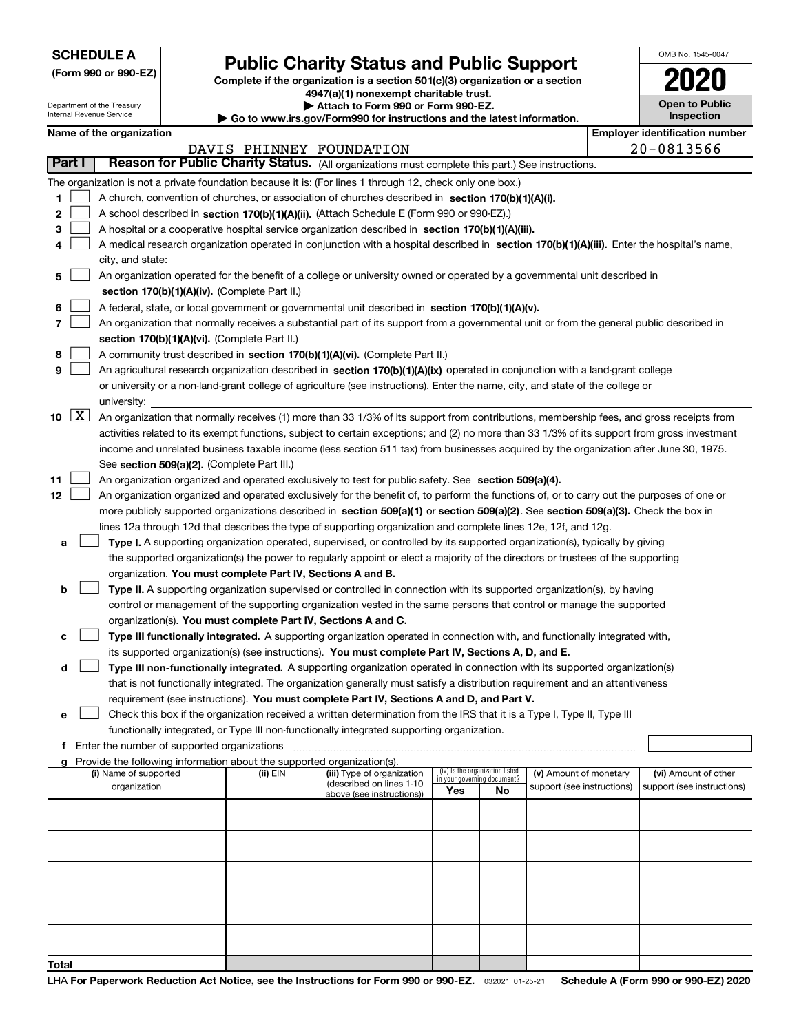**SCHEDULE A**
**(Form 990 or 990-EZ)**

Department of the Treasury
Internal Revenue Service

# Public Charity Status and Public Support

**Complete if the organization is a section 501(c)(3) organization or a section 4947(a)(1) nonexempt charitable trust.**
**▶ Attach to Form 990 or Form 990-EZ.**
**▶ Go to www.irs.gov/Form990 for instructions and the latest information.**

OMB No. 1545-0047
**2020**
**Open to Public Inspection**

**Name of the organization**
DAVIS PHINNEY FOUNDATION

**Employer identification number**
20-0813566

**Part I** **Reason for Public Charity Status.** (All organizations must complete this part.) See instructions.

The organization is not a private foundation because it is: (For lines 1 through 12, check only one box.)

1 ☐ A church, convention of churches, or association of churches described in **section 170(b)(1)(A)(i).**
2 ☐ A school described in **section 170(b)(1)(A)(ii).** (Attach Schedule E (Form 990 or 990-EZ).)
3 ☐ A hospital or a cooperative hospital service organization described in **section 170(b)(1)(A)(iii).**
4 ☐ A medical research organization operated in conjunction with a hospital described in **section 170(b)(1)(A)(iii).** Enter the hospital's name, city, and state:
5 ☐ An organization operated for the benefit of a college or university owned or operated by a governmental unit described in **section 170(b)(1)(A)(iv).** (Complete Part II.)
6 ☐ A federal, state, or local government or governmental unit described in **section 170(b)(1)(A)(v).**
7 ☐ An organization that normally receives a substantial part of its support from a governmental unit or from the general public described in **section 170(b)(1)(A)(vi).** (Complete Part II.)
8 ☐ A community trust described in **section 170(b)(1)(A)(vi).** (Complete Part II.)
9 ☐ An agricultural research organization described in **section 170(b)(1)(A)(ix)** operated in conjunction with a land-grant college or university or a non-land-grant college of agriculture (see instructions). Enter the name, city, and state of the college or university:
10 ☒ An organization that normally receives (1) more than 33 1/3% of its support from contributions, membership fees, and gross receipts from activities related to its exempt functions, subject to certain exceptions; and (2) no more than 33 1/3% of its support from gross investment income and unrelated business taxable income (less section 511 tax) from businesses acquired by the organization after June 30, 1975. See **section 509(a)(2).** (Complete Part III.)
11 ☐ An organization organized and operated exclusively to test for public safety. See **section 509(a)(4).**
12 ☐ An organization organized and operated exclusively for the benefit of, to perform the functions of, or to carry out the purposes of one or more publicly supported organizations described in **section 509(a)(1)** or **section 509(a)(2)**. See **section 509(a)(3).** Check the box in lines 12a through 12d that describes the type of supporting organization and complete lines 12e, 12f, and 12g.

a ☐ **Type I.** A supporting organization operated, supervised, or controlled by its supported organization(s), typically by giving the supported organization(s) the power to regularly appoint or elect a majority of the directors or trustees of the supporting organization. **You must complete Part IV, Sections A and B.**
b ☐ **Type II.** A supporting organization supervised or controlled in connection with its supported organization(s), by having control or management of the supporting organization vested in the same persons that control or manage the supported organization(s). **You must complete Part IV, Sections A and C.**
c ☐ **Type III functionally integrated.** A supporting organization operated in connection with, and functionally integrated with, its supported organization(s) (see instructions). **You must complete Part IV, Sections A, D, and E.**
d ☐ **Type III non-functionally integrated.** A supporting organization operated in connection with its supported organization(s) that is not functionally integrated. The organization generally must satisfy a distribution requirement and an attentiveness requirement (see instructions). **You must complete Part IV, Sections A and D, and Part V.**
e ☐ Check this box if the organization received a written determination from the IRS that it is a Type I, Type II, Type III functionally integrated, or Type III non-functionally integrated supporting organization.
f Enter the number of supported organizations
g Provide the following information about the supported organization(s).

| (i) Name of supported organization | (ii) EIN | (iii) Type of organization (described on lines 1-10 above (see instructions)) | (iv) Is the organization listed in your governing document? Yes | No | (v) Amount of monetary support (see instructions) | (vi) Amount of other support (see instructions) |
|---|---|---|---|---|---|---|
| | | | | | | |
| | | | | | | |
| | | | | | | |
| | | | | | | |
| | | | | | | |
| **Total** | | | | | | |

LHA **For Paperwork Reduction Act Notice, see the Instructions for Form 990 or 990-EZ.** 032021 01-25-21 **Schedule A (Form 990 or 990-EZ) 2020**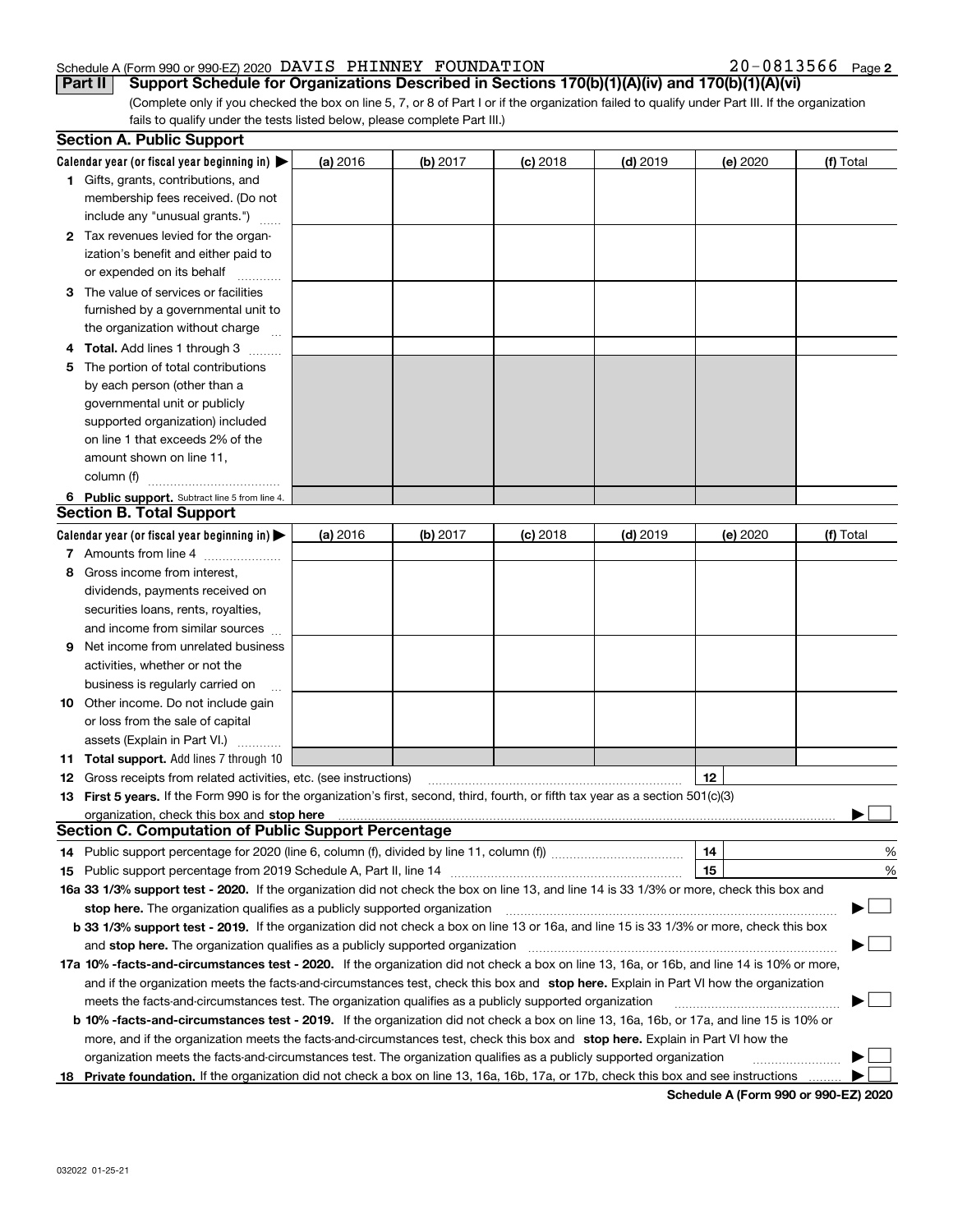Schedule A (Form 990 or 990-EZ) 2020 DAVIS PHINNEY FOUNDATION 20-0813566 Page 2

**Part II Support Schedule for Organizations Described in Sections 170(b)(1)(A)(iv) and 170(b)(1)(A)(vi)**

(Complete only if you checked the box on line 5, 7, or 8 of Part I or if the organization failed to qualify under Part III. If the organization fails to qualify under the tests listed below, please complete Part III.)

## Section A. Public Support

| Calendar year (or fiscal year beginning in) | (a) 2016 | (b) 2017 | (c) 2018 | (d) 2019 | (e) 2020 | (f) Total |
|---|---|---|---|---|---|---|
| **1** Gifts, grants, contributions, and membership fees received. (Do not include any "unusual grants.") | | | | | | |
| **2** Tax revenues levied for the organization's benefit and either paid to or expended on its behalf | | | | | | |
| **3** The value of services or facilities furnished by a governmental unit to the organization without charge | | | | | | |
| **4 Total.** Add lines 1 through 3 | | | | | | |
| **5** The portion of total contributions by each person (other than a governmental unit or publicly supported organization) included on line 1 that exceeds 2% of the amount shown on line 11, column (f) | | | | | | |
| **6 Public support.** Subtract line 5 from line 4. | | | | | | |

## Section B. Total Support

| Calendar year (or fiscal year beginning in) | (a) 2016 | (b) 2017 | (c) 2018 | (d) 2019 | (e) 2020 | (f) Total |
|---|---|---|---|---|---|---|
| **7** Amounts from line 4 | | | | | | |
| **8** Gross income from interest, dividends, payments received on securities loans, rents, royalties, and income from similar sources | | | | | | |
| **9** Net income from unrelated business activities, whether or not the business is regularly carried on | | | | | | |
| **10** Other income. Do not include gain or loss from the sale of capital assets (Explain in Part VI.) | | | | | | |
| **11 Total support.** Add lines 7 through 10 | | | | | | |

**12** Gross receipts from related activities, etc. (see instructions) **12**

**13 First 5 years.** If the Form 990 is for the organization's first, second, third, fourth, or fifth tax year as a section 501(c)(3) organization, check this box and **stop here** ☐

## Section C. Computation of Public Support Percentage

**14** Public support percentage for 2020 (line 6, column (f), divided by line 11, column (f)) **14** %

**15** Public support percentage from 2019 Schedule A, Part II, line 14 **15** %

**16a 33 1/3% support test - 2020.** If the organization did not check the box on line 13, and line 14 is 33 1/3% or more, check this box and **stop here.** The organization qualifies as a publicly supported organization ☐

**b 33 1/3% support test - 2019.** If the organization did not check a box on line 13 or 16a, and line 15 is 33 1/3% or more, check this box and **stop here.** The organization qualifies as a publicly supported organization ☐

**17a 10% -facts-and-circumstances test - 2020.** If the organization did not check a box on line 13, 16a, or 16b, and line 14 is 10% or more, and if the organization meets the facts-and-circumstances test, check this box and **stop here.** Explain in Part VI how the organization meets the facts-and-circumstances test. The organization qualifies as a publicly supported organization ☐

**b 10% -facts-and-circumstances test - 2019.** If the organization did not check a box on line 13, 16a, 16b, or 17a, and line 15 is 10% or more, and if the organization meets the facts-and-circumstances test, check this box and **stop here.** Explain in Part VI how the organization meets the facts-and-circumstances test. The organization qualifies as a publicly supported organization ☐

**18 Private foundation.** If the organization did not check a box on line 13, 16a, 16b, 17a, or 17b, check this box and see instructions ☐

**Schedule A (Form 990 or 990-EZ) 2020**

032022 01-25-21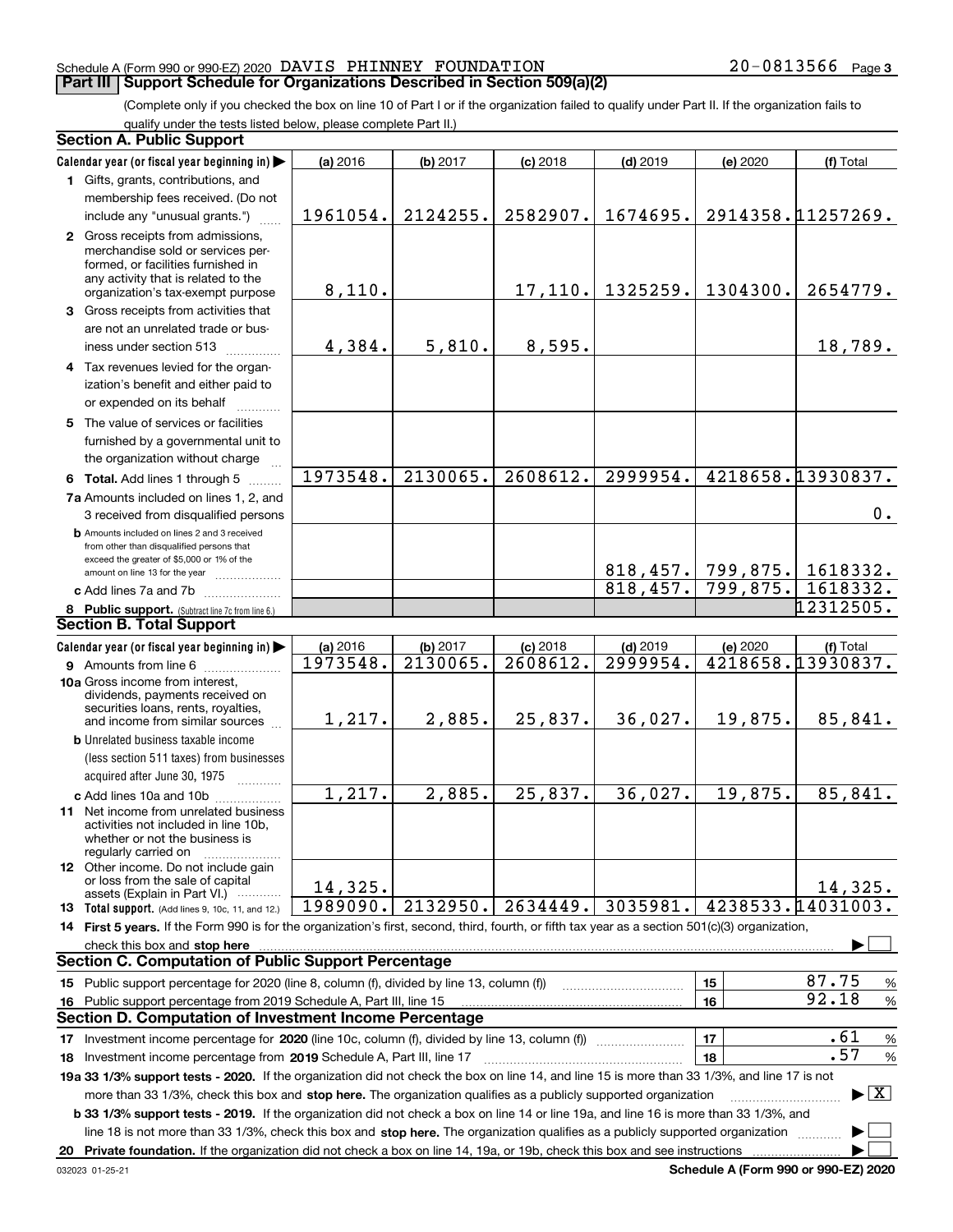Schedule A (Form 990 or 990-EZ) 2020 DAVIS PHINNEY FOUNDATION 20-0813566 Page 3

## Part III Support Schedule for Organizations Described in Section 509(a)(2)

(Complete only if you checked the box on line 10 of Part I or if the organization failed to qualify under Part II. If the organization fails to qualify under the tests listed below, please complete Part II.)

### Section A. Public Support

| Calendar year (or fiscal year beginning in) ▶ | (a) 2016 | (b) 2017 | (c) 2018 | (d) 2019 | (e) 2020 | (f) Total |
|---|---|---|---|---|---|---|
| 1 Gifts, grants, contributions, and membership fees received. (Do not include any "unusual grants.") | 1961054. | 2124255. | 2582907. | 1674695. | 2914358. | 11257269. |
| 2 Gross receipts from admissions, merchandise sold or services performed, or facilities furnished in any activity that is related to the organization's tax-exempt purpose | 8,110. | | 17,110. | 1325259. | 1304300. | 2654779. |
| 3 Gross receipts from activities that are not an unrelated trade or business under section 513 | 4,384. | 5,810. | 8,595. | | | 18,789. |
| 4 Tax revenues levied for the organization's benefit and either paid to or expended on its behalf | | | | | | |
| 5 The value of services or facilities furnished by a governmental unit to the organization without charge | | | | | | |
| 6 Total. Add lines 1 through 5 | 1973548. | 2130065. | 2608612. | 2999954. | 4218658. | 13930837. |
| 7a Amounts included on lines 1, 2, and 3 received from disqualified persons | | | | | | 0. |
| b Amounts included on lines 2 and 3 received from other than disqualified persons that exceed the greater of $5,000 or 1% of the amount on line 13 for the year | | | | 818,457. | 799,875. | 1618332. |
| c Add lines 7a and 7b | | | | 818,457. | 799,875. | 1618332. |
| 8 Public support. (Subtract line 7c from line 6.) | | | | | | 12312505. |

### Section B. Total Support

| Calendar year (or fiscal year beginning in) ▶ | (a) 2016 | (b) 2017 | (c) 2018 | (d) 2019 | (e) 2020 | (f) Total |
|---|---|---|---|---|---|---|
| 9 Amounts from line 6 | 1973548. | 2130065. | 2608612. | 2999954. | 4218658. | 13930837. |
| 10a Gross income from interest, dividends, payments received on securities loans, rents, royalties, and income from similar sources | 1,217. | 2,885. | 25,837. | 36,027. | 19,875. | 85,841. |
| b Unrelated business taxable income (less section 511 taxes) from businesses acquired after June 30, 1975 | | | | | | |
| c Add lines 10a and 10b | 1,217. | 2,885. | 25,837. | 36,027. | 19,875. | 85,841. |
| 11 Net income from unrelated business activities not included in line 10b, whether or not the business is regularly carried on | | | | | | |
| 12 Other income. Do not include gain or loss from the sale of capital assets (Explain in Part VI.) | 14,325. | | | | | 14,325. |
| 13 Total support. (Add lines 9, 10c, 11, and 12.) | 1989090. | 2132950. | 2634449. | 3035981. | 4238533. | 14031003. |

14 First 5 years. If the Form 990 is for the organization's first, second, third, fourth, or fifth tax year as a section 501(c)(3) organization, check this box and stop here ▶ ☐

### Section C. Computation of Public Support Percentage

| | | | |
|---|---|---|---|
| 15 Public support percentage for 2020 (line 8, column (f), divided by line 13, column (f)) | 15 | 87.75 | % |
| 16 Public support percentage from 2019 Schedule A, Part III, line 15 | 16 | 92.18 | % |

### Section D. Computation of Investment Income Percentage

| | | | |
|---|---|---|---|
| 17 Investment income percentage for 2020 (line 10c, column (f), divided by line 13, column (f)) | 17 | .61 | % |
| 18 Investment income percentage from 2019 Schedule A, Part III, line 17 | 18 | .57 | % |

19a 33 1/3% support tests - 2020. If the organization did not check the box on line 14, and line 15 is more than 33 1/3%, and line 17 is not more than 33 1/3%, check this box and stop here. The organization qualifies as a publicly supported organization ▶ ☒

b 33 1/3% support tests - 2019. If the organization did not check a box on line 14 or line 19a, and line 16 is more than 33 1/3%, and line 18 is not more than 33 1/3%, check this box and stop here. The organization qualifies as a publicly supported organization ▶ ☐

20 Private foundation. If the organization did not check a box on line 14, 19a, or 19b, check this box and see instructions ▶ ☐

032023 01-25-21 Schedule A (Form 990 or 990-EZ) 2020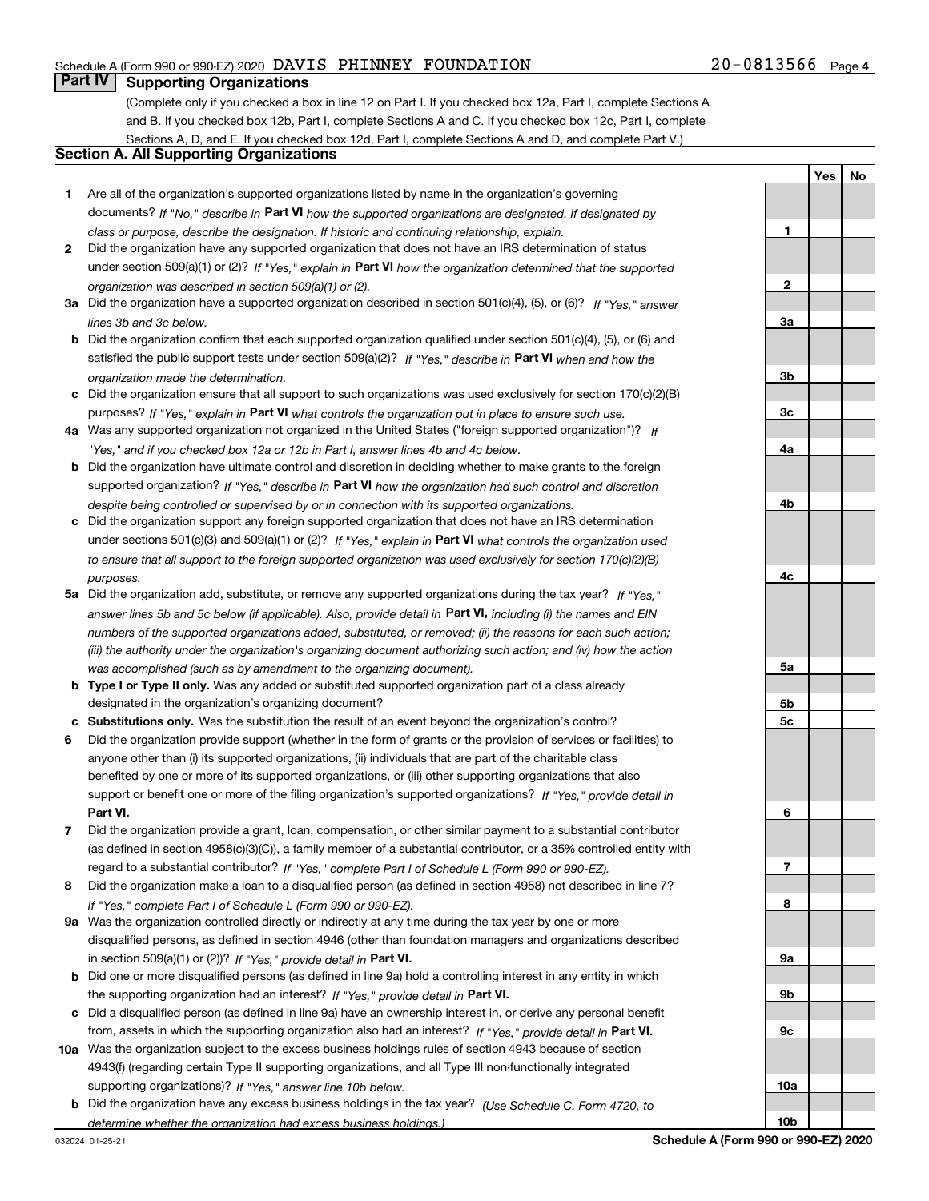Schedule A (Form 990 or 990-EZ) 2020 DAVIS PHINNEY FOUNDATION 20-0813566 Page 4

## Part IV Supporting Organizations

(Complete only if you checked a box in line 12 on Part I. If you checked box 12a, Part I, complete Sections A and B. If you checked box 12b, Part I, complete Sections A and C. If you checked box 12c, Part I, complete Sections A, D, and E. If you checked box 12d, Part I, complete Sections A and D, and complete Part V.)

### Section A. All Supporting Organizations

| | | Line | Yes | No |
|---|---|---|---|---|
| **1** | Are all of the organization's supported organizations listed by name in the organization's governing documents? *If "No," describe in* **Part VI** *how the supported organizations are designated. If designated by class or purpose, describe the designation. If historic and continuing relationship, explain.* | **1** | | |
| **2** | Did the organization have any supported organization that does not have an IRS determination of status under section 509(a)(1) or (2)? *If "Yes," explain in* **Part VI** *how the organization determined that the supported organization was described in section 509(a)(1) or (2).* | **2** | | |
| **3a** | Did the organization have a supported organization described in section 501(c)(4), (5), or (6)? *If "Yes," answer lines 3b and 3c below.* | **3a** | | |
| **b** | Did the organization confirm that each supported organization qualified under section 501(c)(4), (5), or (6) and satisfied the public support tests under section 509(a)(2)? *If "Yes," describe in* **Part VI** *when and how the organization made the determination.* | **3b** | | |
| **c** | Did the organization ensure that all support to such organizations was used exclusively for section 170(c)(2)(B) purposes? *If "Yes," explain in* **Part VI** *what controls the organization put in place to ensure such use.* | **3c** | | |
| **4a** | Was any supported organization not organized in the United States ("foreign supported organization")? *If "Yes," and if you checked box 12a or 12b in Part I, answer lines 4b and 4c below.* | **4a** | | |
| **b** | Did the organization have ultimate control and discretion in deciding whether to make grants to the foreign supported organization? *If "Yes," describe in* **Part VI** *how the organization had such control and discretion despite being controlled or supervised by or in connection with its supported organizations.* | **4b** | | |
| **c** | Did the organization support any foreign supported organization that does not have an IRS determination under sections 501(c)(3) and 509(a)(1) or (2)? *If "Yes," explain in* **Part VI** *what controls the organization used to ensure that all support to the foreign supported organization was used exclusively for section 170(c)(2)(B) purposes.* | **4c** | | |
| **5a** | Did the organization add, substitute, or remove any supported organizations during the tax year? *If "Yes," answer lines 5b and 5c below (if applicable). Also, provide detail in* **Part VI,** *including (i) the names and EIN numbers of the supported organizations added, substituted, or removed; (ii) the reasons for each such action; (iii) the authority under the organization's organizing document authorizing such action; and (iv) how the action was accomplished (such as by amendment to the organizing document).* | **5a** | | |
| **b** | **Type I or Type II only.** Was any added or substituted supported organization part of a class already designated in the organization's organizing document? | **5b** | | |
| **c** | **Substitutions only.** Was the substitution the result of an event beyond the organization's control? | **5c** | | |
| **6** | Did the organization provide support (whether in the form of grants or the provision of services or facilities) to anyone other than (i) its supported organizations, (ii) individuals that are part of the charitable class benefited by one or more of its supported organizations, or (iii) other supporting organizations that also support or benefit one or more of the filing organization's supported organizations? *If "Yes," provide detail in* **Part VI.** | **6** | | |
| **7** | Did the organization provide a grant, loan, compensation, or other similar payment to a substantial contributor (as defined in section 4958(c)(3)(C)), a family member of a substantial contributor, or a 35% controlled entity with regard to a substantial contributor? *If "Yes," complete Part I of Schedule L (Form 990 or 990-EZ).* | **7** | | |
| **8** | Did the organization make a loan to a disqualified person (as defined in section 4958) not described in line 7? *If "Yes," complete Part I of Schedule L (Form 990 or 990-EZ).* | **8** | | |
| **9a** | Was the organization controlled directly or indirectly at any time during the tax year by one or more disqualified persons, as defined in section 4946 (other than foundation managers and organizations described in section 509(a)(1) or (2))? *If "Yes," provide detail in* **Part VI.** | **9a** | | |
| **b** | Did one or more disqualified persons (as defined in line 9a) hold a controlling interest in any entity in which the supporting organization had an interest? *If "Yes," provide detail in* **Part VI.** | **9b** | | |
| **c** | Did a disqualified person (as defined in line 9a) have an ownership interest in, or derive any personal benefit from, assets in which the supporting organization also had an interest? *If "Yes," provide detail in* **Part VI.** | **9c** | | |
| **10a** | Was the organization subject to the excess business holdings rules of section 4943 because of section 4943(f) (regarding certain Type II supporting organizations, and all Type III non-functionally integrated supporting organizations)? *If "Yes," answer line 10b below.* | **10a** | | |
| **b** | Did the organization have any excess business holdings in the tax year? *(Use Schedule C, Form 4720, to determine whether the organization had excess business holdings.)* | **10b** | | |

032024 01-25-21 **Schedule A (Form 990 or 990-EZ) 2020**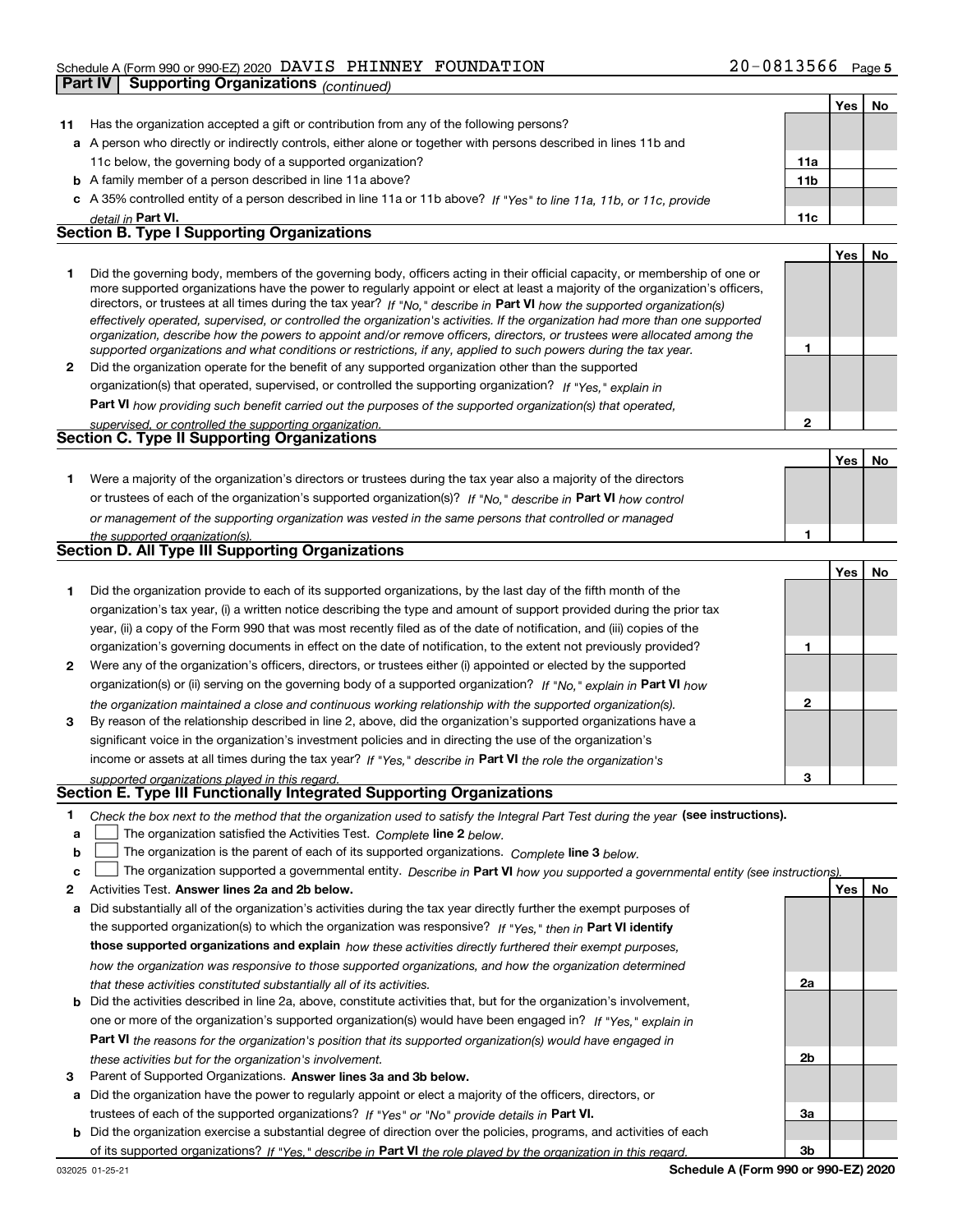Schedule A (Form 990 or 990-EZ) 2020 DAVIS PHINNEY FOUNDATION 20-0813566

## Part IV Supporting Organizations *(continued)*

| | | | Yes | No |
|---|---|---|---|---|
| **11** | Has the organization accepted a gift or contribution from any of the following persons? | | | |
| **a** | A person who directly or indirectly controls, either alone or together with persons described in lines 11b and 11c below, the governing body of a supported organization? | **11a** | | |
| **b** | A family member of a person described in line 11a above? | **11b** | | |
| **c** | A 35% controlled entity of a person described in line 11a or 11b above? *If "Yes" to line 11a, 11b, or 11c, provide detail in* **Part VI.** | **11c** | | |

### Section B. Type I Supporting Organizations

| | | | Yes | No |
|---|---|---|---|---|
| **1** | Did the governing body, members of the governing body, officers acting in their official capacity, or membership of one or more supported organizations have the power to regularly appoint or elect at least a majority of the organization's officers, directors, or trustees at all times during the tax year? *If "No," describe in* **Part VI** *how the supported organization(s) effectively operated, supervised, or controlled the organization's activities. If the organization had more than one supported organization, describe how the powers to appoint and/or remove officers, directors, or trustees were allocated among the supported organizations and what conditions or restrictions, if any, applied to such powers during the tax year.* | **1** | | |
| **2** | Did the organization operate for the benefit of any supported organization other than the supported organization(s) that operated, supervised, or controlled the supporting organization? *If "Yes," explain in* **Part VI** *how providing such benefit carried out the purposes of the supported organization(s) that operated, supervised, or controlled the supporting organization.* | **2** | | |

### Section C. Type II Supporting Organizations

| | | | Yes | No |
|---|---|---|---|---|
| **1** | Were a majority of the organization's directors or trustees during the tax year also a majority of the directors or trustees of each of the organization's supported organization(s)? *If "No," describe in* **Part VI** *how control or management of the supporting organization was vested in the same persons that controlled or managed the supported organization(s).* | **1** | | |

### Section D. All Type III Supporting Organizations

| | | | Yes | No |
|---|---|---|---|---|
| **1** | Did the organization provide to each of its supported organizations, by the last day of the fifth month of the organization's tax year, (i) a written notice describing the type and amount of support provided during the prior tax year, (ii) a copy of the Form 990 that was most recently filed as of the date of notification, and (iii) copies of the organization's governing documents in effect on the date of notification, to the extent not previously provided? | **1** | | |
| **2** | Were any of the organization's officers, directors, or trustees either (i) appointed or elected by the supported organization(s) or (ii) serving on the governing body of a supported organization? *If "No," explain in* **Part VI** *how the organization maintained a close and continuous working relationship with the supported organization(s).* | **2** | | |
| **3** | By reason of the relationship described in line 2, above, did the organization's supported organizations have a significant voice in the organization's investment policies and in directing the use of the organization's income or assets at all times during the tax year? *If "Yes," describe in* **Part VI** *the role the organization's supported organizations played in this regard.* | **3** | | |

### Section E. Type III Functionally Integrated Supporting Organizations

**1** *Check the box next to the method that the organization used to satisfy the Integral Part Test during the year* **(see instructions).**

- **a** ☐ The organization satisfied the Activities Test. *Complete* **line 2** *below.*
- **b** ☐ The organization is the parent of each of its supported organizations. *Complete* **line 3** *below.*
- **c** ☐ The organization supported a governmental entity. *Describe in* **Part VI** *how you supported a governmental entity (see instructions).*

| | | | Yes | No |
|---|---|---|---|---|
| **2** | Activities Test. **Answer lines 2a and 2b below.** | | | |
| **a** | Did substantially all of the organization's activities during the tax year directly further the exempt purposes of the supported organization(s) to which the organization was responsive? *If "Yes," then in* **Part VI identify those supported organizations and explain** *how these activities directly furthered their exempt purposes, how the organization was responsive to those supported organizations, and how the organization determined that these activities constituted substantially all of its activities.* | **2a** | | |
| **b** | Did the activities described in line 2a, above, constitute activities that, but for the organization's involvement, one or more of the organization's supported organization(s) would have been engaged in? *If "Yes," explain in* **Part VI** *the reasons for the organization's position that its supported organization(s) would have engaged in these activities but for the organization's involvement.* | **2b** | | |
| **3** | Parent of Supported Organizations. **Answer lines 3a and 3b below.** | | | |
| **a** | Did the organization have the power to regularly appoint or elect a majority of the officers, directors, or trustees of each of the supported organizations? *If "Yes" or "No" provide details in* **Part VI.** | **3a** | | |
| **b** | Did the organization exercise a substantial degree of direction over the policies, programs, and activities of each of its supported organizations? *If "Yes," describe in* **Part VI** *the role played by the organization in this regard.* | **3b** | | |

032025 01-25-21 **Schedule A (Form 990 or 990-EZ) 2020**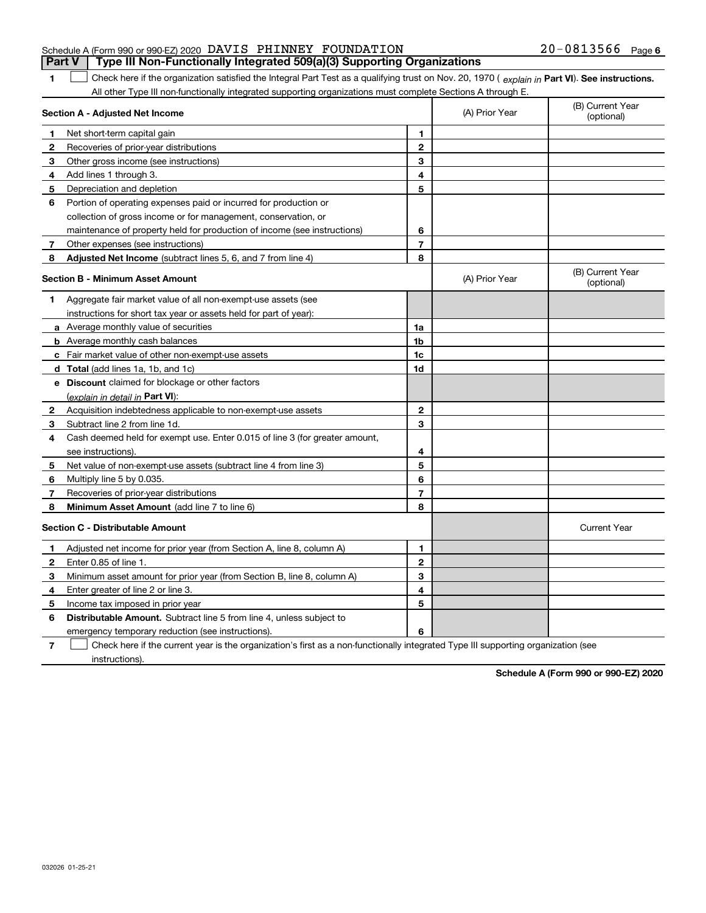Schedule A (Form 990 or 990-EZ) 2020 DAVIS PHINNEY FOUNDATION 20-0813566 Page 6

## Part V | Type III Non-Functionally Integrated 509(a)(3) Supporting Organizations

**1** ☐ Check here if the organization satisfied the Integral Part Test as a qualifying trust on Nov. 20, 1970 ( *explain in* **Part VI**). **See instructions.** All other Type III non-functionally integrated supporting organizations must complete Sections A through E.

| **Section A - Adjusted Net Income** | | | (A) Prior Year | (B) Current Year (optional) |
|---|---|---|---|---|
| **1** | Net short-term capital gain | **1** | | |
| **2** | Recoveries of prior-year distributions | **2** | | |
| **3** | Other gross income (see instructions) | **3** | | |
| **4** | Add lines 1 through 3. | **4** | | |
| **5** | Depreciation and depletion | **5** | | |
| **6** | Portion of operating expenses paid or incurred for production or collection of gross income or for management, conservation, or maintenance of property held for production of income (see instructions) | **6** | | |
| **7** | Other expenses (see instructions) | **7** | | |
| **8** | **Adjusted Net Income** (subtract lines 5, 6, and 7 from line 4) | **8** | | |

| **Section B - Minimum Asset Amount** | | | (A) Prior Year | (B) Current Year (optional) |
|---|---|---|---|---|
| **1** | Aggregate fair market value of all non-exempt-use assets (see instructions for short tax year or assets held for part of year): | | | |
| **a** | Average monthly value of securities | **1a** | | |
| **b** | Average monthly cash balances | **1b** | | |
| **c** | Fair market value of other non-exempt-use assets | **1c** | | |
| **d** | **Total** (add lines 1a, 1b, and 1c) | **1d** | | |
| **e** | **Discount** claimed for blockage or other factors (*explain in detail in* **Part VI**): | | | |
| **2** | Acquisition indebtedness applicable to non-exempt-use assets | **2** | | |
| **3** | Subtract line 2 from line 1d. | **3** | | |
| **4** | Cash deemed held for exempt use. Enter 0.015 of line 3 (for greater amount, see instructions). | **4** | | |
| **5** | Net value of non-exempt-use assets (subtract line 4 from line 3) | **5** | | |
| **6** | Multiply line 5 by 0.035. | **6** | | |
| **7** | Recoveries of prior-year distributions | **7** | | |
| **8** | **Minimum Asset Amount** (add line 7 to line 6) | **8** | | |

| **Section C - Distributable Amount** | | | | Current Year |
|---|---|---|---|---|
| **1** | Adjusted net income for prior year (from Section A, line 8, column A) | **1** | | |
| **2** | Enter 0.85 of line 1. | **2** | | |
| **3** | Minimum asset amount for prior year (from Section B, line 8, column A) | **3** | | |
| **4** | Enter greater of line 2 or line 3. | **4** | | |
| **5** | Income tax imposed in prior year | **5** | | |
| **6** | **Distributable Amount.** Subtract line 5 from line 4, unless subject to emergency temporary reduction (see instructions). | **6** | | |

**7** ☐ Check here if the current year is the organization's first as a non-functionally integrated Type III supporting organization (see instructions).

**Schedule A (Form 990 or 990-EZ) 2020**

032026 01-25-21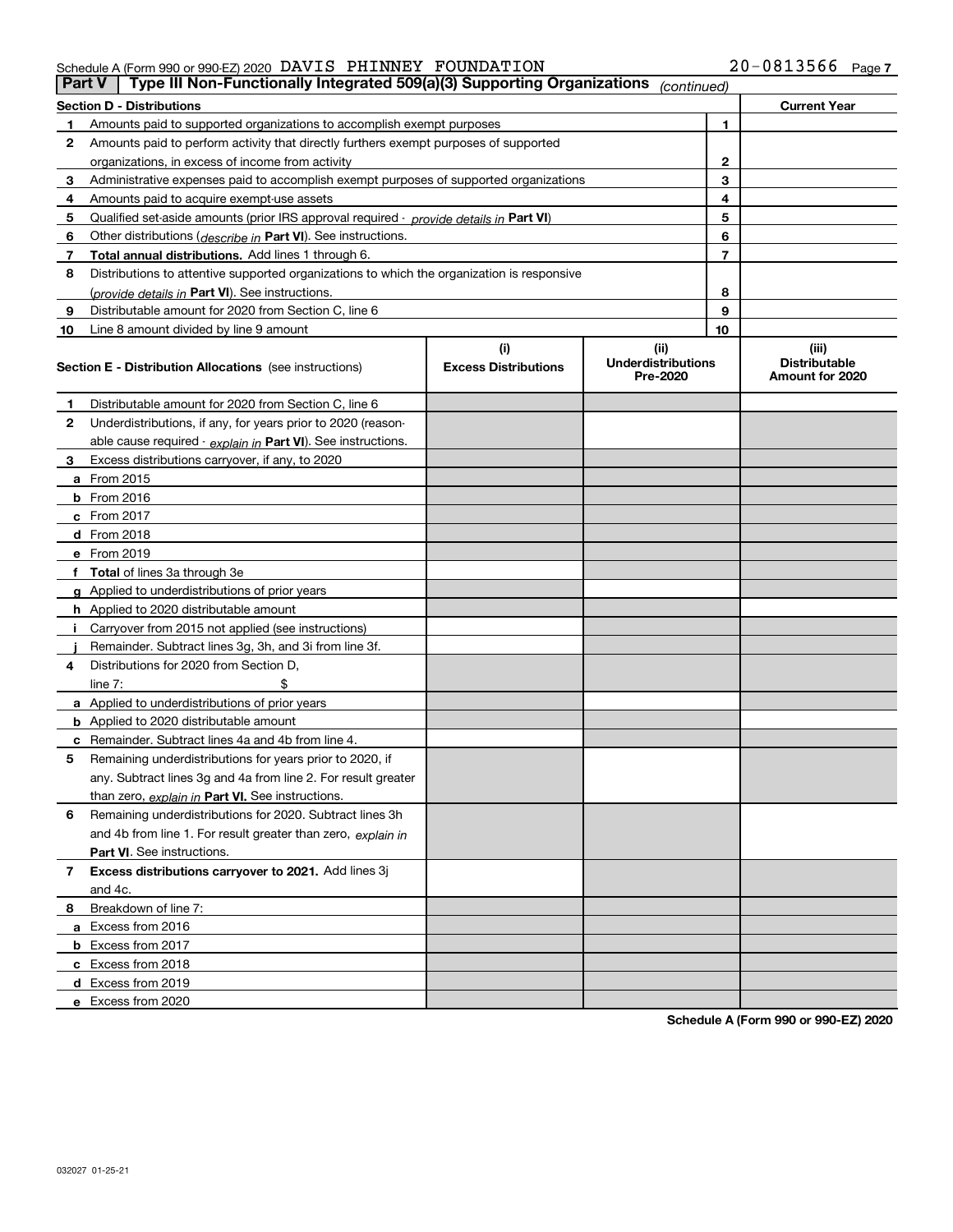Schedule A (Form 990 or 990-EZ) 2020 DAVIS PHINNEY FOUNDATION 20-0813566 Page 7

**Part V | Type III Non-Functionally Integrated 509(a)(3) Supporting Organizations** *(continued)*

| **Section D - Distributions** | | **Current Year** |
|---|---|---|
| **1** Amounts paid to supported organizations to accomplish exempt purposes | 1 | |
| **2** Amounts paid to perform activity that directly furthers exempt purposes of supported organizations, in excess of income from activity | 2 | |
| **3** Administrative expenses paid to accomplish exempt purposes of supported organizations | 3 | |
| **4** Amounts paid to acquire exempt-use assets | 4 | |
| **5** Qualified set-aside amounts (prior IRS approval required - *provide details in* **Part VI**) | 5 | |
| **6** Other distributions (*describe in* **Part VI**). See instructions. | 6 | |
| **7** **Total annual distributions.** Add lines 1 through 6. | 7 | |
| **8** Distributions to attentive supported organizations to which the organization is responsive (*provide details in* **Part VI**). See instructions. | 8 | |
| **9** Distributable amount for 2020 from Section C, line 6 | 9 | |
| **10** Line 8 amount divided by line 9 amount | 10 | |

| **Section E - Distribution Allocations** (see instructions) | **(i) Excess Distributions** | **(ii) Underdistributions Pre-2020** | **(iii) Distributable Amount for 2020** |
|---|---|---|---|
| **1** Distributable amount for 2020 from Section C, line 6 | | | |
| **2** Underdistributions, if any, for years prior to 2020 (reasonable cause required - *explain in* **Part VI**). See instructions. | | | |
| **3** Excess distributions carryover, if any, to 2020 | | | |
| **a** From 2015 | | | |
| **b** From 2016 | | | |
| **c** From 2017 | | | |
| **d** From 2018 | | | |
| **e** From 2019 | | | |
| **f** **Total** of lines 3a through 3e | | | |
| **g** Applied to underdistributions of prior years | | | |
| **h** Applied to 2020 distributable amount | | | |
| **i** Carryover from 2015 not applied (see instructions) | | | |
| **j** Remainder. Subtract lines 3g, 3h, and 3i from line 3f. | | | |
| **4** Distributions for 2020 from Section D, line 7: $ | | | |
| **a** Applied to underdistributions of prior years | | | |
| **b** Applied to 2020 distributable amount | | | |
| **c** Remainder. Subtract lines 4a and 4b from line 4. | | | |
| **5** Remaining underdistributions for years prior to 2020, if any. Subtract lines 3g and 4a from line 2. For result greater than zero, *explain in* **Part VI.** See instructions. | | | |
| **6** Remaining underdistributions for 2020. Subtract lines 3h and 4b from line 1. For result greater than zero, *explain in* **Part VI**. See instructions. | | | |
| **7** **Excess distributions carryover to 2021.** Add lines 3j and 4c. | | | |
| **8** Breakdown of line 7: | | | |
| **a** Excess from 2016 | | | |
| **b** Excess from 2017 | | | |
| **c** Excess from 2018 | | | |
| **d** Excess from 2019 | | | |
| **e** Excess from 2020 | | | |

**Schedule A (Form 990 or 990-EZ) 2020**

032027 01-25-21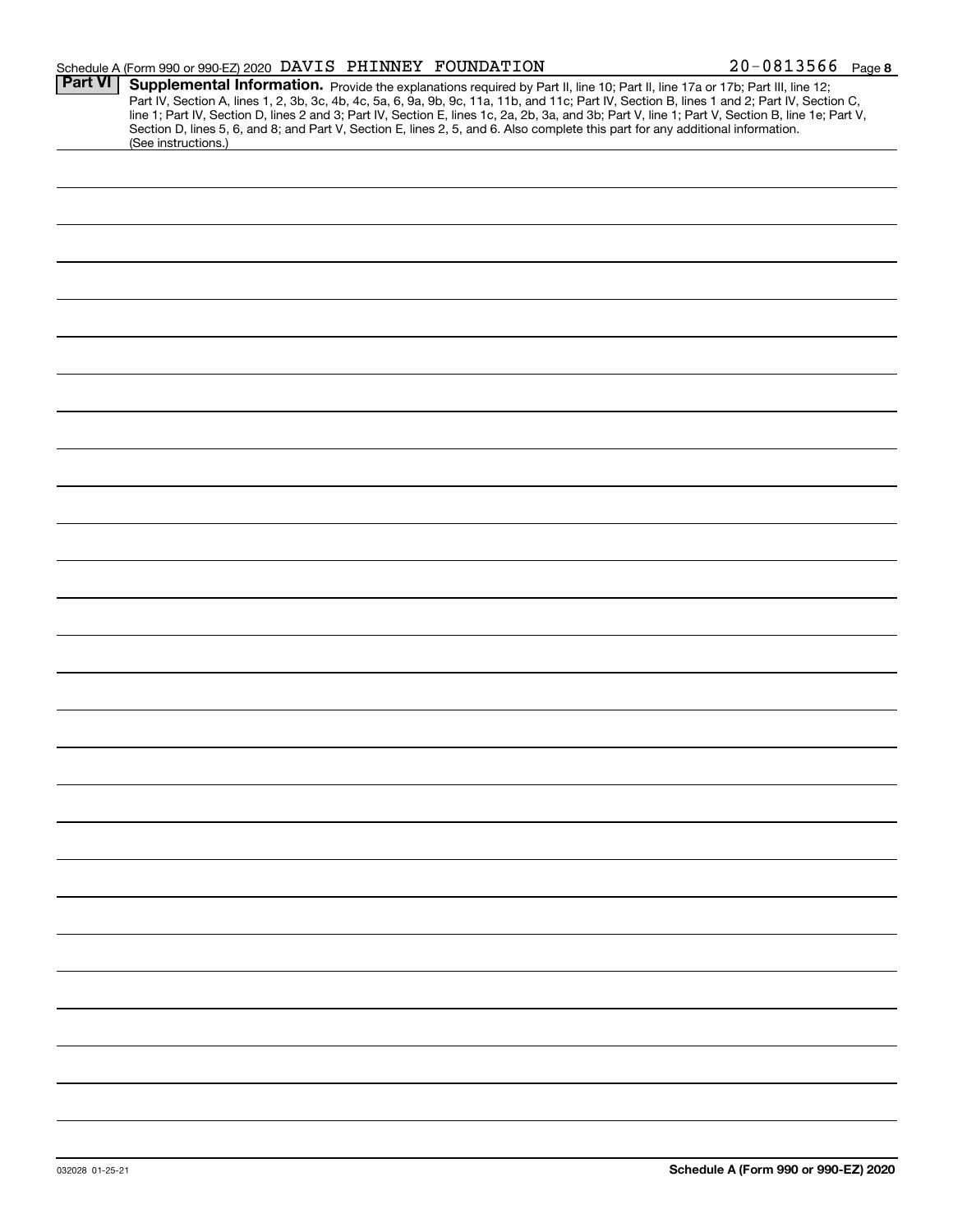Schedule A (Form 990 or 990-EZ) 2020 DAVIS PHINNEY FOUNDATION 20-0813566 Page 8

**Part VI** **Supplemental Information.** Provide the explanations required by Part II, line 10; Part II, line 17a or 17b; Part III, line 12; Part IV, Section A, lines 1, 2, 3b, 3c, 4b, 4c, 5a, 6, 9a, 9b, 9c, 11a, 11b, and 11c; Part IV, Section B, lines 1 and 2; Part IV, Section C, line 1; Part IV, Section D, lines 2 and 3; Part IV, Section E, lines 1c, 2a, 2b, 3a, and 3b; Part V, line 1; Part V, Section B, line 1e; Part V, Section D, lines 5, 6, and 8; and Part V, Section E, lines 2, 5, and 6. Also complete this part for any additional information. (See instructions.)

032028 01-25-21

**Schedule A (Form 990 or 990-EZ) 2020**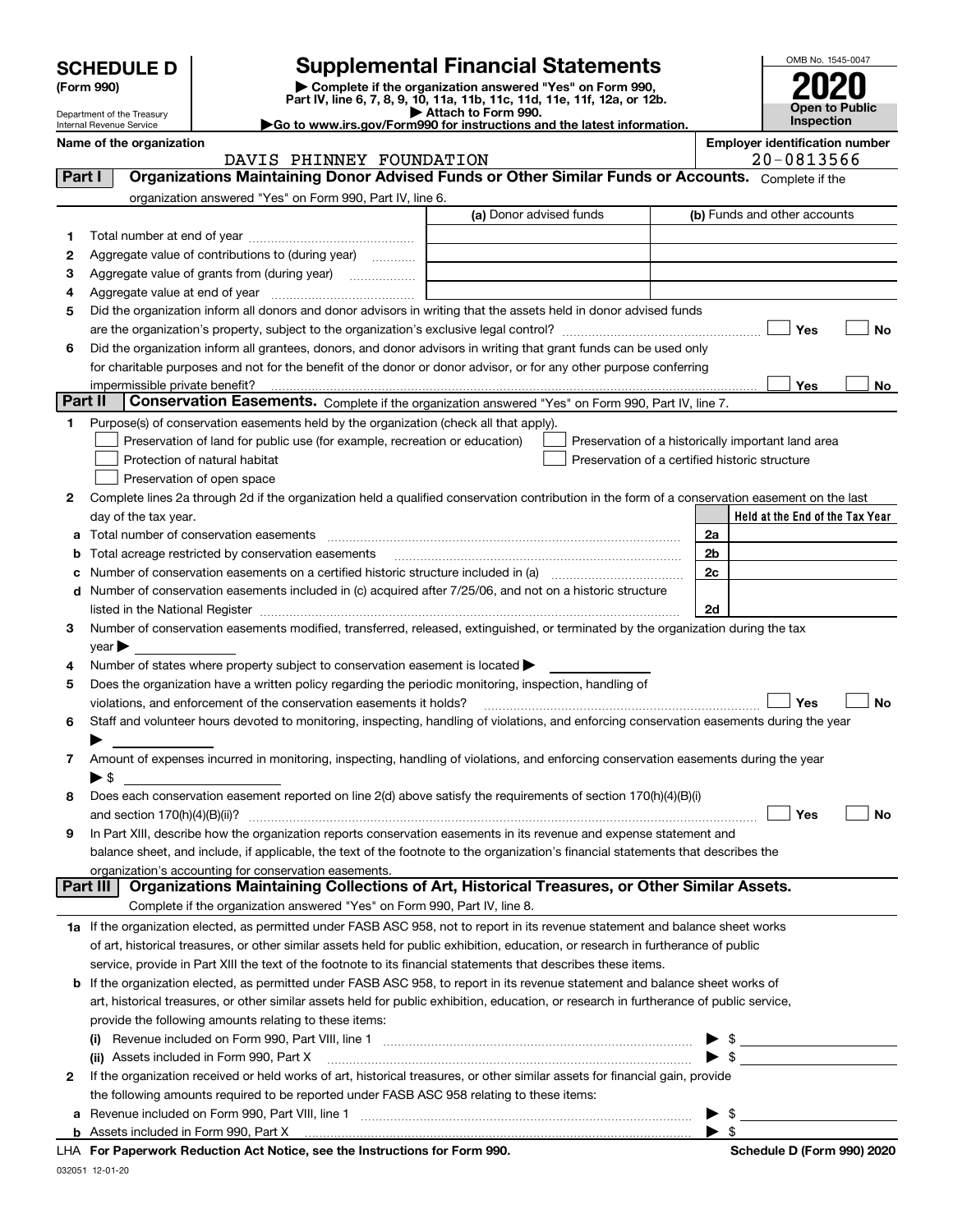# SCHEDULE D (Form 990)

Department of the Treasury
Internal Revenue Service

## Supplemental Financial Statements

▶ Complete if the organization answered "Yes" on Form 990, Part IV, line 6, 7, 8, 9, 10, 11a, 11b, 11c, 11d, 11e, 11f, 12a, or 12b.
▶ Attach to Form 990.
▶Go to www.irs.gov/Form990 for instructions and the latest information.

OMB No. 1545-0047

**2020**

**Open to Public Inspection**

**Name of the organization:** DAVIS PHINNEY FOUNDATION

**Employer identification number:** 20-0813566

### Part I — Organizations Maintaining Donor Advised Funds or Other Similar Funds or Accounts. 

Complete if the organization answered "Yes" on Form 990, Part IV, line 6.

| | | (a) Donor advised funds | (b) Funds and other accounts |
|---|---|---|---|
| 1 | Total number at end of year | | |
| 2 | Aggregate value of contributions to (during year) | | |
| 3 | Aggregate value of grants from (during year) | | |
| 4 | Aggregate value at end of year | | |

5 Did the organization inform all donors and donor advisors in writing that the assets held in donor advised funds are the organization's property, subject to the organization's exclusive legal control? ☐ Yes ☐ No

6 Did the organization inform all grantees, donors, and donor advisors in writing that grant funds can be used only for charitable purposes and not for the benefit of the donor or donor advisor, or for any other purpose conferring impermissible private benefit? ☐ Yes ☐ No

### Part II — Conservation Easements.

Complete if the organization answered "Yes" on Form 990, Part IV, line 7.

1 Purpose(s) of conservation easements held by the organization (check all that apply).

- ☐ Preservation of land for public use (for example, recreation or education)
- ☐ Protection of natural habitat
- ☐ Preservation of open space
- ☐ Preservation of a historically important land area
- ☐ Preservation of a certified historic structure

2 Complete lines 2a through 2d if the organization held a qualified conservation contribution in the form of a conservation easement on the last day of the tax year.

| | | | Held at the End of the Tax Year |
|---|---|---|---|
| a | Total number of conservation easements | 2a | |
| b | Total acreage restricted by conservation easements | 2b | |
| c | Number of conservation easements on a certified historic structure included in (a) | 2c | |
| d | Number of conservation easements included in (c) acquired after 7/25/06, and not on a historic structure listed in the National Register | 2d | |

3 Number of conservation easements modified, transferred, released, extinguished, or terminated by the organization during the tax year ▶

4 Number of states where property subject to conservation easement is located ▶

5 Does the organization have a written policy regarding the periodic monitoring, inspection, handling of violations, and enforcement of the conservation easements it holds? ☐ Yes ☐ No

6 Staff and volunteer hours devoted to monitoring, inspecting, handling of violations, and enforcing conservation easements during the year ▶

7 Amount of expenses incurred in monitoring, inspecting, handling of violations, and enforcing conservation easements during the year ▶ $

8 Does each conservation easement reported on line 2(d) above satisfy the requirements of section 170(h)(4)(B)(i) and section 170(h)(4)(B)(ii)? ☐ Yes ☐ No

9 In Part XIII, describe how the organization reports conservation easements in its revenue and expense statement and balance sheet, and include, if applicable, the text of the footnote to the organization's financial statements that describes the organization's accounting for conservation easements.

### Part III — Organizations Maintaining Collections of Art, Historical Treasures, or Other Similar Assets.

Complete if the organization answered "Yes" on Form 990, Part IV, line 8.

1a If the organization elected, as permitted under FASB ASC 958, not to report in its revenue statement and balance sheet works of art, historical treasures, or other similar assets held for public exhibition, education, or research in furtherance of public service, provide in Part XIII the text of the footnote to its financial statements that describes these items.

b If the organization elected, as permitted under FASB ASC 958, to report in its revenue statement and balance sheet works of art, historical treasures, or other similar assets held for public exhibition, education, or research in furtherance of public service, provide the following amounts relating to these items:

(i) Revenue included on Form 990, Part VIII, line 1 ▶ $

(ii) Assets included in Form 990, Part X ▶ $

2 If the organization received or held works of art, historical treasures, or other similar assets for financial gain, provide the following amounts required to be reported under FASB ASC 958 relating to these items:

a Revenue included on Form 990, Part VIII, line 1 ▶ $

b Assets included in Form 990, Part X ▶ $

LHA For Paperwork Reduction Act Notice, see the Instructions for Form 990.

Schedule D (Form 990) 2020

032051 12-01-20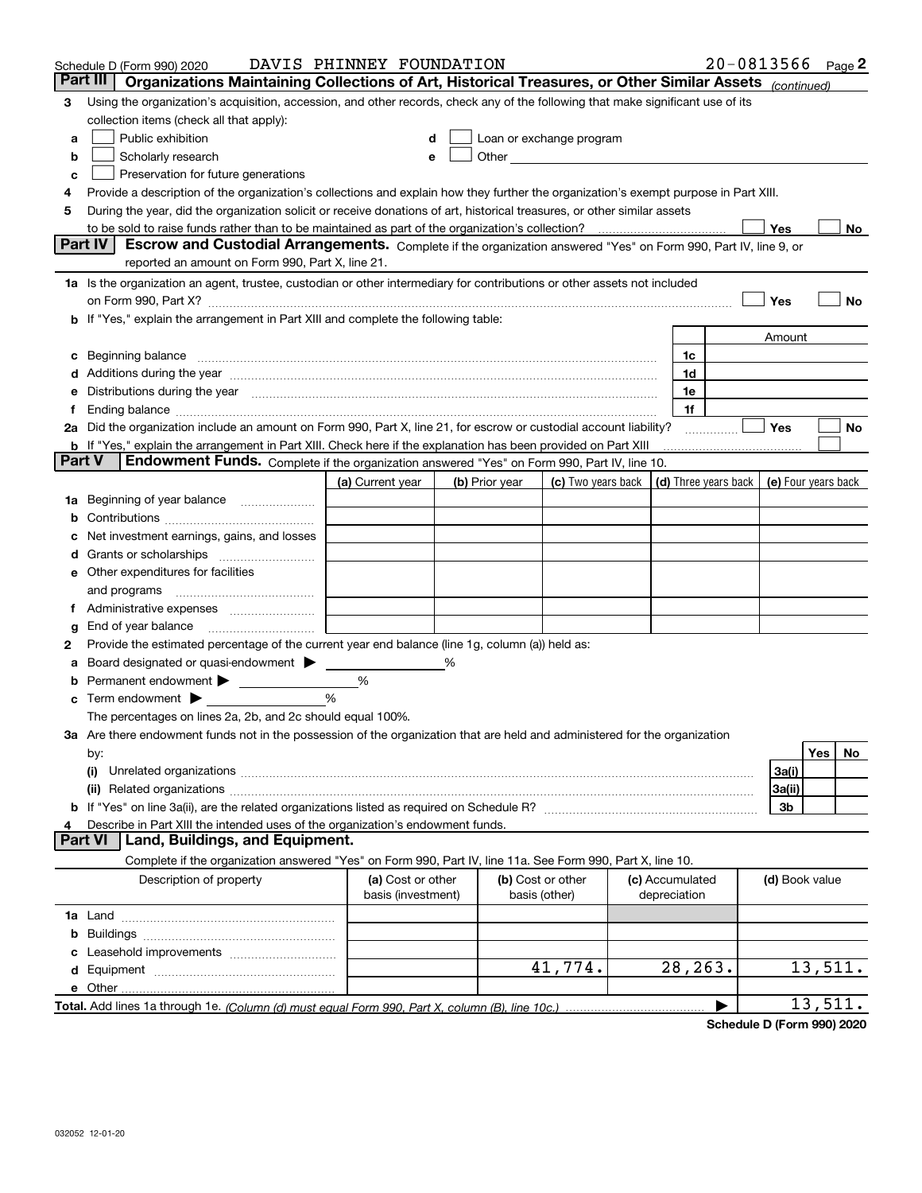Schedule D (Form 990) 2020 DAVIS PHINNEY FOUNDATION 20-0813566 Page 2

## Part III Organizations Maintaining Collections of Art, Historical Treasures, or Other Similar Assets *(continued)*

3 Using the organization's acquisition, accession, and other records, check any of the following that make significant use of its collection items (check all that apply):

a ☐ Public exhibition
b ☐ Scholarly research
c ☐ Preservation for future generations
d ☐ Loan or exchange program
e ☐ Other

4 Provide a description of the organization's collections and explain how they further the organization's exempt purpose in Part XIII.

5 During the year, did the organization solicit or receive donations of art, historical treasures, or other similar assets to be sold to raise funds rather than to be maintained as part of the organization's collection? ☐ Yes ☐ No

## Part IV Escrow and Custodial Arrangements.

Complete if the organization answered "Yes" on Form 990, Part IV, line 9, or reported an amount on Form 990, Part X, line 21.

1a Is the organization an agent, trustee, custodian or other intermediary for contributions or other assets not included on Form 990, Part X? ☐ Yes ☐ No

b If "Yes," explain the arrangement in Part XIII and complete the following table:

| | | Amount |
|---|---|---|
| c Beginning balance | 1c | |
| d Additions during the year | 1d | |
| e Distributions during the year | 1e | |
| f Ending balance | 1f | |

2a Did the organization include an amount on Form 990, Part X, line 21, for escrow or custodial account liability? ☐ Yes ☐ No

b If "Yes," explain the arrangement in Part XIII. Check here if the explanation has been provided on Part XIII ☐

## Part V Endowment Funds.

Complete if the organization answered "Yes" on Form 990, Part IV, line 10.

| | (a) Current year | (b) Prior year | (c) Two years back | (d) Three years back | (e) Four years back |
|---|---|---|---|---|---|
| 1a Beginning of year balance | | | | | |
| b Contributions | | | | | |
| c Net investment earnings, gains, and losses | | | | | |
| d Grants or scholarships | | | | | |
| e Other expenditures for facilities and programs | | | | | |
| f Administrative expenses | | | | | |
| g End of year balance | | | | | |

2 Provide the estimated percentage of the current year end balance (line 1g, column (a)) held as:

a Board designated or quasi-endowment ▶ ______ %
b Permanent endowment ▶ ______ %
c Term endowment ▶ ______ %

The percentages on lines 2a, 2b, and 2c should equal 100%.

3a Are there endowment funds not in the possession of the organization that are held and administered for the organization by:

| | | Yes | No |
|---|---|---|---|
| (i) Unrelated organizations | 3a(i) | | |
| (ii) Related organizations | 3a(ii) | | |
| b If "Yes" on line 3a(ii), are the related organizations listed as required on Schedule R? | 3b | | |

4 Describe in Part XIII the intended uses of the organization's endowment funds.

## Part VI Land, Buildings, and Equipment.

Complete if the organization answered "Yes" on Form 990, Part IV, line 11a. See Form 990, Part X, line 10.

| Description of property | (a) Cost or other basis (investment) | (b) Cost or other basis (other) | (c) Accumulated depreciation | (d) Book value |
|---|---|---|---|---|
| 1a Land | | | | |
| b Buildings | | | | |
| c Leasehold improvements | | | | |
| d Equipment | | 41,774. | 28,263. | 13,511. |
| e Other | | | | |
| **Total.** Add lines 1a through 1e. *(Column (d) must equal Form 990, Part X, column (B), line 10c.)* | | | ▶ | 13,511. |

**Schedule D (Form 990) 2020**

032052 12-01-20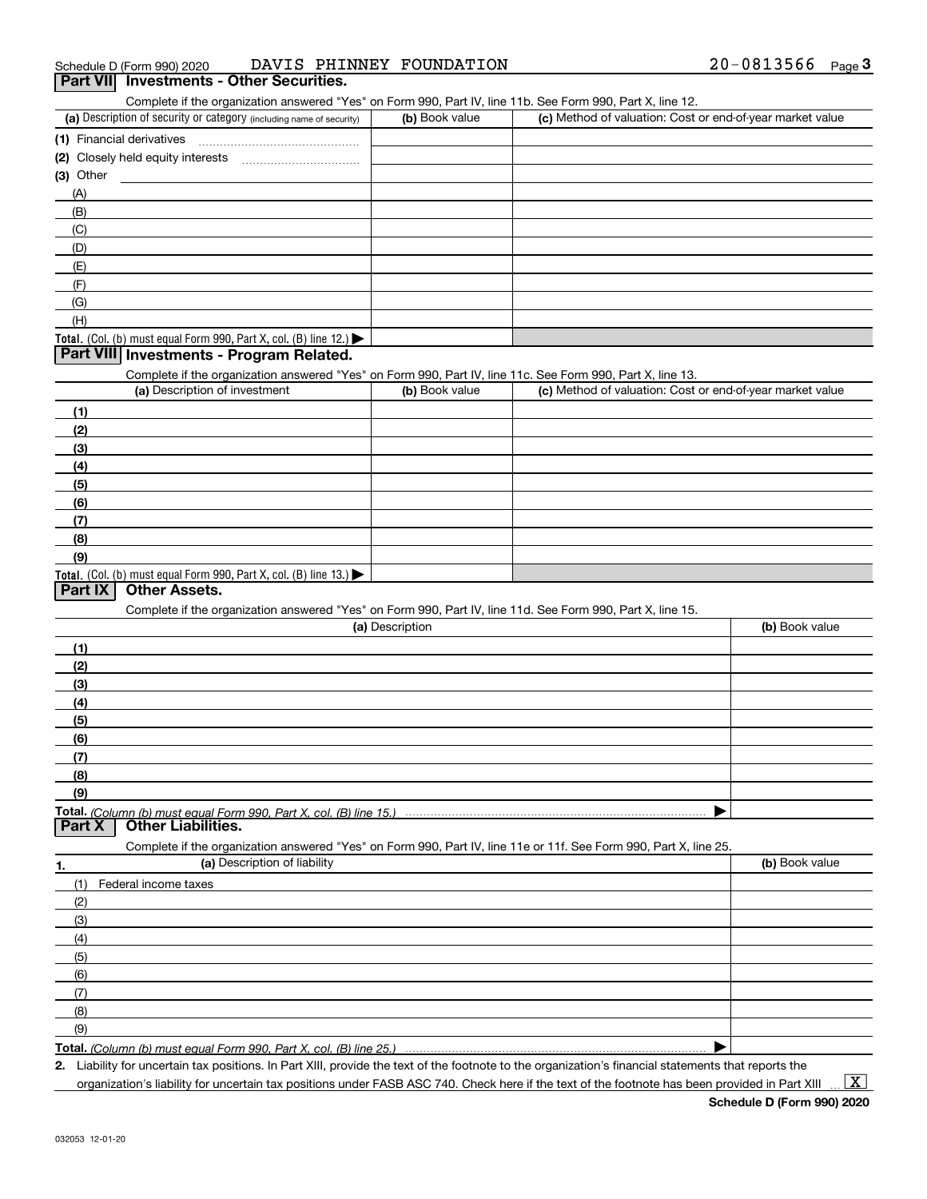Schedule D (Form 990) 2020 DAVIS PHINNEY FOUNDATION 20-0813566

## Part VII Investments - Other Securities.

Complete if the organization answered "Yes" on Form 990, Part IV, line 11b. See Form 990, Part X, line 12.

| (a) Description of security or category (including name of security) | (b) Book value | (c) Method of valuation: Cost or end-of-year market value |
|---|---|---|
| (1) Financial derivatives | | |
| (2) Closely held equity interests | | |
| (3) Other | | |
| (A) | | |
| (B) | | |
| (C) | | |
| (D) | | |
| (E) | | |
| (F) | | |
| (G) | | |
| (H) | | |
| Total. (Col. (b) must equal Form 990, Part X, col. (B) line 12.) ▶ | | |

## Part VIII Investments - Program Related.

Complete if the organization answered "Yes" on Form 990, Part IV, line 11c. See Form 990, Part X, line 13.

| (a) Description of investment | (b) Book value | (c) Method of valuation: Cost or end-of-year market value |
|---|---|---|
| (1) | | |
| (2) | | |
| (3) | | |
| (4) | | |
| (5) | | |
| (6) | | |
| (7) | | |
| (8) | | |
| (9) | | |
| Total. (Col. (b) must equal Form 990, Part X, col. (B) line 13.) ▶ | | |

## Part IX Other Assets.

Complete if the organization answered "Yes" on Form 990, Part IV, line 11d. See Form 990, Part X, line 15.

| (a) Description | (b) Book value |
|---|---|
| (1) | |
| (2) | |
| (3) | |
| (4) | |
| (5) | |
| (6) | |
| (7) | |
| (8) | |
| (9) | |
| Total. *(Column (b) must equal Form 990, Part X, col. (B) line 15.)* ▶ | |

## Part X Other Liabilities.

Complete if the organization answered "Yes" on Form 990, Part IV, line 11e or 11f. See Form 990, Part X, line 25.

| 1. (a) Description of liability | (b) Book value |
|---|---|
| (1) Federal income taxes | |
| (2) | |
| (3) | |
| (4) | |
| (5) | |
| (6) | |
| (7) | |
| (8) | |
| (9) | |
| Total. *(Column (b) must equal Form 990, Part X, col. (B) line 25.)* ▶ | |

2. Liability for uncertain tax positions. In Part XIII, provide the text of the footnote to the organization's financial statements that reports the organization's liability for uncertain tax positions under FASB ASC 740. Check here if the text of the footnote has been provided in Part XIII ... [X]

Schedule D (Form 990) 2020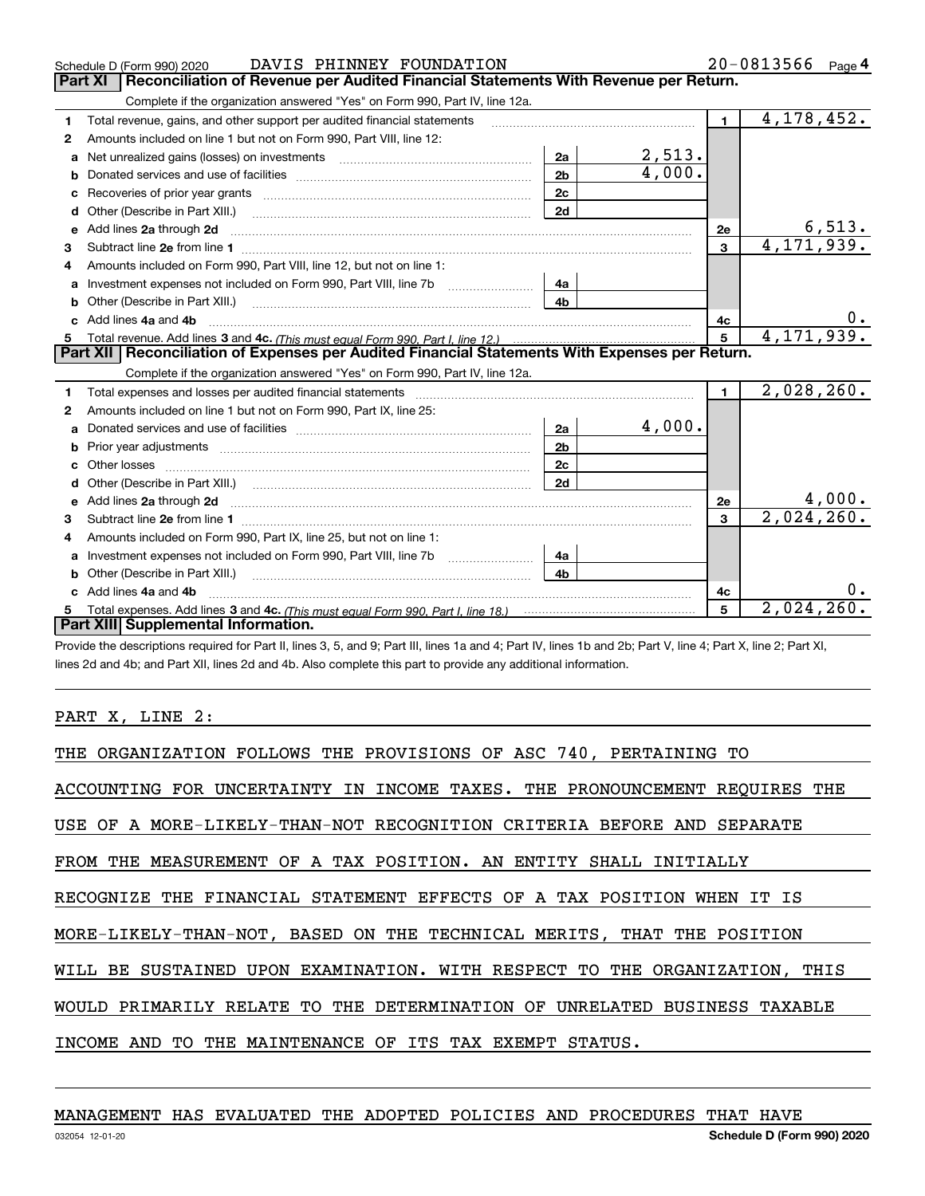Schedule D (Form 990) 2020 DAVIS PHINNEY FOUNDATION 20-0813566 Page 4

## Part XI Reconciliation of Revenue per Audited Financial Statements With Revenue per Return.

Complete if the organization answered "Yes" on Form 990, Part IV, line 12a.

| | | | | | |
|---|---|---|---|---|---|
| 1 | Total revenue, gains, and other support per audited financial statements | | | 1 | 4,178,452. |
| 2 | Amounts included on line 1 but not on Form 990, Part VIII, line 12: | | | | |
| a | Net unrealized gains (losses) on investments | 2a | 2,513. | | |
| b | Donated services and use of facilities | 2b | 4,000. | | |
| c | Recoveries of prior year grants | 2c | | | |
| d | Other (Describe in Part XIII.) | 2d | | | |
| e | Add lines 2a through 2d | | | 2e | 6,513. |
| 3 | Subtract line 2e from line 1 | | | 3 | 4,171,939. |
| 4 | Amounts included on Form 990, Part VIII, line 12, but not on line 1: | | | | |
| a | Investment expenses not included on Form 990, Part VIII, line 7b | 4a | | | |
| b | Other (Describe in Part XIII.) | 4b | | | |
| c | Add lines 4a and 4b | | | 4c | 0. |
| 5 | Total revenue. Add lines 3 and 4c. *(This must equal Form 990, Part I, line 12.)* | | | 5 | 4,171,939. |

## Part XII Reconciliation of Expenses per Audited Financial Statements With Expenses per Return.

Complete if the organization answered "Yes" on Form 990, Part IV, line 12a.

| | | | | | |
|---|---|---|---|---|---|
| 1 | Total expenses and losses per audited financial statements | | | 1 | 2,028,260. |
| 2 | Amounts included on line 1 but not on Form 990, Part IX, line 25: | | | | |
| a | Donated services and use of facilities | 2a | 4,000. | | |
| b | Prior year adjustments | 2b | | | |
| c | Other losses | 2c | | | |
| d | Other (Describe in Part XIII.) | 2d | | | |
| e | Add lines 2a through 2d | | | 2e | 4,000. |
| 3 | Subtract line 2e from line 1 | | | 3 | 2,024,260. |
| 4 | Amounts included on Form 990, Part IX, line 25, but not on line 1: | | | | |
| a | Investment expenses not included on Form 990, Part VIII, line 7b | 4a | | | |
| b | Other (Describe in Part XIII.) | 4b | | | |
| c | Add lines 4a and 4b | | | 4c | 0. |
| 5 | Total expenses. Add lines 3 and 4c. *(This must equal Form 990, Part I, line 18.)* | | | 5 | 2,024,260. |

## Part XIII Supplemental Information.

Provide the descriptions required for Part II, lines 3, 5, and 9; Part III, lines 1a and 4; Part IV, lines 1b and 2b; Part V, line 4; Part X, line 2; Part XI, lines 2d and 4b; and Part XII, lines 2d and 4b. Also complete this part to provide any additional information.

PART X, LINE 2:

THE ORGANIZATION FOLLOWS THE PROVISIONS OF ASC 740, PERTAINING TO ACCOUNTING FOR UNCERTAINTY IN INCOME TAXES. THE PRONOUNCEMENT REQUIRES THE USE OF A MORE-LIKELY-THAN-NOT RECOGNITION CRITERIA BEFORE AND SEPARATE FROM THE MEASUREMENT OF A TAX POSITION. AN ENTITY SHALL INITIALLY RECOGNIZE THE FINANCIAL STATEMENT EFFECTS OF A TAX POSITION WHEN IT IS MORE-LIKELY-THAN-NOT, BASED ON THE TECHNICAL MERITS, THAT THE POSITION WILL BE SUSTAINED UPON EXAMINATION. WITH RESPECT TO THE ORGANIZATION, THIS WOULD PRIMARILY RELATE TO THE DETERMINATION OF UNRELATED BUSINESS TAXABLE INCOME AND TO THE MAINTENANCE OF ITS TAX EXEMPT STATUS.

MANAGEMENT HAS EVALUATED THE ADOPTED POLICIES AND PROCEDURES THAT HAVE

032054 12-01-20 Schedule D (Form 990) 2020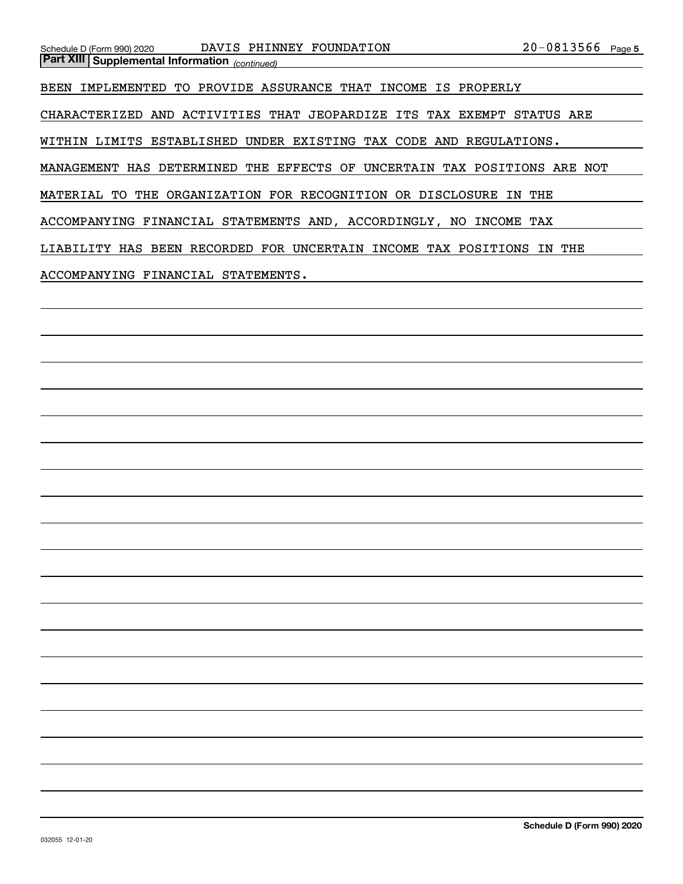**Part XIII | Supplemental Information** *(continued)*

BEEN IMPLEMENTED TO PROVIDE ASSURANCE THAT INCOME IS PROPERLY CHARACTERIZED AND ACTIVITIES THAT JEOPARDIZE ITS TAX EXEMPT STATUS ARE WITHIN LIMITS ESTABLISHED UNDER EXISTING TAX CODE AND REGULATIONS. MANAGEMENT HAS DETERMINED THE EFFECTS OF UNCERTAIN TAX POSITIONS ARE NOT MATERIAL TO THE ORGANIZATION FOR RECOGNITION OR DISCLOSURE IN THE ACCOMPANYING FINANCIAL STATEMENTS AND, ACCORDINGLY, NO INCOME TAX LIABILITY HAS BEEN RECORDED FOR UNCERTAIN INCOME TAX POSITIONS IN THE ACCOMPANYING FINANCIAL STATEMENTS.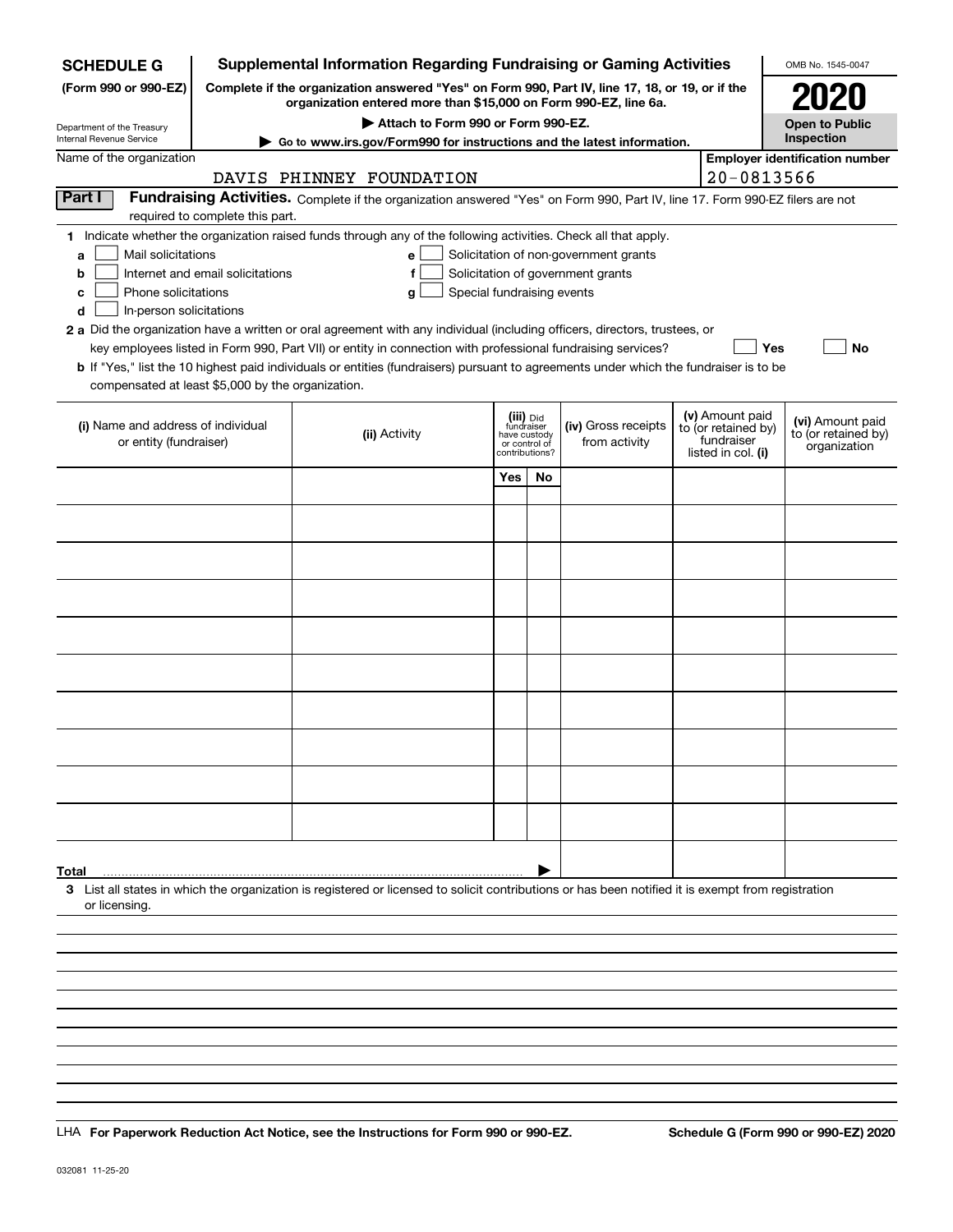**SCHEDULE G (Form 990 or 990-EZ)**

Department of the Treasury
Internal Revenue Service

# Supplemental Information Regarding Fundraising or Gaming Activities

**Complete if the organization answered "Yes" on Form 990, Part IV, line 17, 18, or 19, or if the organization entered more than $15,000 on Form 990-EZ, line 6a.**

▶ Attach to Form 990 or Form 990-EZ.

▶ Go to www.irs.gov/Form990 for instructions and the latest information.

OMB No. 1545-0047

**2020**

**Open to Public Inspection**

Name of the organization: DAVIS PHINNEY FOUNDATION

Employer identification number: 20-0813566

## Part I Fundraising Activities.

Complete if the organization answered "Yes" on Form 990, Part IV, line 17. Form 990-EZ filers are not required to complete this part.

**1** Indicate whether the organization raised funds through any of the following activities. Check all that apply.

- **a** ☐ Mail solicitations
- **b** ☐ Internet and email solicitations
- **c** ☐ Phone solicitations
- **d** ☐ In-person solicitations
- **e** ☐ Solicitation of non-government grants
- **f** ☐ Solicitation of government grants
- **g** ☐ Special fundraising events

**2a** Did the organization have a written or oral agreement with any individual (including officers, directors, trustees, or key employees listed in Form 990, Part VII) or entity in connection with professional fundraising services? ☐ Yes ☐ No

**b** If "Yes," list the 10 highest paid individuals or entities (fundraisers) pursuant to agreements under which the fundraiser is to be compensated at least $5,000 by the organization.

| (i) Name and address of individual or entity (fundraiser) | (ii) Activity | (iii) Did fundraiser have custody or control of contributions? | | (iv) Gross receipts from activity | (v) Amount paid to (or retained by) fundraiser listed in col. (i) | (vi) Amount paid to (or retained by) organization |
|---|---|---|---|---|---|---|
| | | Yes | No | | | |
| | | | | | | |
| | | | | | | |
| | | | | | | |
| | | | | | | |
| | | | | | | |
| | | | | | | |
| | | | | | | |
| | | | | | | |
| | | | | | | |
| | | | | | | |
| **Total** | | | | | | |

**3** List all states in which the organization is registered or licensed to solicit contributions or has been notified it is exempt from registration or licensing.

LHA **For Paperwork Reduction Act Notice, see the Instructions for Form 990 or 990-EZ.**

**Schedule G (Form 990 or 990-EZ) 2020**

032081 11-25-20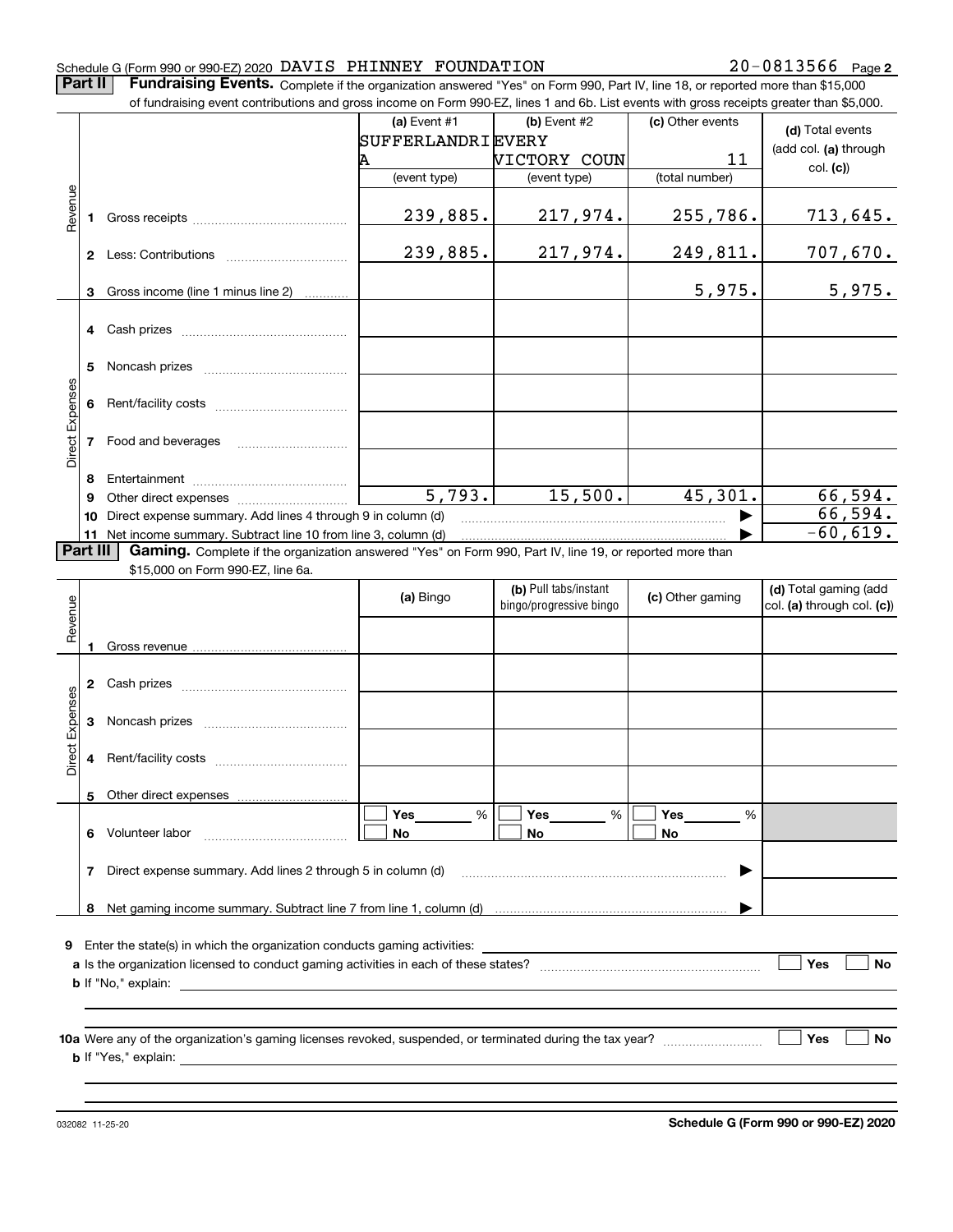Schedule G (Form 990 or 990-EZ) 2020 DAVIS PHINNEY FOUNDATION 20-0813566 Page **2**

**Part II** **Fundraising Events.** Complete if the organization answered "Yes" on Form 990, Part IV, line 18, or reported more than $15,000 of fundraising event contributions and gross income on Form 990-EZ, lines 1 and 6b. List events with gross receipts greater than $5,000.

| | | | (a) Event #1 SUFFERLANDRIA (event type) | (b) Event #2 EVERY VICTORY COUN (event type) | (c) Other events 11 (total number) | (d) Total events (add col. (a) through col. (c)) |
|---|---|---|---|---|---|---|
| Revenue | 1 | Gross receipts | 239,885. | 217,974. | 255,786. | 713,645. |
| | 2 | Less: Contributions | 239,885. | 217,974. | 249,811. | 707,670. |
| | 3 | Gross income (line 1 minus line 2) | | | 5,975. | 5,975. |
| Direct Expenses | 4 | Cash prizes | | | | |
| | 5 | Noncash prizes | | | | |
| | 6 | Rent/facility costs | | | | |
| | 7 | Food and beverages | | | | |
| | 8 | Entertainment | | | | |
| | 9 | Other direct expenses | 5,793. | 15,500. | 45,301. | 66,594. |
| | 10 | Direct expense summary. Add lines 4 through 9 in column (d) | | | | 66,594. |
| | 11 | Net income summary. Subtract line 10 from line 3, column (d) | | | | -60,619. |

**Part III** **Gaming.** Complete if the organization answered "Yes" on Form 990, Part IV, line 19, or reported more than $15,000 on Form 990-EZ, line 6a.

| | | | (a) Bingo | (b) Pull tabs/instant bingo/progressive bingo | (c) Other gaming | (d) Total gaming (add col. (a) through col. (c)) |
|---|---|---|---|---|---|---|
| Revenue | 1 | Gross revenue | | | | |
| Direct Expenses | 2 | Cash prizes | | | | |
| | 3 | Noncash prizes | | | | |
| | 4 | Rent/facility costs | | | | |
| | 5 | Other direct expenses | | | | |
| | 6 | Volunteer labor | ☐ Yes ____ % ☐ No | ☐ Yes ____ % ☐ No | ☐ Yes ____ % ☐ No | |
| | 7 | Direct expense summary. Add lines 2 through 5 in column (d) | | | | |
| | 8 | Net gaming income summary. Subtract line 7 from line 1, column (d) | | | | |

**9** Enter the state(s) in which the organization conducts gaming activities: ____________

**a** Is the organization licensed to conduct gaming activities in each of these states? ☐ Yes ☐ No

**b** If "No," explain: ____________

**10a** Were any of the organization's gaming licenses revoked, suspended, or terminated during the tax year? ☐ Yes ☐ No

**b** If "Yes," explain: ____________

032082 11-25-20 **Schedule G (Form 990 or 990-EZ) 2020**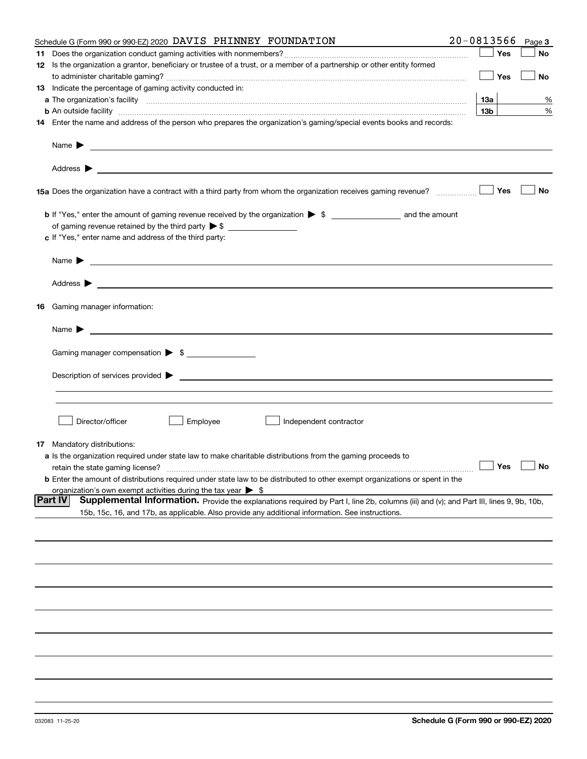Schedule G (Form 990 or 990-EZ) 2020 DAVIS PHINNEY FOUNDATION 20-0813566 Page 3

**11** Does the organization conduct gaming activities with nonmembers? ☐ Yes ☐ No

**12** Is the organization a grantor, beneficiary or trustee of a trust, or a member of a partnership or other entity formed to administer charitable gaming? ☐ Yes ☐ No

**13** Indicate the percentage of gaming activity conducted in:

**a** The organization's facility **13a** %

**b** An outside facility **13b** %

**14** Enter the name and address of the person who prepares the organization's gaming/special events books and records:

Name ▶

Address ▶

**15a** Does the organization have a contract with a third party from whom the organization receives gaming revenue? ☐ Yes ☐ No

**b** If "Yes," enter the amount of gaming revenue received by the organization ▶ $ ______ and the amount of gaming revenue retained by the third party ▶ $ ______

**c** If "Yes," enter name and address of the third party:

Name ▶

Address ▶

**16** Gaming manager information:

Name ▶

Gaming manager compensation ▶ $

Description of services provided ▶

☐ Director/officer ☐ Employee ☐ Independent contractor

**17** Mandatory distributions:

**a** Is the organization required under state law to make charitable distributions from the gaming proceeds to retain the state gaming license? ☐ Yes ☐ No

**b** Enter the amount of distributions required under state law to be distributed to other exempt organizations or spent in the organization's own exempt activities during the tax year ▶ $

**Part IV** **Supplemental Information.** Provide the explanations required by Part I, line 2b, columns (iii) and (v); and Part III, lines 9, 9b, 10b, 15b, 15c, 16, and 17b, as applicable. Also provide any additional information. See instructions.

032083 11-25-20 **Schedule G (Form 990 or 990-EZ) 2020**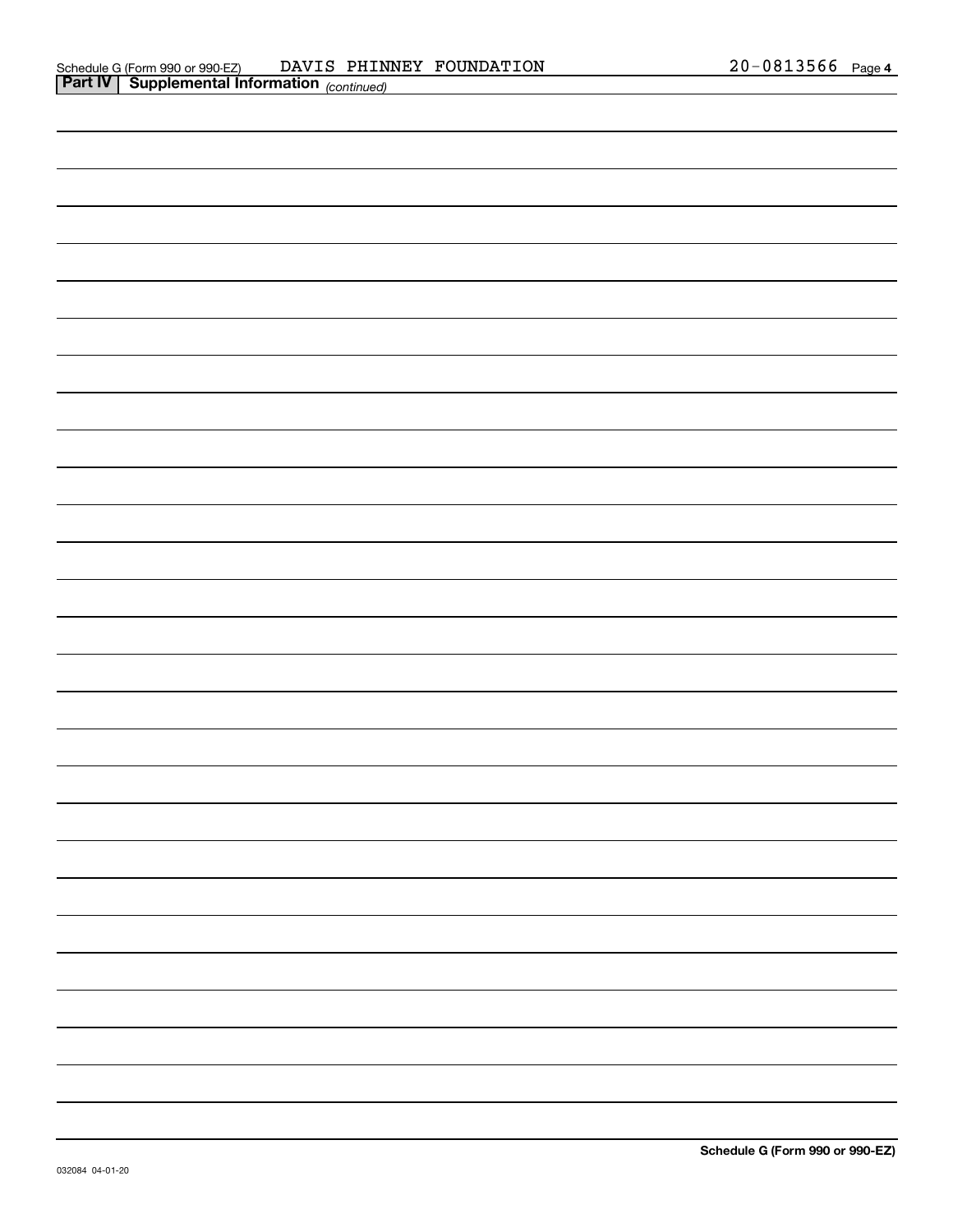Schedule G (Form 990 or 990-EZ) DAVIS PHINNEY FOUNDATION 20-0813566 Page 4

**Part IV | Supplemental Information** *(continued)*

**Schedule G (Form 990 or 990-EZ)**

032084 04-01-20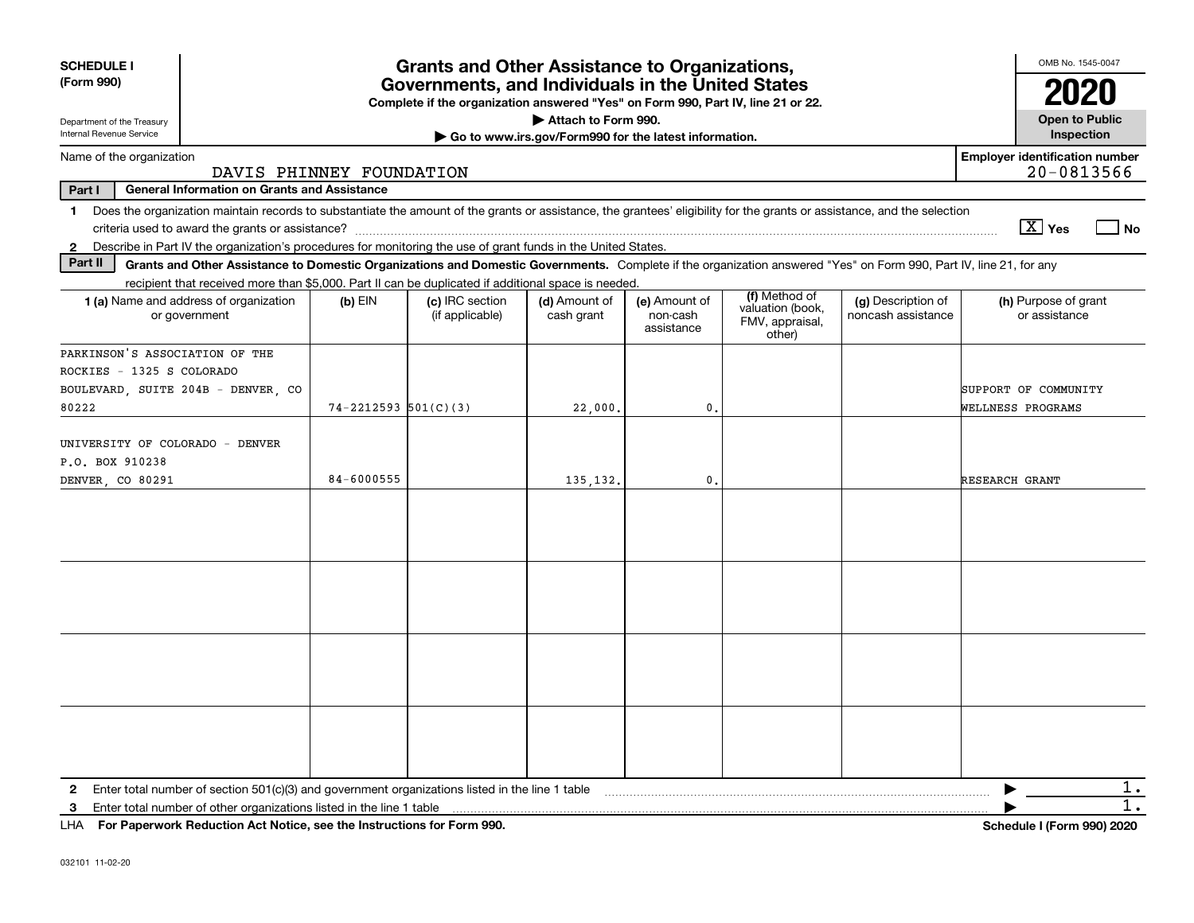**SCHEDULE I (Form 990)**

Department of the Treasury
Internal Revenue Service

# Grants and Other Assistance to Organizations, Governments, and Individuals in the United States

**Complete if the organization answered "Yes" on Form 990, Part IV, line 21 or 22.**

**▶ Attach to Form 990.**

**▶ Go to www.irs.gov/Form990 for the latest information.**

OMB No. 1545-0047

**2020**

**Open to Public Inspection**

Name of the organization: DAVIS PHINNEY FOUNDATION

**Employer identification number** 20-0813566

**Part I — General Information on Grants and Assistance**

1. Does the organization maintain records to substantiate the amount of the grants or assistance, the grantees' eligibility for the grants or assistance, and the selection criteria used to award the grants or assistance? [X] Yes [ ] No
2. Describe in Part IV the organization's procedures for monitoring the use of grant funds in the United States.

**Part II — Grants and Other Assistance to Domestic Organizations and Domestic Governments.** Complete if the organization answered "Yes" on Form 990, Part IV, line 21, for any recipient that received more than $5,000. Part II can be duplicated if additional space is needed.

| 1 (a) Name and address of organization or government | (b) EIN | (c) IRC section (if applicable) | (d) Amount of cash grant | (e) Amount of non-cash assistance | (f) Method of valuation (book, FMV, appraisal, other) | (g) Description of noncash assistance | (h) Purpose of grant or assistance |
|---|---|---|---|---|---|---|---|
| PARKINSON'S ASSOCIATION OF THE ROCKIES - 1325 S COLORADO BOULEVARD, SUITE 204B - DENVER, CO 80222 | 74-2212593 | 501(C)(3) | 22,000. | 0. | | | SUPPORT OF COMMUNITY WELLNESS PROGRAMS |
| UNIVERSITY OF COLORADO - DENVER P.O. BOX 910238 DENVER, CO 80291 | 84-6000555 | | 135,132. | 0. | | | RESEARCH GRANT |
| | | | | | | | |
| | | | | | | | |
| | | | | | | | |
| | | | | | | | |

2. Enter total number of section 501(c)(3) and government organizations listed in the line 1 table ▶ 1.
3. Enter total number of other organizations listed in the line 1 table ▶ 1.

LHA **For Paperwork Reduction Act Notice, see the Instructions for Form 990.** **Schedule I (Form 990) 2020**

032101 11-02-20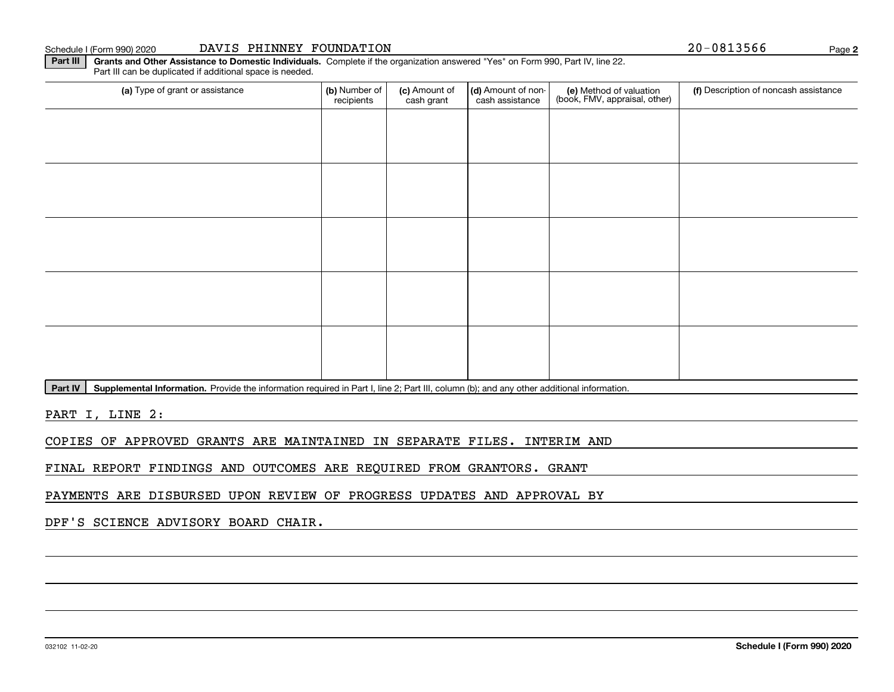Schedule I (Form 990) 2020 DAVIS PHINNEY FOUNDATION 20-0813566

**Part III** **Grants and Other Assistance to Domestic Individuals.** Complete if the organization answered "Yes" on Form 990, Part IV, line 22. Part III can be duplicated if additional space is needed.

| (a) Type of grant or assistance | (b) Number of recipients | (c) Amount of cash grant | (d) Amount of non-cash assistance | (e) Method of valuation (book, FMV, appraisal, other) | (f) Description of noncash assistance |
|---|---|---|---|---|---|
| | | | | | |
| | | | | | |
| | | | | | |
| | | | | | |
| | | | | | |

**Part IV** **Supplemental Information.** Provide the information required in Part I, line 2; Part III, column (b); and any other additional information.

PART I, LINE 2:

COPIES OF APPROVED GRANTS ARE MAINTAINED IN SEPARATE FILES. INTERIM AND FINAL REPORT FINDINGS AND OUTCOMES ARE REQUIRED FROM GRANTORS. GRANT PAYMENTS ARE DISBURSED UPON REVIEW OF PROGRESS UPDATES AND APPROVAL BY DPF'S SCIENCE ADVISORY BOARD CHAIR.

032102 11-02-20 **Schedule I (Form 990) 2020**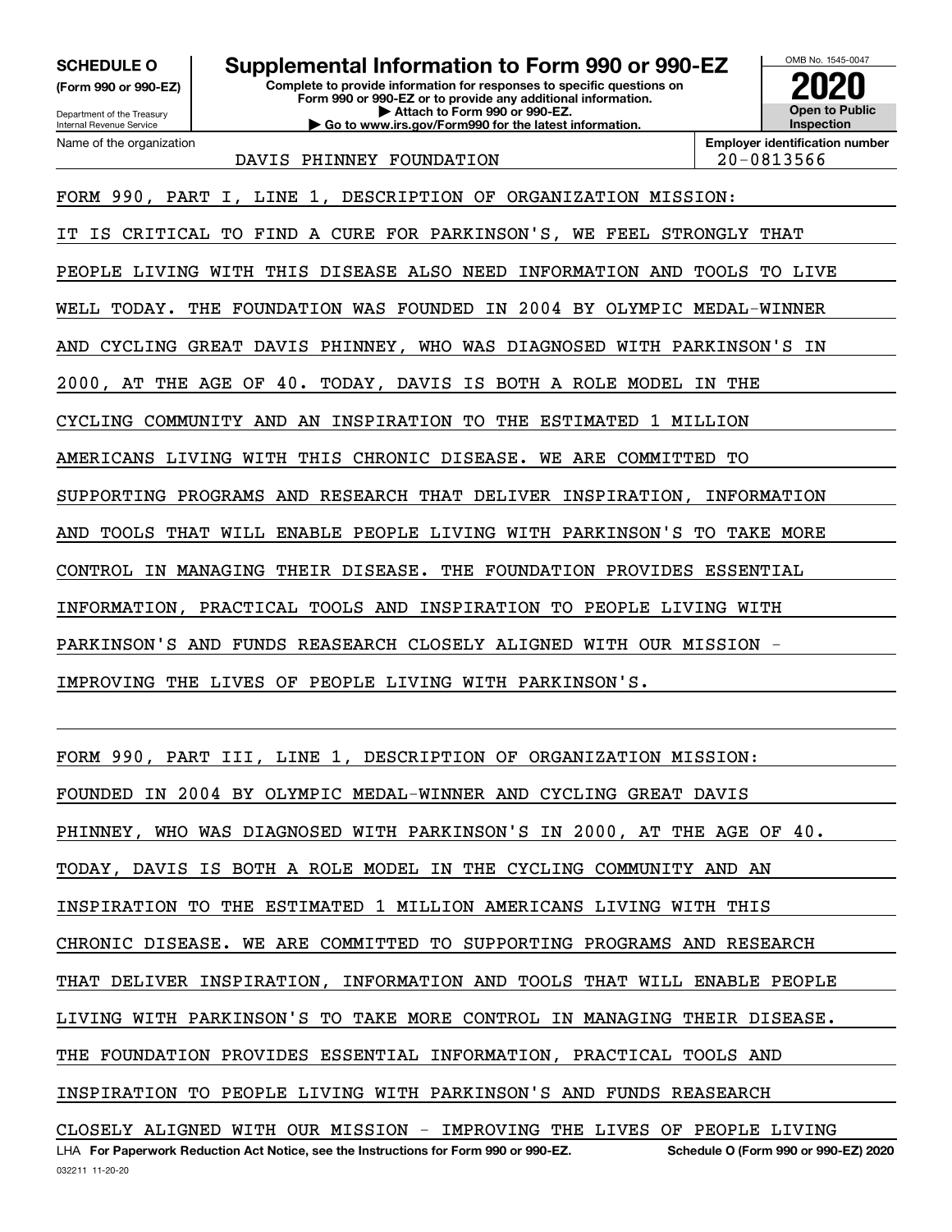**SCHEDULE O**
**(Form 990 or 990-EZ)**

Department of the Treasury
Internal Revenue Service

# Supplemental Information to Form 990 or 990-EZ

**Complete to provide information for responses to specific questions on Form 990 or 990-EZ or to provide any additional information.**
**▶ Attach to Form 990 or 990-EZ.**
**▶ Go to www.irs.gov/Form990 for the latest information.**

OMB No. 1545-0047

**2020**

**Open to Public Inspection**

| Name of the organization | Employer identification number |
|---|---|
| DAVIS PHINNEY FOUNDATION | 20-0813566 |

FORM 990, PART I, LINE 1, DESCRIPTION OF ORGANIZATION MISSION:

IT IS CRITICAL TO FIND A CURE FOR PARKINSON'S, WE FEEL STRONGLY THAT PEOPLE LIVING WITH THIS DISEASE ALSO NEED INFORMATION AND TOOLS TO LIVE WELL TODAY. THE FOUNDATION WAS FOUNDED IN 2004 BY OLYMPIC MEDAL-WINNER AND CYCLING GREAT DAVIS PHINNEY, WHO WAS DIAGNOSED WITH PARKINSON'S IN 2000, AT THE AGE OF 40. TODAY, DAVIS IS BOTH A ROLE MODEL IN THE CYCLING COMMUNITY AND AN INSPIRATION TO THE ESTIMATED 1 MILLION AMERICANS LIVING WITH THIS CHRONIC DISEASE. WE ARE COMMITTED TO SUPPORTING PROGRAMS AND RESEARCH THAT DELIVER INSPIRATION, INFORMATION AND TOOLS THAT WILL ENABLE PEOPLE LIVING WITH PARKINSON'S TO TAKE MORE CONTROL IN MANAGING THEIR DISEASE. THE FOUNDATION PROVIDES ESSENTIAL INFORMATION, PRACTICAL TOOLS AND INSPIRATION TO PEOPLE LIVING WITH PARKINSON'S AND FUNDS REASEARCH CLOSELY ALIGNED WITH OUR MISSION - IMPROVING THE LIVES OF PEOPLE LIVING WITH PARKINSON'S.

FORM 990, PART III, LINE 1, DESCRIPTION OF ORGANIZATION MISSION:

FOUNDED IN 2004 BY OLYMPIC MEDAL-WINNER AND CYCLING GREAT DAVIS PHINNEY, WHO WAS DIAGNOSED WITH PARKINSON'S IN 2000, AT THE AGE OF 40. TODAY, DAVIS IS BOTH A ROLE MODEL IN THE CYCLING COMMUNITY AND AN INSPIRATION TO THE ESTIMATED 1 MILLION AMERICANS LIVING WITH THIS CHRONIC DISEASE. WE ARE COMMITTED TO SUPPORTING PROGRAMS AND RESEARCH THAT DELIVER INSPIRATION, INFORMATION AND TOOLS THAT WILL ENABLE PEOPLE LIVING WITH PARKINSON'S TO TAKE MORE CONTROL IN MANAGING THEIR DISEASE. THE FOUNDATION PROVIDES ESSENTIAL INFORMATION, PRACTICAL TOOLS AND INSPIRATION TO PEOPLE LIVING WITH PARKINSON'S AND FUNDS REASEARCH CLOSELY ALIGNED WITH OUR MISSION - IMPROVING THE LIVES OF PEOPLE LIVING

LHA **For Paperwork Reduction Act Notice, see the Instructions for Form 990 or 990-EZ.** **Schedule O (Form 990 or 990-EZ) 2020**

032211 11-20-20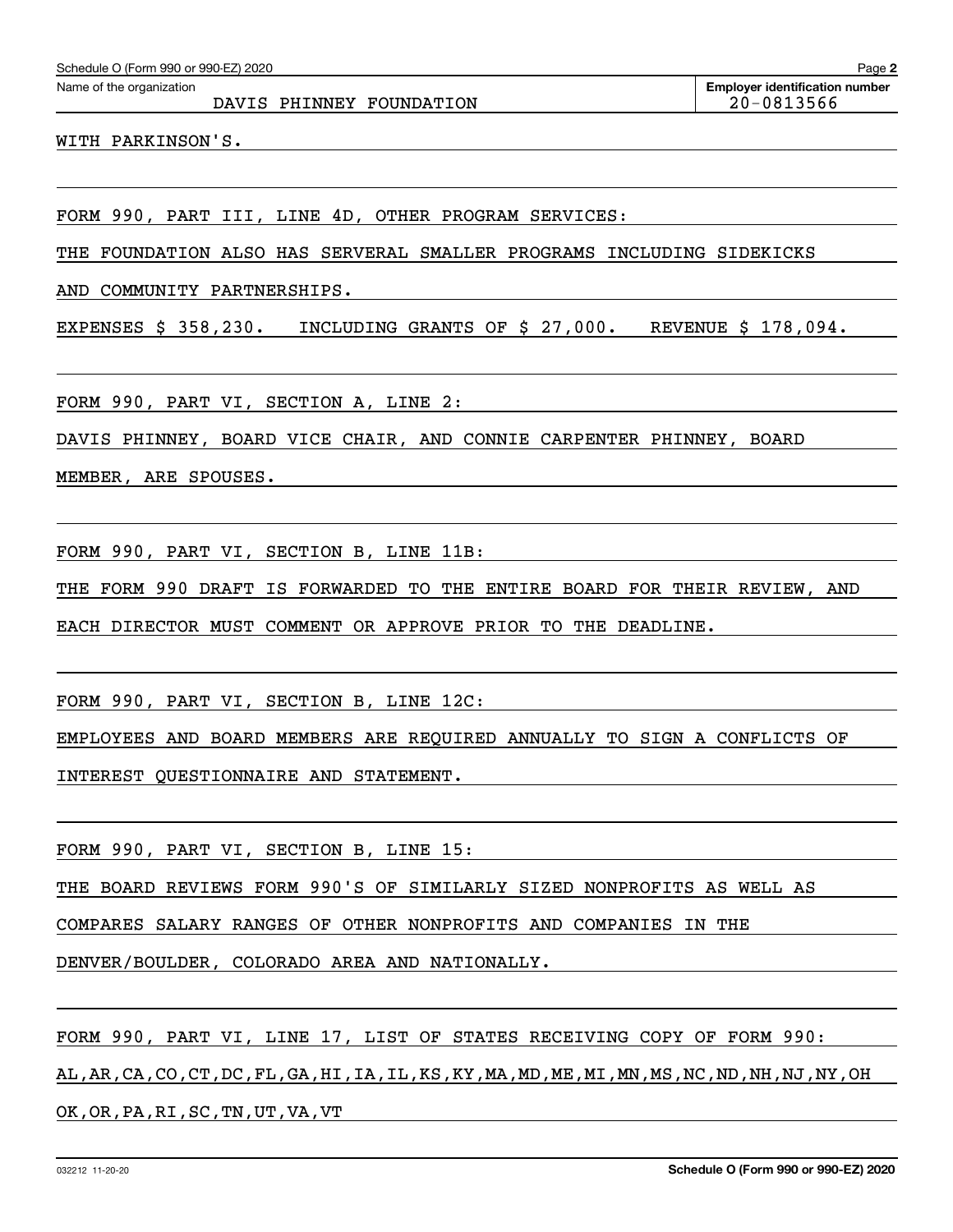Name of the organization: DAVIS PHINNEY FOUNDATION

Employer identification number: 20-0813566

WITH PARKINSON'S.

FORM 990, PART III, LINE 4D, OTHER PROGRAM SERVICES:

THE FOUNDATION ALSO HAS SERVERAL SMALLER PROGRAMS INCLUDING SIDEKICKS AND COMMUNITY PARTNERSHIPS.

EXPENSES $ 358,230.   INCLUDING GRANTS OF $ 27,000.   REVENUE $ 178,094.

FORM 990, PART VI, SECTION A, LINE 2:

DAVIS PHINNEY, BOARD VICE CHAIR, AND CONNIE CARPENTER PHINNEY, BOARD MEMBER, ARE SPOUSES.

FORM 990, PART VI, SECTION B, LINE 11B:

THE FORM 990 DRAFT IS FORWARDED TO THE ENTIRE BOARD FOR THEIR REVIEW, AND EACH DIRECTOR MUST COMMENT OR APPROVE PRIOR TO THE DEADLINE.

FORM 990, PART VI, SECTION B, LINE 12C:

EMPLOYEES AND BOARD MEMBERS ARE REQUIRED ANNUALLY TO SIGN A CONFLICTS OF INTEREST QUESTIONNAIRE AND STATEMENT.

FORM 990, PART VI, SECTION B, LINE 15:

THE BOARD REVIEWS FORM 990'S OF SIMILARLY SIZED NONPROFITS AS WELL AS COMPARES SALARY RANGES OF OTHER NONPROFITS AND COMPANIES IN THE DENVER/BOULDER, COLORADO AREA AND NATIONALLY.

FORM 990, PART VI, LINE 17, LIST OF STATES RECEIVING COPY OF FORM 990:

AL,AR,CA,CO,CT,DC,FL,GA,HI,IA,IL,KS,KY,MA,MD,ME,MI,MN,MS,NC,ND,NH,NJ,NY,OH OK,OR,PA,RI,SC,TN,UT,VA,VT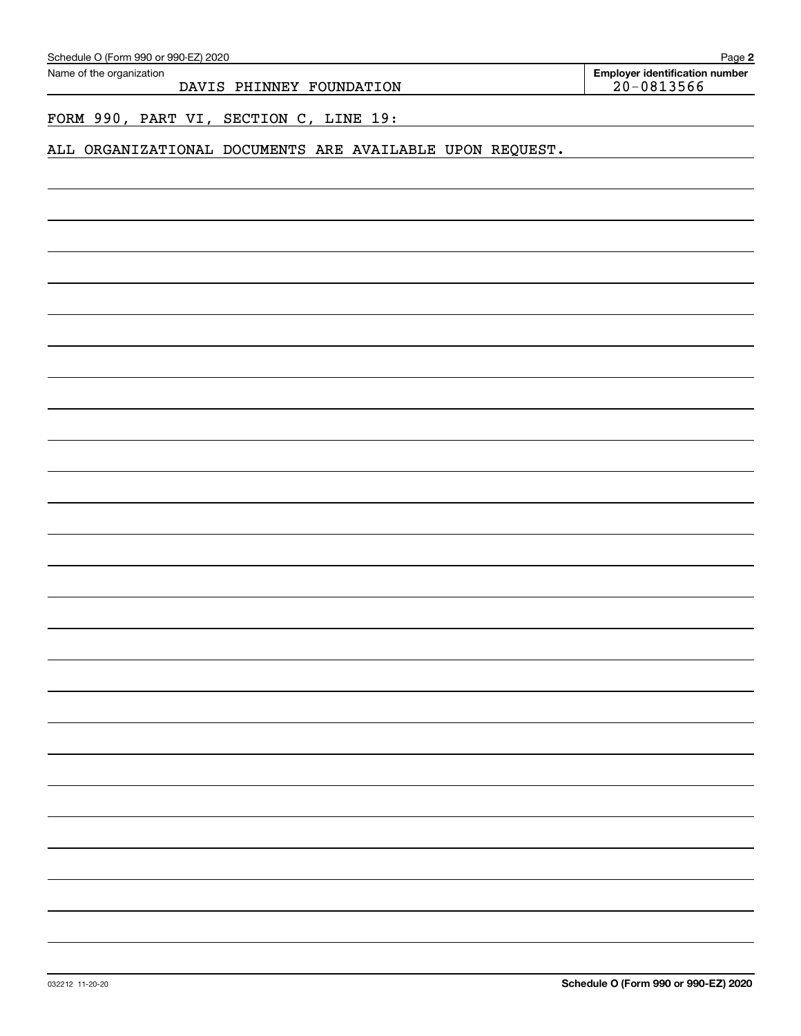Name of the organization: DAVIS PHINNEY FOUNDATION

Employer identification number: 20-0813566

FORM 990, PART VI, SECTION C, LINE 19:

ALL ORGANIZATIONAL DOCUMENTS ARE AVAILABLE UPON REQUEST.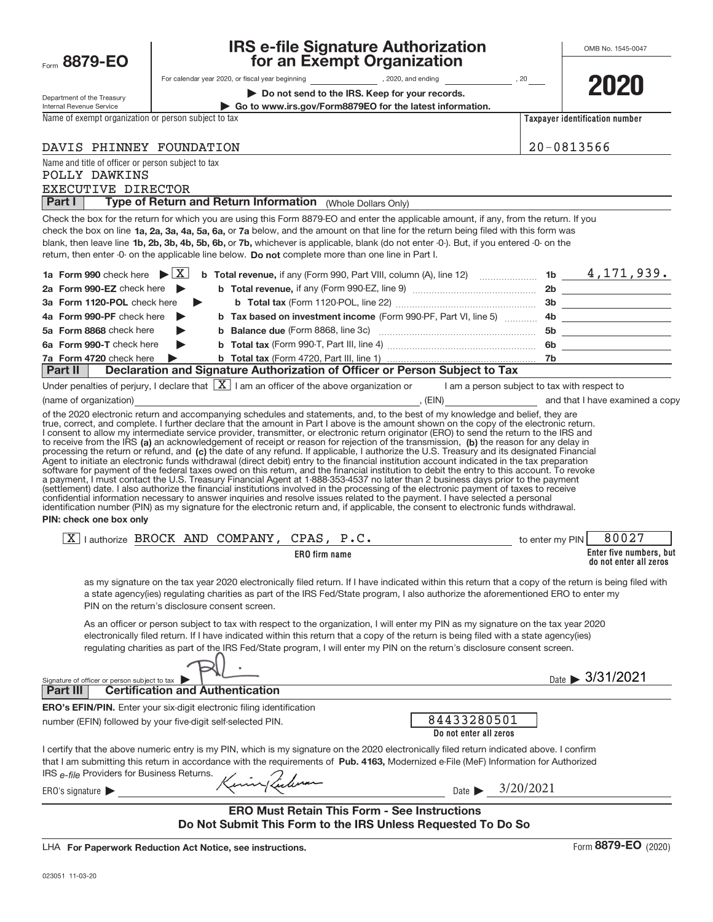Form **8879-EO**

Department of the Treasury
Internal Revenue Service

# IRS e-file Signature Authorization for an Exempt Organization

For calendar year 2020, or fiscal year beginning ____________, 2020, and ending ____________, 20____

▶ **Do not send to the IRS. Keep for your records.**

▶ **Go to www.irs.gov/Form8879EO for the latest information.**

OMB No. 1545-0047

**2020**

Name of exempt organization or person subject to tax: DAVIS PHINNEY FOUNDATION

**Taxpayer identification number:** 20-0813566

Name and title of officer or person subject to tax:
POLLY DAWKINS
EXECUTIVE DIRECTOR

## Part I — Type of Return and Return Information (Whole Dollars Only)

Check the box for the return for which you are using this Form 8879-EO and enter the applicable amount, if any, from the return. If you check the box on line **1a, 2a, 3a, 4a, 5a, 6a,** or **7a** below, and the amount on that line for the return being filed with this form was blank, then leave line **1b, 2b, 3b, 4b, 5b, 6b,** or **7b,** whichever is applicable, blank (do not enter -0-). But, if you entered -0- on the return, then enter -0- on the applicable line below. **Do not** complete more than one line in Part I.

| | | | |
|---|---|---|---|
| **1a Form 990** check here ▶ [X] | **b Total revenue,** if any (Form 990, Part VIII, column (A), line 12) | 1b | 4,171,939. |
| **2a Form 990-EZ** check here ▶ | **b Total revenue,** if any (Form 990-EZ, line 9) | 2b | |
| **3a Form 1120-POL** check here ▶ | **b Total tax** (Form 1120-POL, line 22) | 3b | |
| **4a Form 990-PF** check here ▶ | **b Tax based on investment income** (Form 990-PF, Part VI, line 5) | 4b | |
| **5a Form 8868** check here ▶ | **b Balance due** (Form 8868, line 3c) | 5b | |
| **6a Form 990-T** check here ▶ | **b Total tax** (Form 990-T, Part III, line 4) | 6b | |
| **7a Form 4720** check here ▶ | **b Total tax** (Form 4720, Part III, line 1) | 7b | |

## Part II — Declaration and Signature Authorization of Officer or Person Subject to Tax

Under penalties of perjury, I declare that [X] I am an officer of the above organization or [ ] I am a person subject to tax with respect to (name of organization) ____________, (EIN) ____________ and that I have examined a copy of the 2020 electronic return and accompanying schedules and statements, and, to the best of my knowledge and belief, they are true, correct, and complete. I further declare that the amount in Part I above is the amount shown on the copy of the electronic return. I consent to allow my intermediate service provider, transmitter, or electronic return originator (ERO) to send the return to the IRS and to receive from the IRS **(a)** an acknowledgement of receipt or reason for rejection of the transmission, **(b)** the reason for any delay in processing the return or refund, and **(c)** the date of any refund. If applicable, I authorize the U.S. Treasury and its designated Financial Agent to initiate an electronic funds withdrawal (direct debit) entry to the financial institution account indicated in the tax preparation software for payment of the federal taxes owed on this return, and the financial institution to debit the entry to this account. To revoke a payment, I must contact the U.S. Treasury Financial Agent at 1-888-353-4537 no later than 2 business days prior to the payment (settlement) date. I also authorize the financial institutions involved in the processing of the electronic payment of taxes to receive confidential information necessary to answer inquiries and resolve issues related to the payment. I have selected a personal identification number (PIN) as my signature for the electronic return and, if applicable, the consent to electronic funds withdrawal.

**PIN: check one box only**

[X] I authorize BROCK AND COMPANY, CPAS, P.C. (**ERO firm name**) to enter my PIN 80027 (**Enter five numbers, but do not enter all zeros**)

as my signature on the tax year 2020 electronically filed return. If I have indicated within this return that a copy of the return is being filed with a state agency(ies) regulating charities as part of the IRS Fed/State program, I also authorize the aforementioned ERO to enter my PIN on the return's disclosure consent screen.

[ ] As an officer or person subject to tax with respect to the organization, I will enter my PIN as my signature on the tax year 2020 electronically filed return. If I have indicated within this return that a copy of the return is being filed with a state agency(ies) regulating charities as part of the IRS Fed/State program, I will enter my PIN on the return's disclosure consent screen.

Signature of officer or person subject to tax ▶ [signature] Date ▶ 3/31/2021

## Part III — Certification and Authentication

**ERO's EFIN/PIN.** Enter your six-digit electronic filing identification number (EFIN) followed by your five-digit self-selected PIN. 84433280501 (**Do not enter all zeros**)

I certify that the above numeric entry is my PIN, which is my signature on the 2020 electronically filed return indicated above. I confirm that I am submitting this return in accordance with the requirements of **Pub. 4163,** Modernized e-File (MeF) Information for Authorized IRS *e-file* Providers for Business Returns.

ERO's signature ▶ [signature] Date ▶ 3/20/2021

**ERO Must Retain This Form - See Instructions**
**Do Not Submit This Form to the IRS Unless Requested To Do So**

LHA **For Paperwork Reduction Act Notice, see instructions.** Form **8879-EO** (2020)

023051 11-03-20